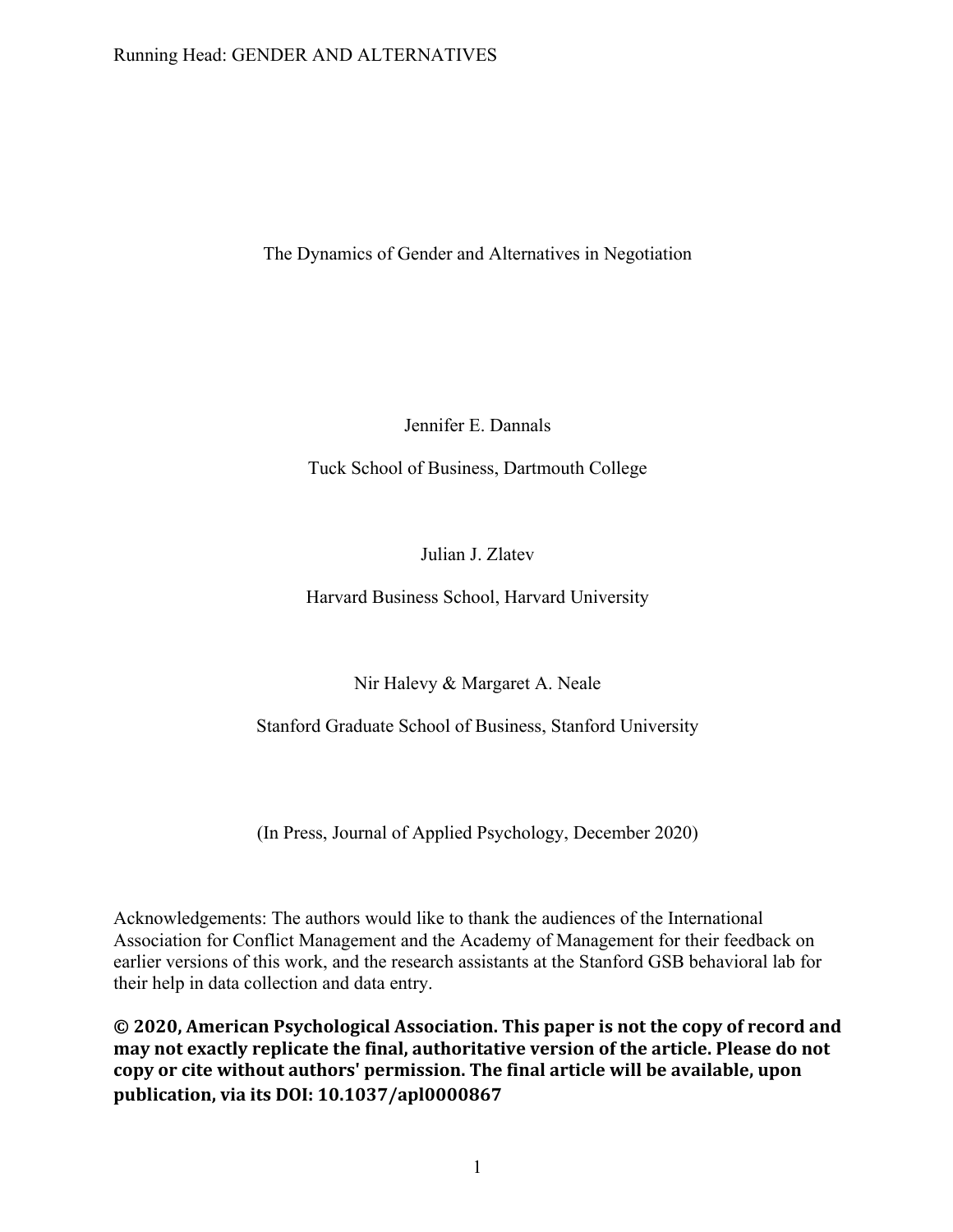# The Dynamics of Gender and Alternatives in Negotiation

Jennifer E. Dannals

Tuck School of Business, Dartmouth College

Julian J. Zlatev

Harvard Business School, Harvard University

Nir Halevy & Margaret A. Neale

Stanford Graduate School of Business, Stanford University

(In Press, Journal of Applied Psychology, December 2020)

Acknowledgements: The authors would like to thank the audiences of the International Association for Conflict Management and the Academy of Management for their feedback on earlier versions of this work, and the research assistants at the Stanford GSB behavioral lab for their help in data collection and data entry.

**© 2020, American Psychological Association. This paper is not the copy of record and may not exactly replicate the final, authoritative version of the article. Please do not copy or cite without authors' permission. The final article will be available, upon publication, via its DOI: 10.1037/apl0000867**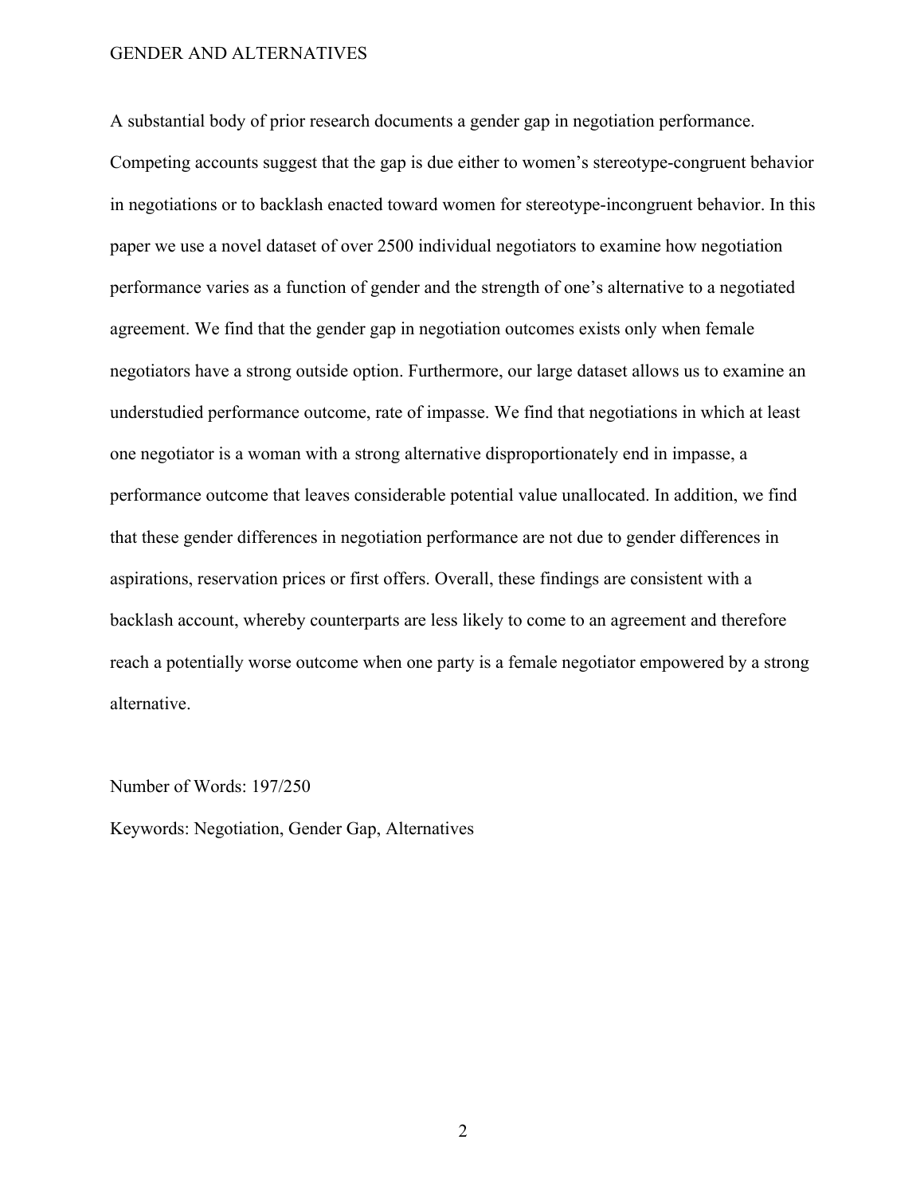A substantial body of prior research documents a gender gap in negotiation performance. Competing accounts suggest that the gap is due either to women's stereotype-congruent behavior in negotiations or to backlash enacted toward women for stereotype-incongruent behavior. In this paper we use a novel dataset of over 2500 individual negotiators to examine how negotiation performance varies as a function of gender and the strength of one's alternative to a negotiated agreement. We find that the gender gap in negotiation outcomes exists only when female negotiators have a strong outside option. Furthermore, our large dataset allows us to examine an understudied performance outcome, rate of impasse. We find that negotiations in which at least one negotiator is a woman with a strong alternative disproportionately end in impasse, a performance outcome that leaves considerable potential value unallocated. In addition, we find that these gender differences in negotiation performance are not due to gender differences in aspirations, reservation prices or first offers. Overall, these findings are consistent with a backlash account, whereby counterparts are less likely to come to an agreement and therefore reach a potentially worse outcome when one party is a female negotiator empowered by a strong alternative.

Number of Words: 197/250

Keywords: Negotiation, Gender Gap, Alternatives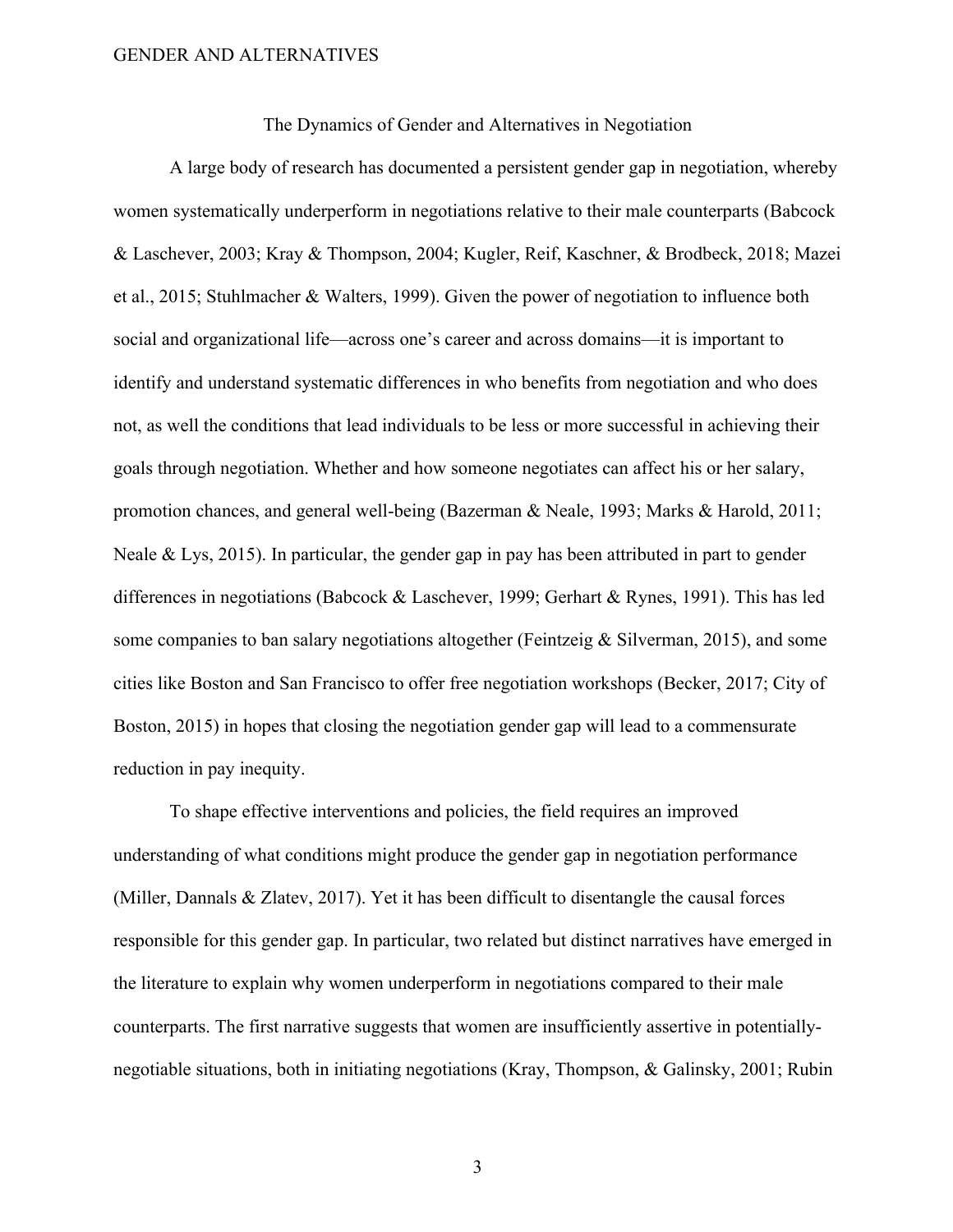# The Dynamics of Gender and Alternatives in Negotiation

A large body of research has documented a persistent gender gap in negotiation, whereby women systematically underperform in negotiations relative to their male counterparts (Babcock & Laschever, 2003; Kray & Thompson, 2004; Kugler, Reif, Kaschner, & Brodbeck, 2018; Mazei et al., 2015; Stuhlmacher & Walters, 1999). Given the power of negotiation to influence both social and organizational life—across one's career and across domains—it is important to identify and understand systematic differences in who benefits from negotiation and who does not, as well the conditions that lead individuals to be less or more successful in achieving their goals through negotiation. Whether and how someone negotiates can affect his or her salary, promotion chances, and general well-being (Bazerman & Neale, 1993; Marks & Harold, 2011; Neale & Lys, 2015). In particular, the gender gap in pay has been attributed in part to gender differences in negotiations (Babcock & Laschever, 1999; Gerhart & Rynes, 1991). This has led some companies to ban salary negotiations altogether (Feintzeig & Silverman, 2015), and some cities like Boston and San Francisco to offer free negotiation workshops (Becker, 2017; City of Boston, 2015) in hopes that closing the negotiation gender gap will lead to a commensurate reduction in pay inequity.

To shape effective interventions and policies, the field requires an improved understanding of what conditions might produce the gender gap in negotiation performance (Miller, Dannals & Zlatev, 2017). Yet it has been difficult to disentangle the causal forces responsible for this gender gap. In particular, two related but distinct narratives have emerged in the literature to explain why women underperform in negotiations compared to their male counterparts. The first narrative suggests that women are insufficiently assertive in potentially-negotiable situations, both in initiating negotiations (Kray, Thompson, & Galinsky, 2001; Rubin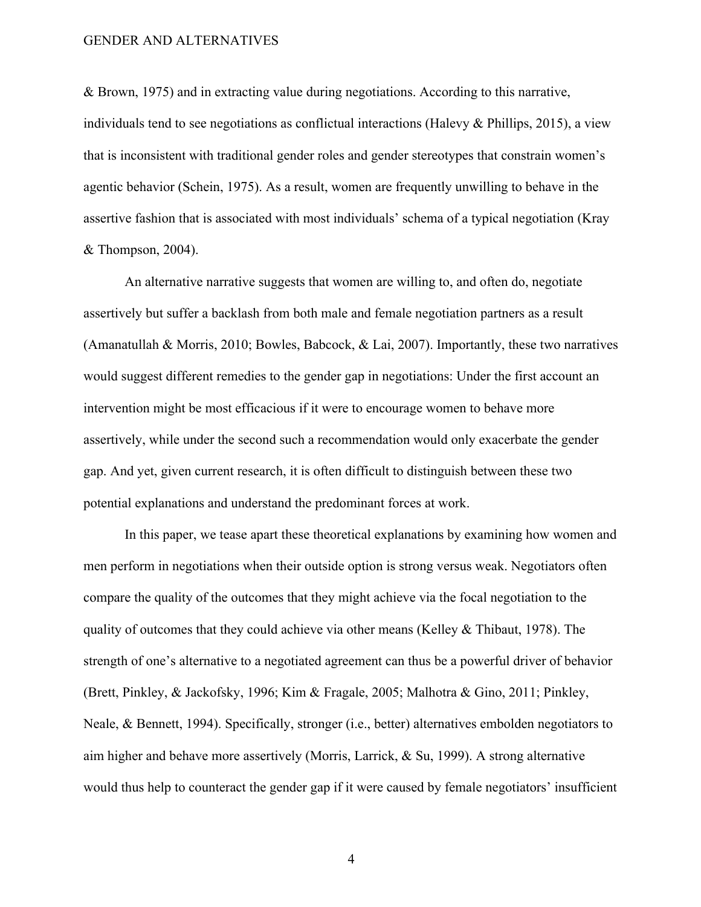& Brown, 1975) and in extracting value during negotiations. According to this narrative, individuals tend to see negotiations as conflictual interactions (Halevy & Phillips, 2015), a view that is inconsistent with traditional gender roles and gender stereotypes that constrain women's agentic behavior (Schein, 1975). As a result, women are frequently unwilling to behave in the assertive fashion that is associated with most individuals' schema of a typical negotiation (Kray & Thompson, 2004).

An alternative narrative suggests that women are willing to, and often do, negotiate assertively but suffer a backlash from both male and female negotiation partners as a result (Amanatullah & Morris, 2010; Bowles, Babcock, & Lai, 2007). Importantly, these two narratives would suggest different remedies to the gender gap in negotiations: Under the first account an intervention might be most efficacious if it were to encourage women to behave more assertively, while under the second such a recommendation would only exacerbate the gender gap. And yet, given current research, it is often difficult to distinguish between these two potential explanations and understand the predominant forces at work.

In this paper, we tease apart these theoretical explanations by examining how women and men perform in negotiations when their outside option is strong versus weak. Negotiators often compare the quality of the outcomes that they might achieve via the focal negotiation to the quality of outcomes that they could achieve via other means (Kelley & Thibaut, 1978). The strength of one's alternative to a negotiated agreement can thus be a powerful driver of behavior (Brett, Pinkley, & Jackofsky, 1996; Kim & Fragale, 2005; Malhotra & Gino, 2011; Pinkley, Neale, & Bennett, 1994). Specifically, stronger (i.e., better) alternatives embolden negotiators to aim higher and behave more assertively (Morris, Larrick, & Su, 1999). A strong alternative would thus help to counteract the gender gap if it were caused by female negotiators' insufficient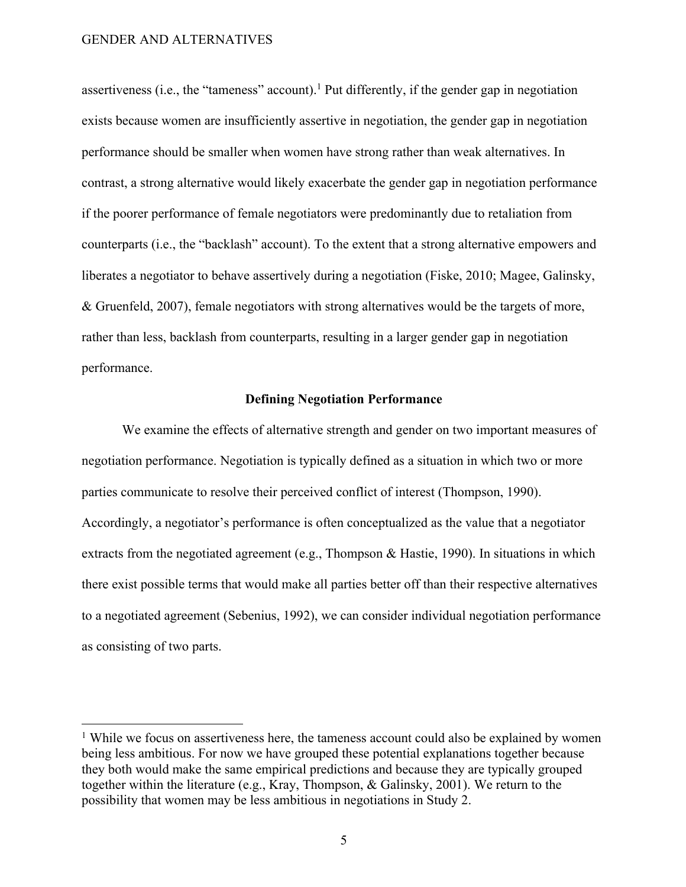assertiveness (i.e., the "tameness" account).[1] Put differently, if the gender gap in negotiation exists because women are insufficiently assertive in negotiation, the gender gap in negotiation performance should be smaller when women have strong rather than weak alternatives. In contrast, a strong alternative would likely exacerbate the gender gap in negotiation performance if the poorer performance of female negotiators were predominantly due to retaliation from counterparts (i.e., the "backlash" account). To the extent that a strong alternative empowers and liberates a negotiator to behave assertively during a negotiation (Fiske, 2010; Magee, Galinsky, & Gruenfeld, 2007), female negotiators with strong alternatives would be the targets of more, rather than less, backlash from counterparts, resulting in a larger gender gap in negotiation performance.

## Defining Negotiation Performance

We examine the effects of alternative strength and gender on two important measures of negotiation performance. Negotiation is typically defined as a situation in which two or more parties communicate to resolve their perceived conflict of interest (Thompson, 1990). Accordingly, a negotiator's performance is often conceptualized as the value that a negotiator extracts from the negotiated agreement (e.g., Thompson & Hastie, 1990). In situations in which there exist possible terms that would make all parties better off than their respective alternatives to a negotiated agreement (Sebenius, 1992), we can consider individual negotiation performance as consisting of two parts.

[1] While we focus on assertiveness here, the tameness account could also be explained by women being less ambitious. For now we have grouped these potential explanations together because they both would make the same empirical predictions and because they are typically grouped together within the literature (e.g., Kray, Thompson, & Galinsky, 2001). We return to the possibility that women may be less ambitious in negotiations in Study 2.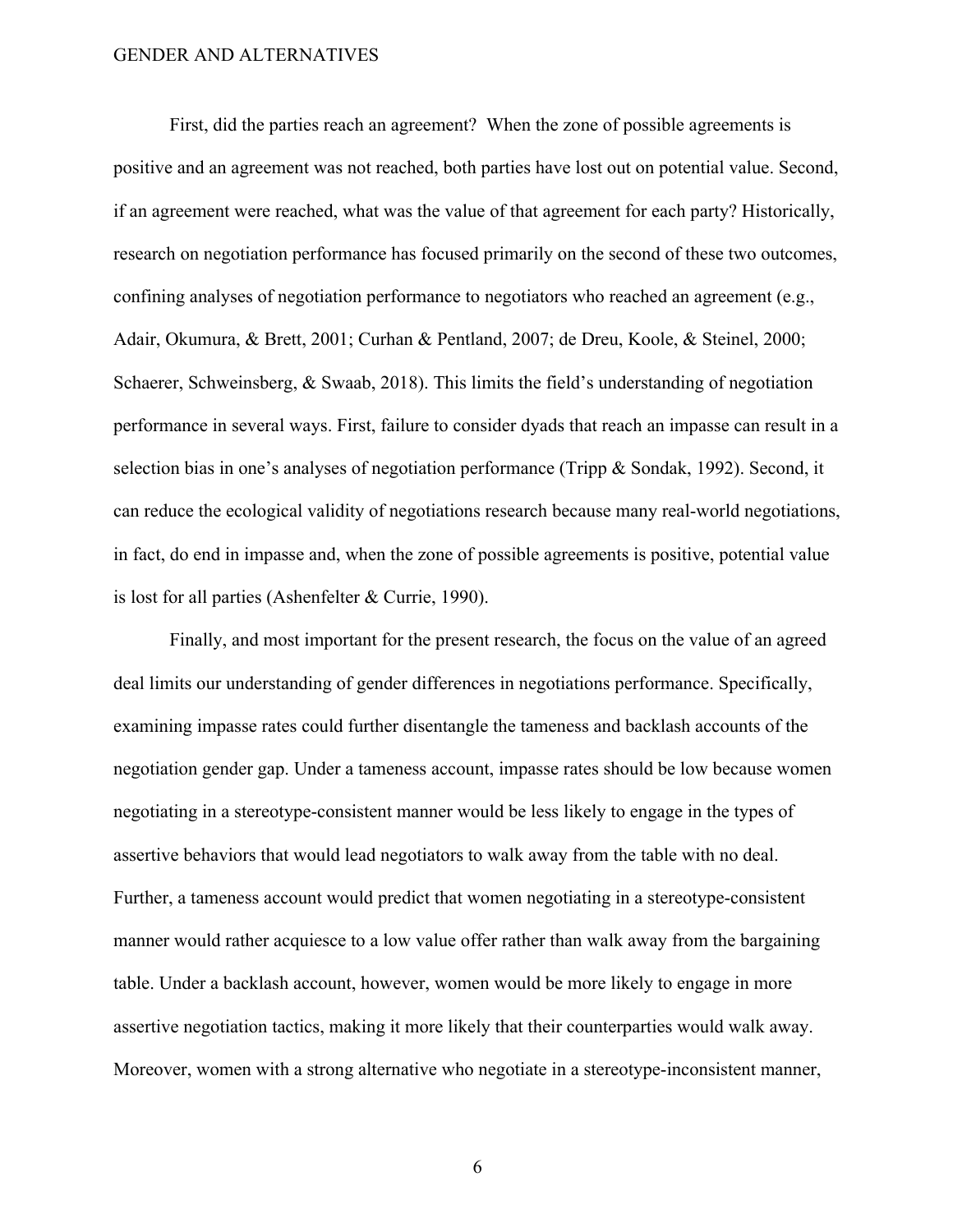First, did the parties reach an agreement? When the zone of possible agreements is positive and an agreement was not reached, both parties have lost out on potential value. Second, if an agreement were reached, what was the value of that agreement for each party? Historically, research on negotiation performance has focused primarily on the second of these two outcomes, confining analyses of negotiation performance to negotiators who reached an agreement (e.g., Adair, Okumura, & Brett, 2001; Curhan & Pentland, 2007; de Dreu, Koole, & Steinel, 2000; Schaerer, Schweinsberg, & Swaab, 2018). This limits the field's understanding of negotiation performance in several ways. First, failure to consider dyads that reach an impasse can result in a selection bias in one's analyses of negotiation performance (Tripp & Sondak, 1992). Second, it can reduce the ecological validity of negotiations research because many real-world negotiations, in fact, do end in impasse and, when the zone of possible agreements is positive, potential value is lost for all parties (Ashenfelter & Currie, 1990).

Finally, and most important for the present research, the focus on the value of an agreed deal limits our understanding of gender differences in negotiations performance. Specifically, examining impasse rates could further disentangle the tameness and backlash accounts of the negotiation gender gap. Under a tameness account, impasse rates should be low because women negotiating in a stereotype-consistent manner would be less likely to engage in the types of assertive behaviors that would lead negotiators to walk away from the table with no deal. Further, a tameness account would predict that women negotiating in a stereotype-consistent manner would rather acquiesce to a low value offer rather than walk away from the bargaining table. Under a backlash account, however, women would be more likely to engage in more assertive negotiation tactics, making it more likely that their counterparties would walk away. Moreover, women with a strong alternative who negotiate in a stereotype-inconsistent manner,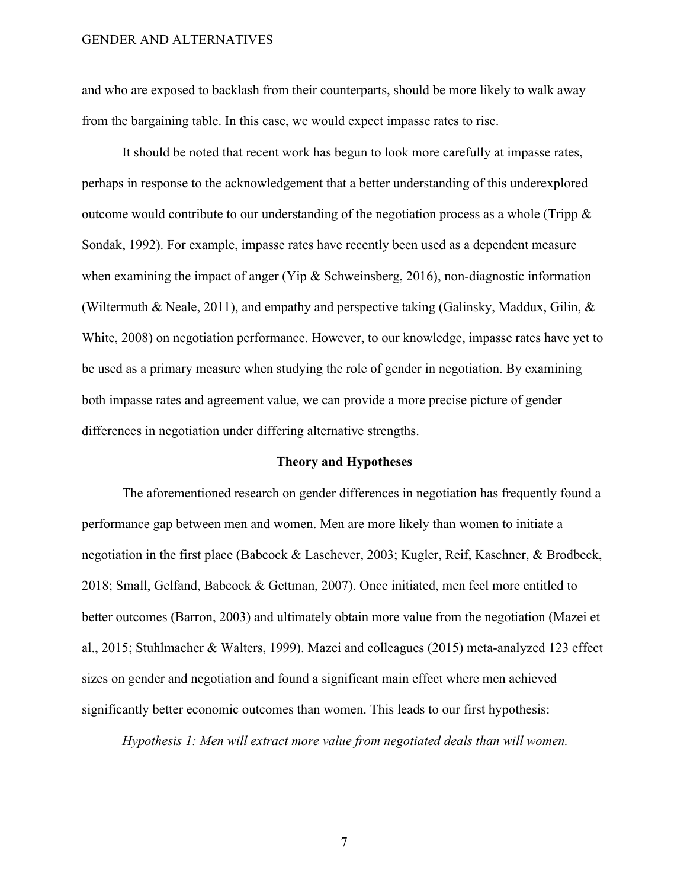and who are exposed to backlash from their counterparts, should be more likely to walk away from the bargaining table. In this case, we would expect impasse rates to rise.

It should be noted that recent work has begun to look more carefully at impasse rates, perhaps in response to the acknowledgement that a better understanding of this underexplored outcome would contribute to our understanding of the negotiation process as a whole (Tripp & Sondak, 1992). For example, impasse rates have recently been used as a dependent measure when examining the impact of anger (Yip & Schweinsberg, 2016), non-diagnostic information (Wiltermuth & Neale, 2011), and empathy and perspective taking (Galinsky, Maddux, Gilin, & White, 2008) on negotiation performance. However, to our knowledge, impasse rates have yet to be used as a primary measure when studying the role of gender in negotiation. By examining both impasse rates and agreement value, we can provide a more precise picture of gender differences in negotiation under differing alternative strengths.

## Theory and Hypotheses

The aforementioned research on gender differences in negotiation has frequently found a performance gap between men and women. Men are more likely than women to initiate a negotiation in the first place (Babcock & Laschever, 2003; Kugler, Reif, Kaschner, & Brodbeck, 2018; Small, Gelfand, Babcock & Gettman, 2007). Once initiated, men feel more entitled to better outcomes (Barron, 2003) and ultimately obtain more value from the negotiation (Mazei et al., 2015; Stuhlmacher & Walters, 1999). Mazei and colleagues (2015) meta-analyzed 123 effect sizes on gender and negotiation and found a significant main effect where men achieved significantly better economic outcomes than women. This leads to our first hypothesis:

*Hypothesis 1: Men will extract more value from negotiated deals than will women.*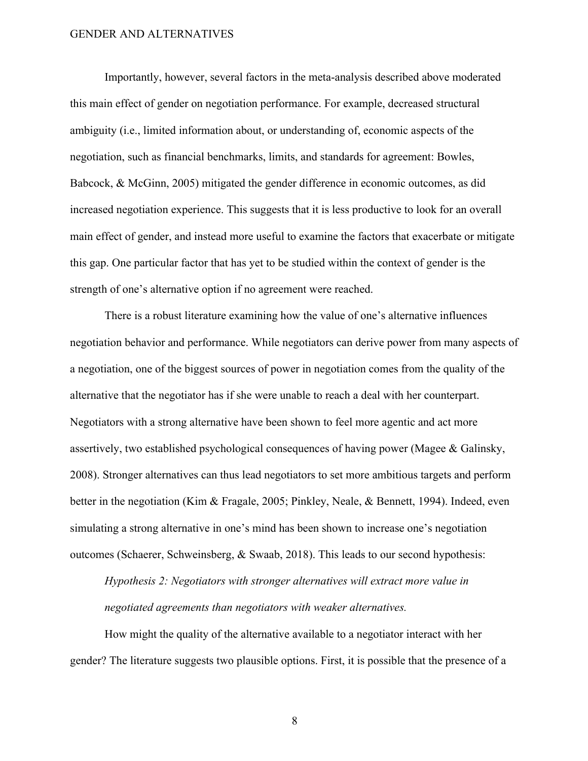Importantly, however, several factors in the meta-analysis described above moderated this main effect of gender on negotiation performance. For example, decreased structural ambiguity (i.e., limited information about, or understanding of, economic aspects of the negotiation, such as financial benchmarks, limits, and standards for agreement: Bowles, Babcock, & McGinn, 2005) mitigated the gender difference in economic outcomes, as did increased negotiation experience. This suggests that it is less productive to look for an overall main effect of gender, and instead more useful to examine the factors that exacerbate or mitigate this gap. One particular factor that has yet to be studied within the context of gender is the strength of one's alternative option if no agreement were reached.

There is a robust literature examining how the value of one's alternative influences negotiation behavior and performance. While negotiators can derive power from many aspects of a negotiation, one of the biggest sources of power in negotiation comes from the quality of the alternative that the negotiator has if she were unable to reach a deal with her counterpart. Negotiators with a strong alternative have been shown to feel more agentic and act more assertively, two established psychological consequences of having power (Magee & Galinsky, 2008). Stronger alternatives can thus lead negotiators to set more ambitious targets and perform better in the negotiation (Kim & Fragale, 2005; Pinkley, Neale, & Bennett, 1994). Indeed, even simulating a strong alternative in one's mind has been shown to increase one's negotiation outcomes (Schaerer, Schweinsberg, & Swaab, 2018). This leads to our second hypothesis:

*Hypothesis 2: Negotiators with stronger alternatives will extract more value in negotiated agreements than negotiators with weaker alternatives.*

How might the quality of the alternative available to a negotiator interact with her gender? The literature suggests two plausible options. First, it is possible that the presence of a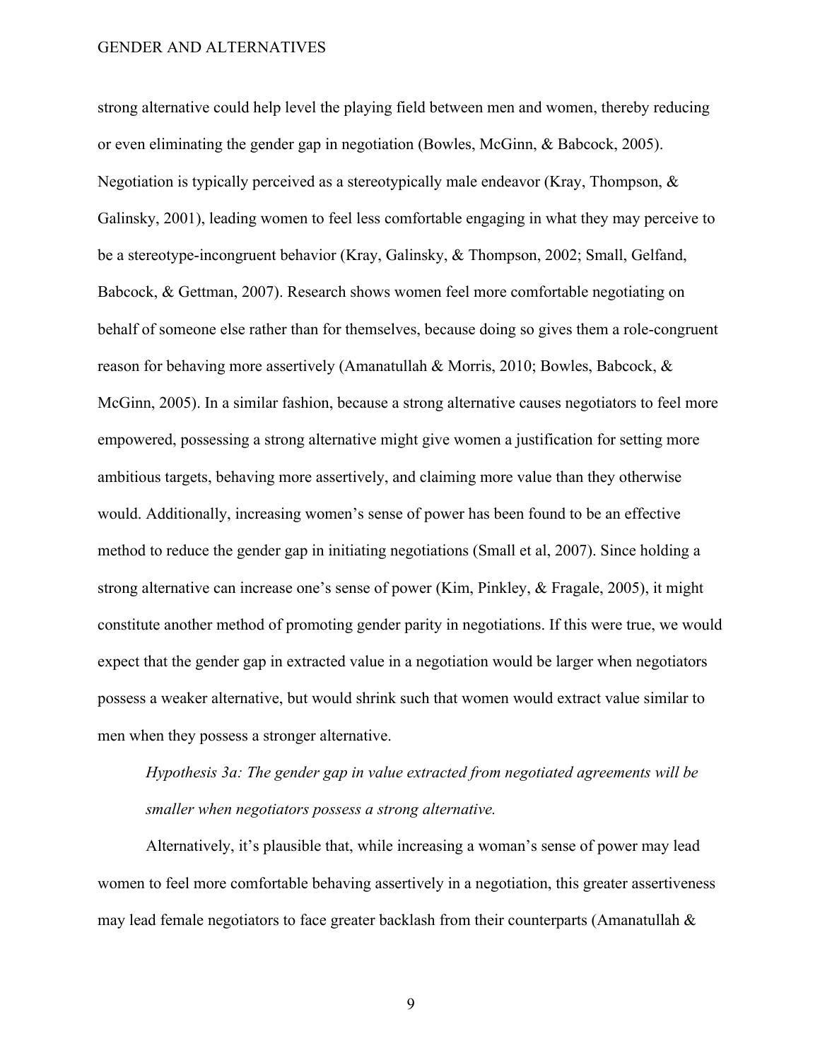strong alternative could help level the playing field between men and women, thereby reducing or even eliminating the gender gap in negotiation (Bowles, McGinn, & Babcock, 2005). Negotiation is typically perceived as a stereotypically male endeavor (Kray, Thompson, & Galinsky, 2001), leading women to feel less comfortable engaging in what they may perceive to be a stereotype-incongruent behavior (Kray, Galinsky, & Thompson, 2002; Small, Gelfand, Babcock, & Gettman, 2007). Research shows women feel more comfortable negotiating on behalf of someone else rather than for themselves, because doing so gives them a role-congruent reason for behaving more assertively (Amanatullah & Morris, 2010; Bowles, Babcock, & McGinn, 2005). In a similar fashion, because a strong alternative causes negotiators to feel more empowered, possessing a strong alternative might give women a justification for setting more ambitious targets, behaving more assertively, and claiming more value than they otherwise would. Additionally, increasing women's sense of power has been found to be an effective method to reduce the gender gap in initiating negotiations (Small et al, 2007). Since holding a strong alternative can increase one's sense of power (Kim, Pinkley, & Fragale, 2005), it might constitute another method of promoting gender parity in negotiations. If this were true, we would expect that the gender gap in extracted value in a negotiation would be larger when negotiators possess a weaker alternative, but would shrink such that women would extract value similar to men when they possess a stronger alternative.

*Hypothesis 3a: The gender gap in value extracted from negotiated agreements will be smaller when negotiators possess a strong alternative.*

Alternatively, it's plausible that, while increasing a woman's sense of power may lead women to feel more comfortable behaving assertively in a negotiation, this greater assertiveness may lead female negotiators to face greater backlash from their counterparts (Amanatullah &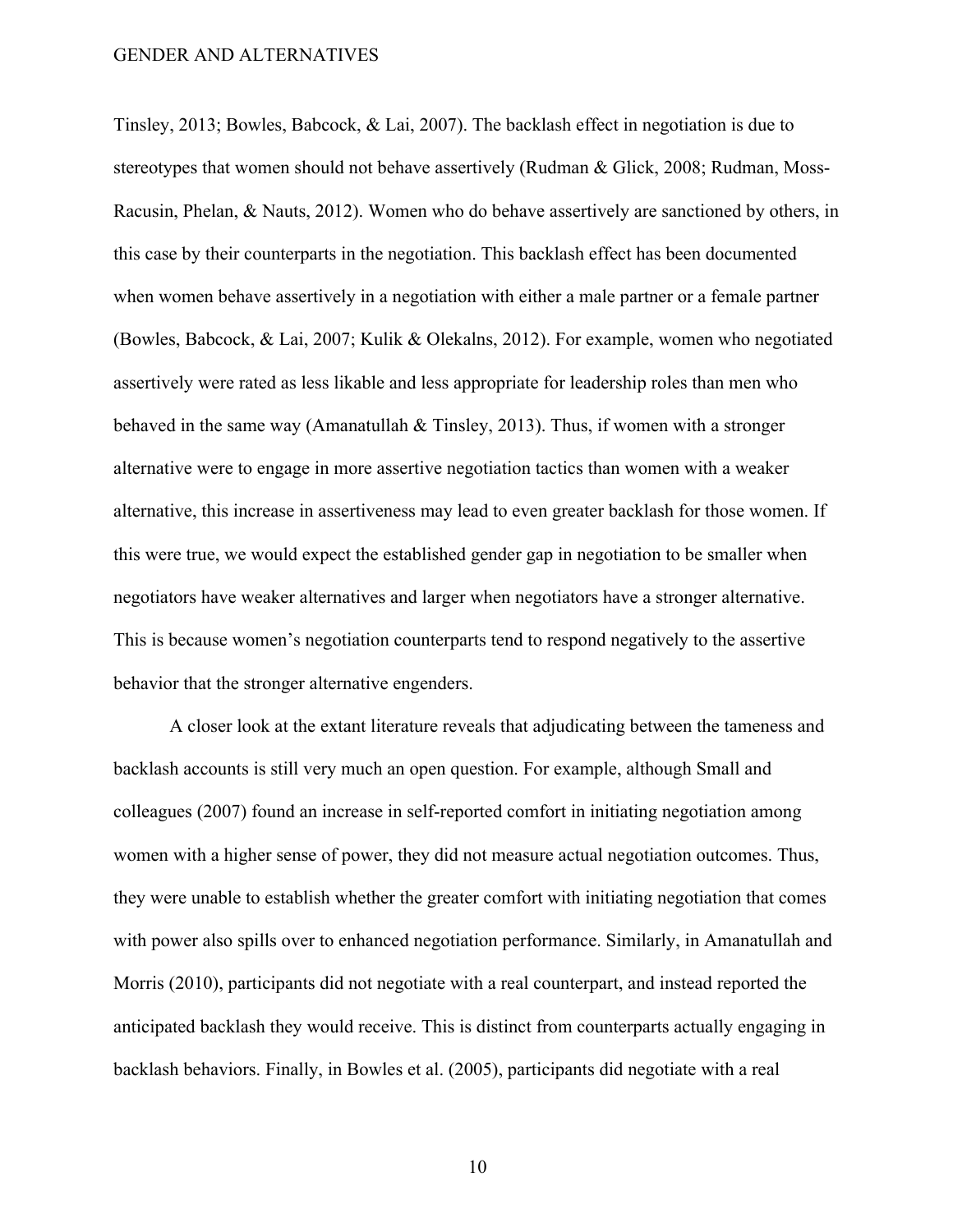Tinsley, 2013; Bowles, Babcock, & Lai, 2007). The backlash effect in negotiation is due to stereotypes that women should not behave assertively (Rudman & Glick, 2008; Rudman, Moss-Racusin, Phelan, & Nauts, 2012). Women who do behave assertively are sanctioned by others, in this case by their counterparts in the negotiation. This backlash effect has been documented when women behave assertively in a negotiation with either a male partner or a female partner (Bowles, Babcock, & Lai, 2007; Kulik & Olekalns, 2012). For example, women who negotiated assertively were rated as less likable and less appropriate for leadership roles than men who behaved in the same way (Amanatullah & Tinsley, 2013). Thus, if women with a stronger alternative were to engage in more assertive negotiation tactics than women with a weaker alternative, this increase in assertiveness may lead to even greater backlash for those women. If this were true, we would expect the established gender gap in negotiation to be smaller when negotiators have weaker alternatives and larger when negotiators have a stronger alternative. This is because women's negotiation counterparts tend to respond negatively to the assertive behavior that the stronger alternative engenders.

A closer look at the extant literature reveals that adjudicating between the tameness and backlash accounts is still very much an open question. For example, although Small and colleagues (2007) found an increase in self-reported comfort in initiating negotiation among women with a higher sense of power, they did not measure actual negotiation outcomes. Thus, they were unable to establish whether the greater comfort with initiating negotiation that comes with power also spills over to enhanced negotiation performance. Similarly, in Amanatullah and Morris (2010), participants did not negotiate with a real counterpart, and instead reported the anticipated backlash they would receive. This is distinct from counterparts actually engaging in backlash behaviors. Finally, in Bowles et al. (2005), participants did negotiate with a real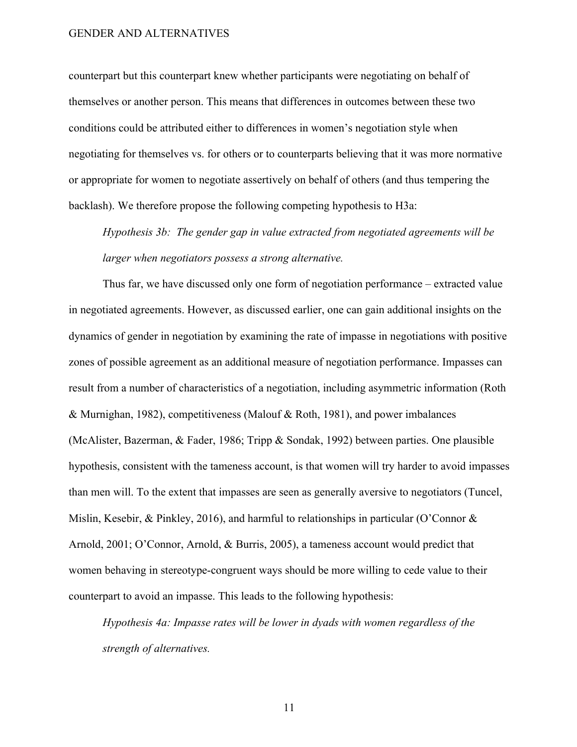counterpart but this counterpart knew whether participants were negotiating on behalf of themselves or another person. This means that differences in outcomes between these two conditions could be attributed either to differences in women's negotiation style when negotiating for themselves vs. for others or to counterparts believing that it was more normative or appropriate for women to negotiate assertively on behalf of others (and thus tempering the backlash). We therefore propose the following competing hypothesis to H3a:

*Hypothesis 3b: The gender gap in value extracted from negotiated agreements will be larger when negotiators possess a strong alternative.*

Thus far, we have discussed only one form of negotiation performance – extracted value in negotiated agreements. However, as discussed earlier, one can gain additional insights on the dynamics of gender in negotiation by examining the rate of impasse in negotiations with positive zones of possible agreement as an additional measure of negotiation performance. Impasses can result from a number of characteristics of a negotiation, including asymmetric information (Roth & Murnighan, 1982), competitiveness (Malouf & Roth, 1981), and power imbalances (McAlister, Bazerman, & Fader, 1986; Tripp & Sondak, 1992) between parties. One plausible hypothesis, consistent with the tameness account, is that women will try harder to avoid impasses than men will. To the extent that impasses are seen as generally aversive to negotiators (Tuncel, Mislin, Kesebir, & Pinkley, 2016), and harmful to relationships in particular (O'Connor & Arnold, 2001; O'Connor, Arnold, & Burris, 2005), a tameness account would predict that women behaving in stereotype-congruent ways should be more willing to cede value to their counterpart to avoid an impasse. This leads to the following hypothesis:

*Hypothesis 4a: Impasse rates will be lower in dyads with women regardless of the strength of alternatives.*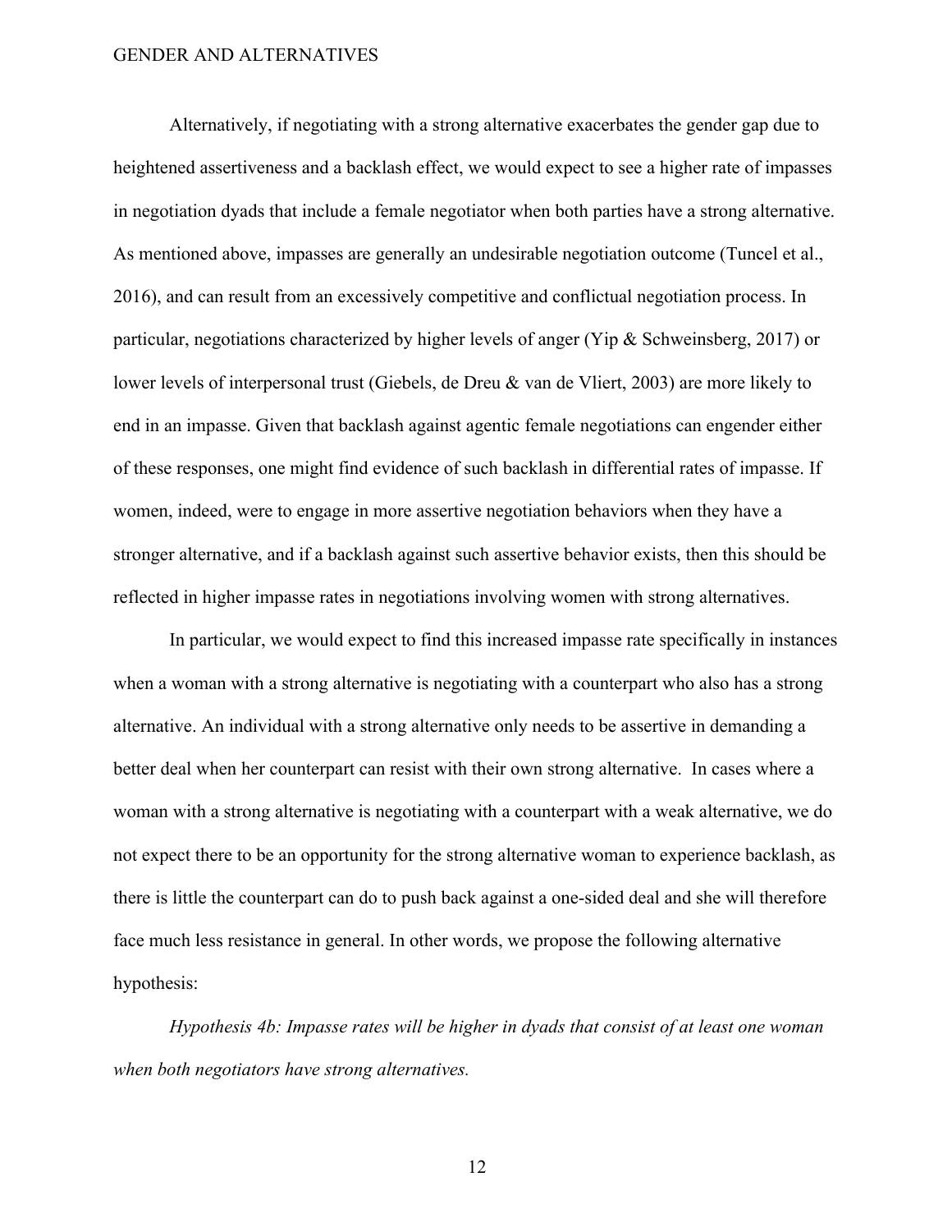Alternatively, if negotiating with a strong alternative exacerbates the gender gap due to heightened assertiveness and a backlash effect, we would expect to see a higher rate of impasses in negotiation dyads that include a female negotiator when both parties have a strong alternative. As mentioned above, impasses are generally an undesirable negotiation outcome (Tuncel et al., 2016), and can result from an excessively competitive and conflictual negotiation process. In particular, negotiations characterized by higher levels of anger (Yip & Schweinsberg, 2017) or lower levels of interpersonal trust (Giebels, de Dreu & van de Vliert, 2003) are more likely to end in an impasse. Given that backlash against agentic female negotiations can engender either of these responses, one might find evidence of such backlash in differential rates of impasse. If women, indeed, were to engage in more assertive negotiation behaviors when they have a stronger alternative, and if a backlash against such assertive behavior exists, then this should be reflected in higher impasse rates in negotiations involving women with strong alternatives.

In particular, we would expect to find this increased impasse rate specifically in instances when a woman with a strong alternative is negotiating with a counterpart who also has a strong alternative. An individual with a strong alternative only needs to be assertive in demanding a better deal when her counterpart can resist with their own strong alternative. In cases where a woman with a strong alternative is negotiating with a counterpart with a weak alternative, we do not expect there to be an opportunity for the strong alternative woman to experience backlash, as there is little the counterpart can do to push back against a one-sided deal and she will therefore face much less resistance in general. In other words, we propose the following alternative hypothesis:

*Hypothesis 4b: Impasse rates will be higher in dyads that consist of at least one woman when both negotiators have strong alternatives.*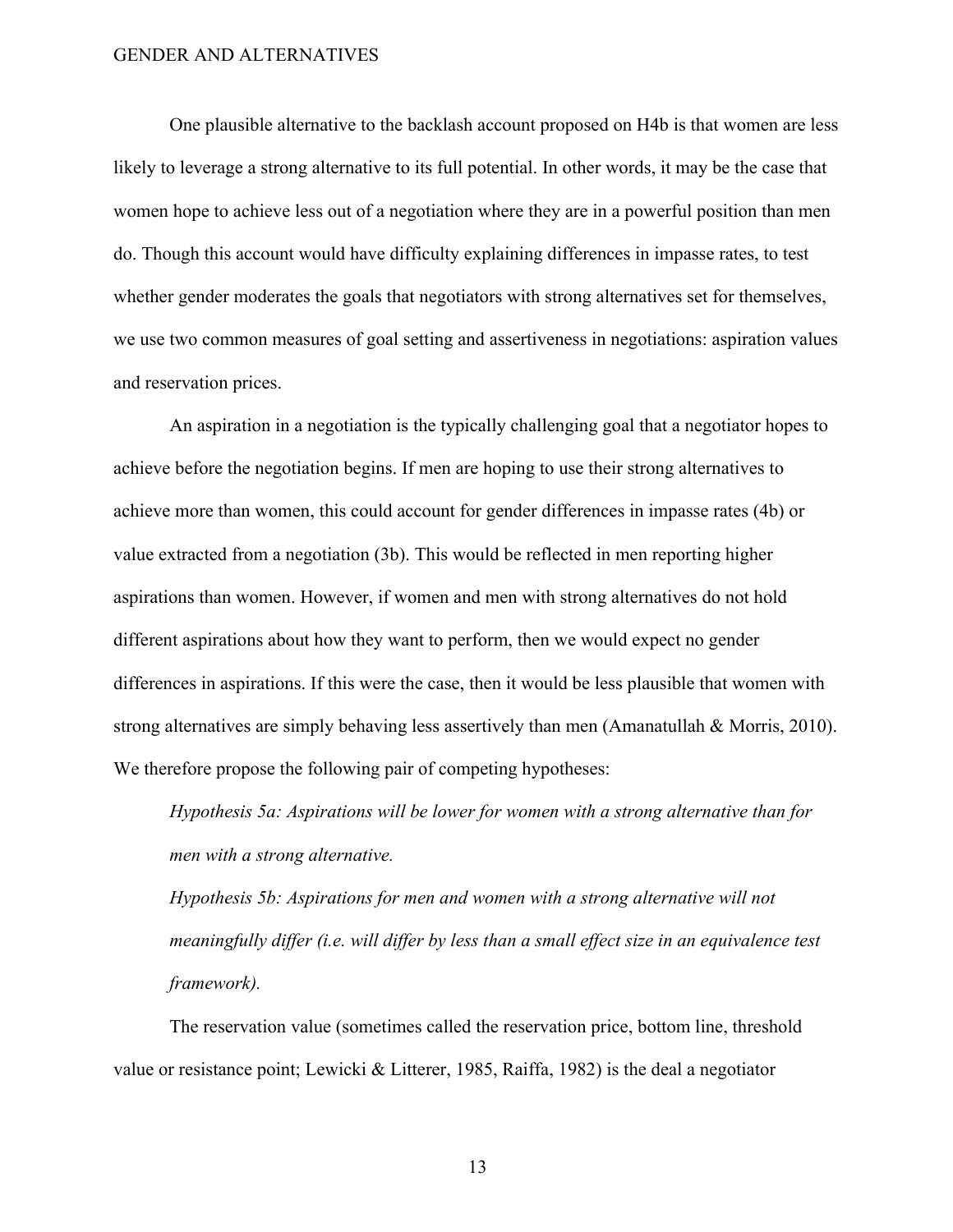One plausible alternative to the backlash account proposed on H4b is that women are less likely to leverage a strong alternative to its full potential. In other words, it may be the case that women hope to achieve less out of a negotiation where they are in a powerful position than men do. Though this account would have difficulty explaining differences in impasse rates, to test whether gender moderates the goals that negotiators with strong alternatives set for themselves, we use two common measures of goal setting and assertiveness in negotiations: aspiration values and reservation prices.

An aspiration in a negotiation is the typically challenging goal that a negotiator hopes to achieve before the negotiation begins. If men are hoping to use their strong alternatives to achieve more than women, this could account for gender differences in impasse rates (4b) or value extracted from a negotiation (3b). This would be reflected in men reporting higher aspirations than women. However, if women and men with strong alternatives do not hold different aspirations about how they want to perform, then we would expect no gender differences in aspirations. If this were the case, then it would be less plausible that women with strong alternatives are simply behaving less assertively than men (Amanatullah & Morris, 2010). We therefore propose the following pair of competing hypotheses:

*Hypothesis 5a: Aspirations will be lower for women with a strong alternative than for men with a strong alternative.*

*Hypothesis 5b: Aspirations for men and women with a strong alternative will not meaningfully differ (i.e. will differ by less than a small effect size in an equivalence test framework).*

The reservation value (sometimes called the reservation price, bottom line, threshold value or resistance point; Lewicki & Litterer, 1985, Raiffa, 1982) is the deal a negotiator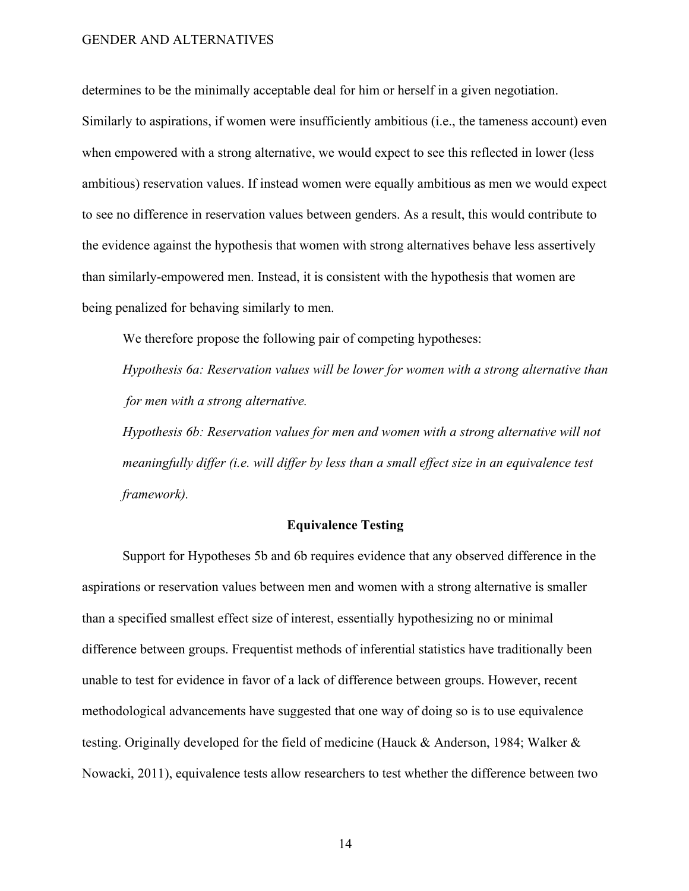determines to be the minimally acceptable deal for him or herself in a given negotiation. Similarly to aspirations, if women were insufficiently ambitious (i.e., the tameness account) even when empowered with a strong alternative, we would expect to see this reflected in lower (less ambitious) reservation values. If instead women were equally ambitious as men we would expect to see no difference in reservation values between genders. As a result, this would contribute to the evidence against the hypothesis that women with strong alternatives behave less assertively than similarly-empowered men. Instead, it is consistent with the hypothesis that women are being penalized for behaving similarly to men.

We therefore propose the following pair of competing hypotheses:

*Hypothesis 6a: Reservation values will be lower for women with a strong alternative than for men with a strong alternative.*

*Hypothesis 6b: Reservation values for men and women with a strong alternative will not meaningfully differ (i.e. will differ by less than a small effect size in an equivalence test framework).*

## Equivalence Testing

Support for Hypotheses 5b and 6b requires evidence that any observed difference in the aspirations or reservation values between men and women with a strong alternative is smaller than a specified smallest effect size of interest, essentially hypothesizing no or minimal difference between groups. Frequentist methods of inferential statistics have traditionally been unable to test for evidence in favor of a lack of difference between groups. However, recent methodological advancements have suggested that one way of doing so is to use equivalence testing. Originally developed for the field of medicine (Hauck & Anderson, 1984; Walker & Nowacki, 2011), equivalence tests allow researchers to test whether the difference between two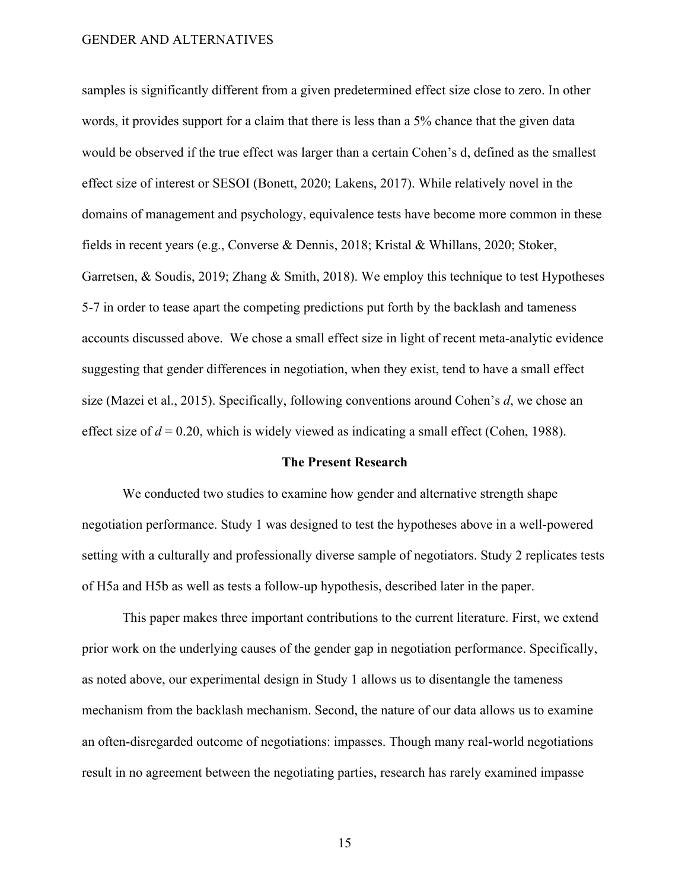samples is significantly different from a given predetermined effect size close to zero. In other words, it provides support for a claim that there is less than a 5% chance that the given data would be observed if the true effect was larger than a certain Cohen's d, defined as the smallest effect size of interest or SESOI (Bonett, 2020; Lakens, 2017). While relatively novel in the domains of management and psychology, equivalence tests have become more common in these fields in recent years (e.g., Converse & Dennis, 2018; Kristal & Whillans, 2020; Stoker, Garretsen, & Soudis, 2019; Zhang & Smith, 2018). We employ this technique to test Hypotheses 5-7 in order to tease apart the competing predictions put forth by the backlash and tameness accounts discussed above. We chose a small effect size in light of recent meta-analytic evidence suggesting that gender differences in negotiation, when they exist, tend to have a small effect size (Mazei et al., 2015). Specifically, following conventions around Cohen's *d*, we chose an effect size of $d = 0.20$, which is widely viewed as indicating a small effect (Cohen, 1988).

## The Present Research

We conducted two studies to examine how gender and alternative strength shape negotiation performance. Study 1 was designed to test the hypotheses above in a well-powered setting with a culturally and professionally diverse sample of negotiators. Study 2 replicates tests of H5a and H5b as well as tests a follow-up hypothesis, described later in the paper.

This paper makes three important contributions to the current literature. First, we extend prior work on the underlying causes of the gender gap in negotiation performance. Specifically, as noted above, our experimental design in Study 1 allows us to disentangle the tameness mechanism from the backlash mechanism. Second, the nature of our data allows us to examine an often-disregarded outcome of negotiations: impasses. Though many real-world negotiations result in no agreement between the negotiating parties, research has rarely examined impasse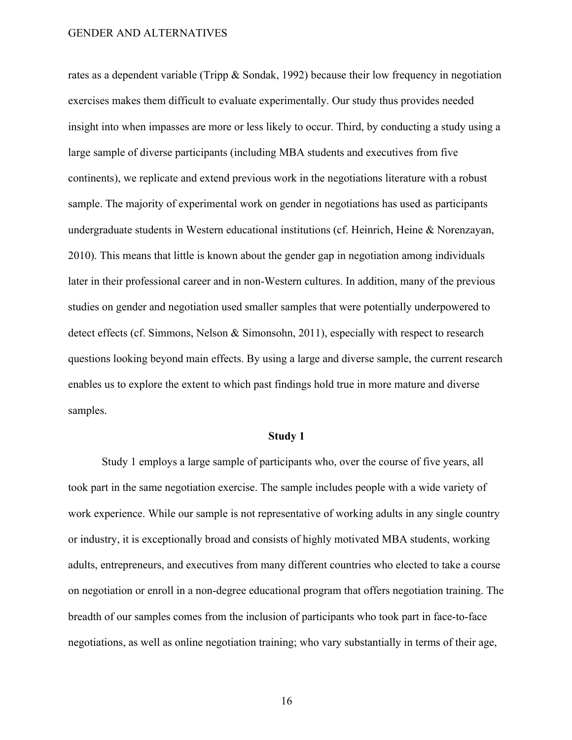rates as a dependent variable (Tripp & Sondak, 1992) because their low frequency in negotiation exercises makes them difficult to evaluate experimentally. Our study thus provides needed insight into when impasses are more or less likely to occur. Third, by conducting a study using a large sample of diverse participants (including MBA students and executives from five continents), we replicate and extend previous work in the negotiations literature with a robust sample. The majority of experimental work on gender in negotiations has used as participants undergraduate students in Western educational institutions (cf. Heinrich, Heine & Norenzayan, 2010). This means that little is known about the gender gap in negotiation among individuals later in their professional career and in non-Western cultures. In addition, many of the previous studies on gender and negotiation used smaller samples that were potentially underpowered to detect effects (cf. Simmons, Nelson & Simonsohn, 2011), especially with respect to research questions looking beyond main effects. By using a large and diverse sample, the current research enables us to explore the extent to which past findings hold true in more mature and diverse samples.

## Study 1

Study 1 employs a large sample of participants who, over the course of five years, all took part in the same negotiation exercise. The sample includes people with a wide variety of work experience. While our sample is not representative of working adults in any single country or industry, it is exceptionally broad and consists of highly motivated MBA students, working adults, entrepreneurs, and executives from many different countries who elected to take a course on negotiation or enroll in a non-degree educational program that offers negotiation training. The breadth of our samples comes from the inclusion of participants who took part in face-to-face negotiations, as well as online negotiation training; who vary substantially in terms of their age,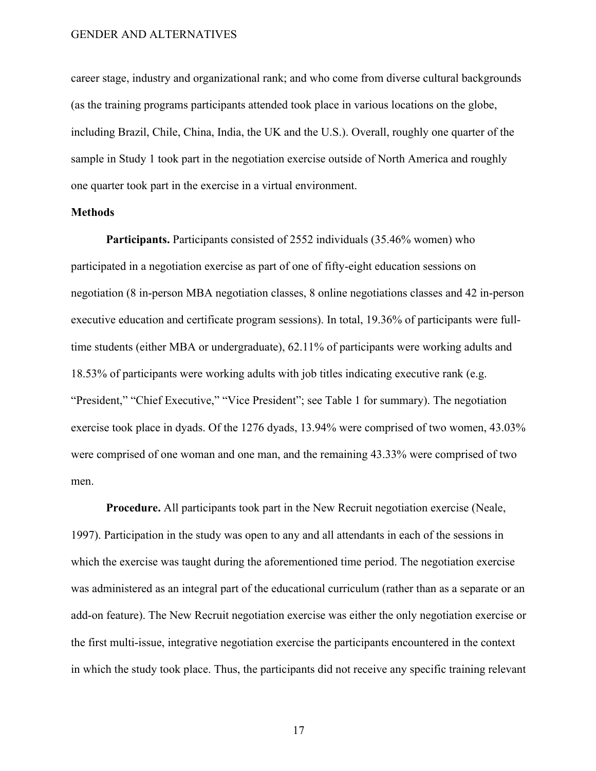career stage, industry and organizational rank; and who come from diverse cultural backgrounds (as the training programs participants attended took place in various locations on the globe, including Brazil, Chile, China, India, the UK and the U.S.). Overall, roughly one quarter of the sample in Study 1 took part in the negotiation exercise outside of North America and roughly one quarter took part in the exercise in a virtual environment.

**Methods**

**Participants.** Participants consisted of 2552 individuals (35.46% women) who participated in a negotiation exercise as part of one of fifty-eight education sessions on negotiation (8 in-person MBA negotiation classes, 8 online negotiations classes and 42 in-person executive education and certificate program sessions). In total, 19.36% of participants were full-time students (either MBA or undergraduate), 62.11% of participants were working adults and 18.53% of participants were working adults with job titles indicating executive rank (e.g. "President," "Chief Executive," "Vice President"; see Table 1 for summary). The negotiation exercise took place in dyads. Of the 1276 dyads, 13.94% were comprised of two women, 43.03% were comprised of one woman and one man, and the remaining 43.33% were comprised of two men.

**Procedure.** All participants took part in the New Recruit negotiation exercise (Neale, 1997). Participation in the study was open to any and all attendants in each of the sessions in which the exercise was taught during the aforementioned time period. The negotiation exercise was administered as an integral part of the educational curriculum (rather than as a separate or an add-on feature). The New Recruit negotiation exercise was either the only negotiation exercise or the first multi-issue, integrative negotiation exercise the participants encountered in the context in which the study took place. Thus, the participants did not receive any specific training relevant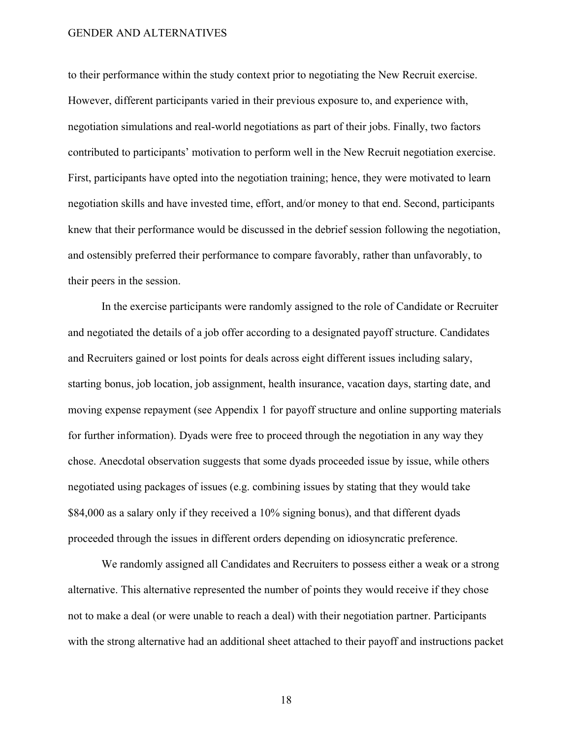to their performance within the study context prior to negotiating the New Recruit exercise. However, different participants varied in their previous exposure to, and experience with, negotiation simulations and real-world negotiations as part of their jobs. Finally, two factors contributed to participants' motivation to perform well in the New Recruit negotiation exercise. First, participants have opted into the negotiation training; hence, they were motivated to learn negotiation skills and have invested time, effort, and/or money to that end. Second, participants knew that their performance would be discussed in the debrief session following the negotiation, and ostensibly preferred their performance to compare favorably, rather than unfavorably, to their peers in the session.

In the exercise participants were randomly assigned to the role of Candidate or Recruiter and negotiated the details of a job offer according to a designated payoff structure. Candidates and Recruiters gained or lost points for deals across eight different issues including salary, starting bonus, job location, job assignment, health insurance, vacation days, starting date, and moving expense repayment (see Appendix 1 for payoff structure and online supporting materials for further information). Dyads were free to proceed through the negotiation in any way they chose. Anecdotal observation suggests that some dyads proceeded issue by issue, while others negotiated using packages of issues (e.g. combining issues by stating that they would take $84,000 as a salary only if they received a 10% signing bonus), and that different dyads proceeded through the issues in different orders depending on idiosyncratic preference.

We randomly assigned all Candidates and Recruiters to possess either a weak or a strong alternative. This alternative represented the number of points they would receive if they chose not to make a deal (or were unable to reach a deal) with their negotiation partner. Participants with the strong alternative had an additional sheet attached to their payoff and instructions packet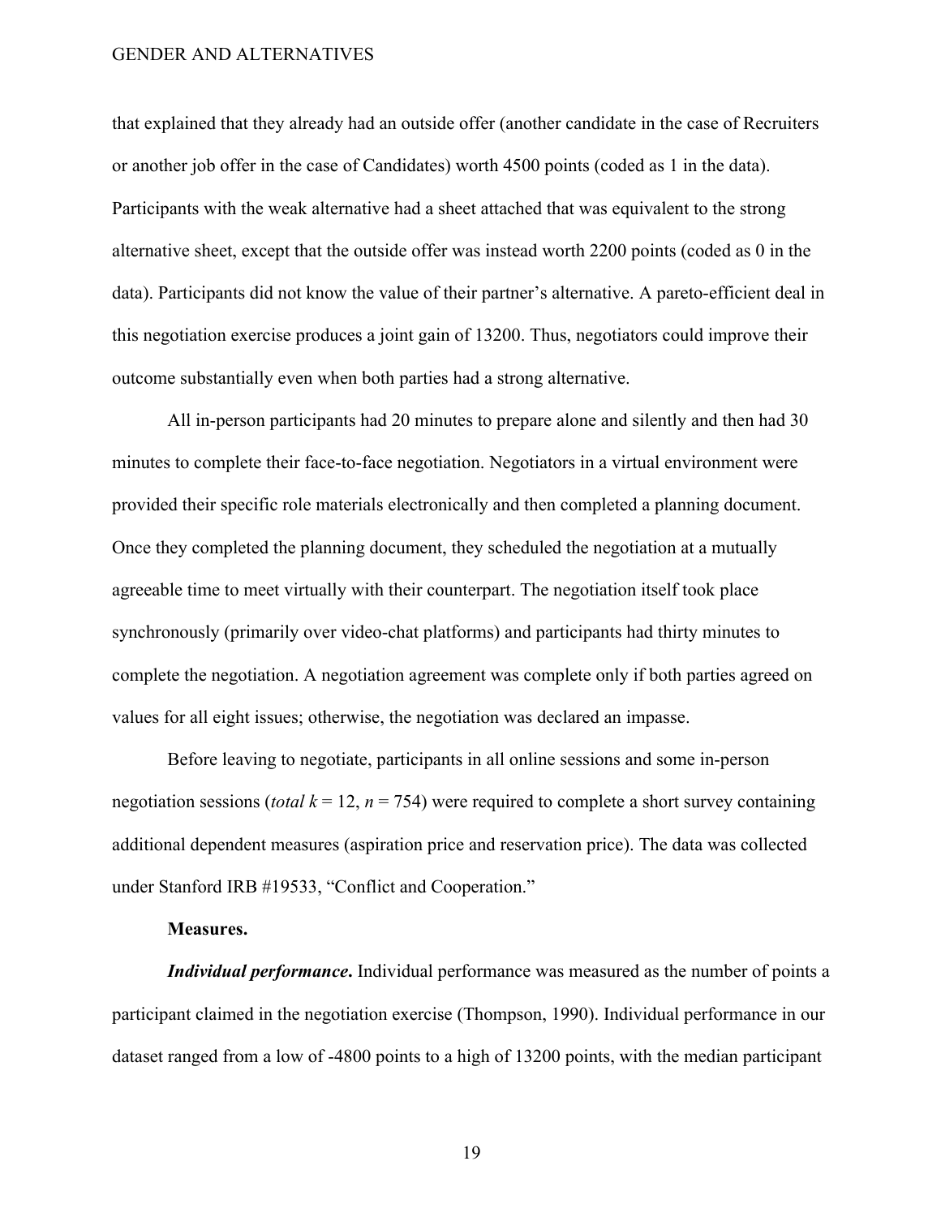that explained that they already had an outside offer (another candidate in the case of Recruiters or another job offer in the case of Candidates) worth 4500 points (coded as 1 in the data). Participants with the weak alternative had a sheet attached that was equivalent to the strong alternative sheet, except that the outside offer was instead worth 2200 points (coded as 0 in the data). Participants did not know the value of their partner's alternative. A pareto-efficient deal in this negotiation exercise produces a joint gain of 13200. Thus, negotiators could improve their outcome substantially even when both parties had a strong alternative.

All in-person participants had 20 minutes to prepare alone and silently and then had 30 minutes to complete their face-to-face negotiation. Negotiators in a virtual environment were provided their specific role materials electronically and then completed a planning document. Once they completed the planning document, they scheduled the negotiation at a mutually agreeable time to meet virtually with their counterpart. The negotiation itself took place synchronously (primarily over video-chat platforms) and participants had thirty minutes to complete the negotiation. A negotiation agreement was complete only if both parties agreed on values for all eight issues; otherwise, the negotiation was declared an impasse.

Before leaving to negotiate, participants in all online sessions and some in-person negotiation sessions (*total* $k$ = 12, $n$ = 754) were required to complete a short survey containing additional dependent measures (aspiration price and reservation price). The data was collected under Stanford IRB #19533, "Conflict and Cooperation."

**Measures.**

***Individual performance*.** Individual performance was measured as the number of points a participant claimed in the negotiation exercise (Thompson, 1990). Individual performance in our dataset ranged from a low of -4800 points to a high of 13200 points, with the median participant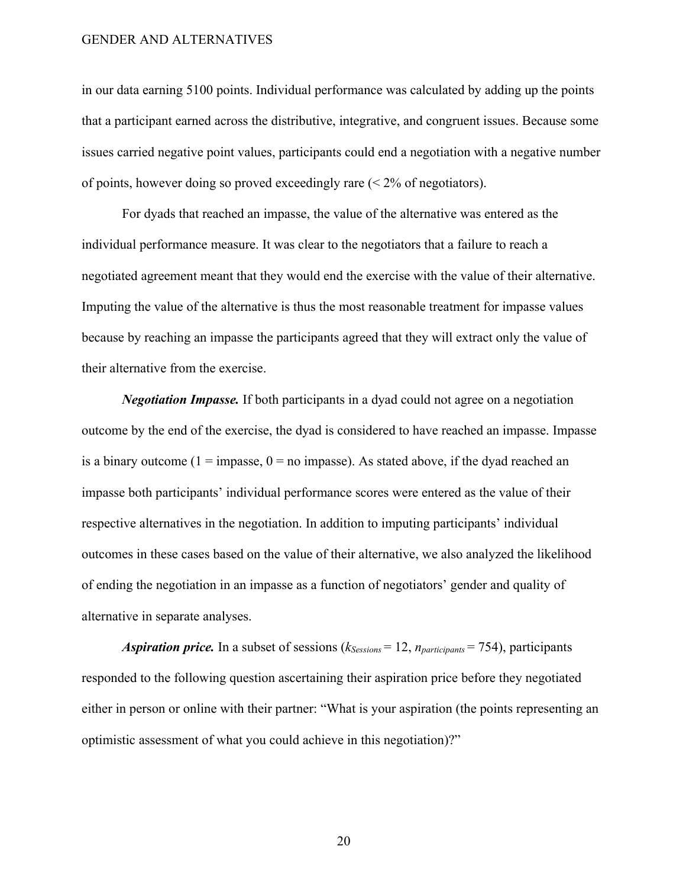in our data earning 5100 points. Individual performance was calculated by adding up the points that a participant earned across the distributive, integrative, and congruent issues. Because some issues carried negative point values, participants could end a negotiation with a negative number of points, however doing so proved exceedingly rare (< 2% of negotiators).

For dyads that reached an impasse, the value of the alternative was entered as the individual performance measure. It was clear to the negotiators that a failure to reach a negotiated agreement meant that they would end the exercise with the value of their alternative. Imputing the value of the alternative is thus the most reasonable treatment for impasse values because by reaching an impasse the participants agreed that they will extract only the value of their alternative from the exercise.

***Negotiation Impasse.*** If both participants in a dyad could not agree on a negotiation outcome by the end of the exercise, the dyad is considered to have reached an impasse. Impasse is a binary outcome (1 = impasse, 0 = no impasse). As stated above, if the dyad reached an impasse both participants' individual performance scores were entered as the value of their respective alternatives in the negotiation. In addition to imputing participants' individual outcomes in these cases based on the value of their alternative, we also analyzed the likelihood of ending the negotiation in an impasse as a function of negotiators' gender and quality of alternative in separate analyses.

***Aspiration price.*** In a subset of sessions ($k_{Sessions} = 12$, $n_{participants} = 754$), participants responded to the following question ascertaining their aspiration price before they negotiated either in person or online with their partner: "What is your aspiration (the points representing an optimistic assessment of what you could achieve in this negotiation)?"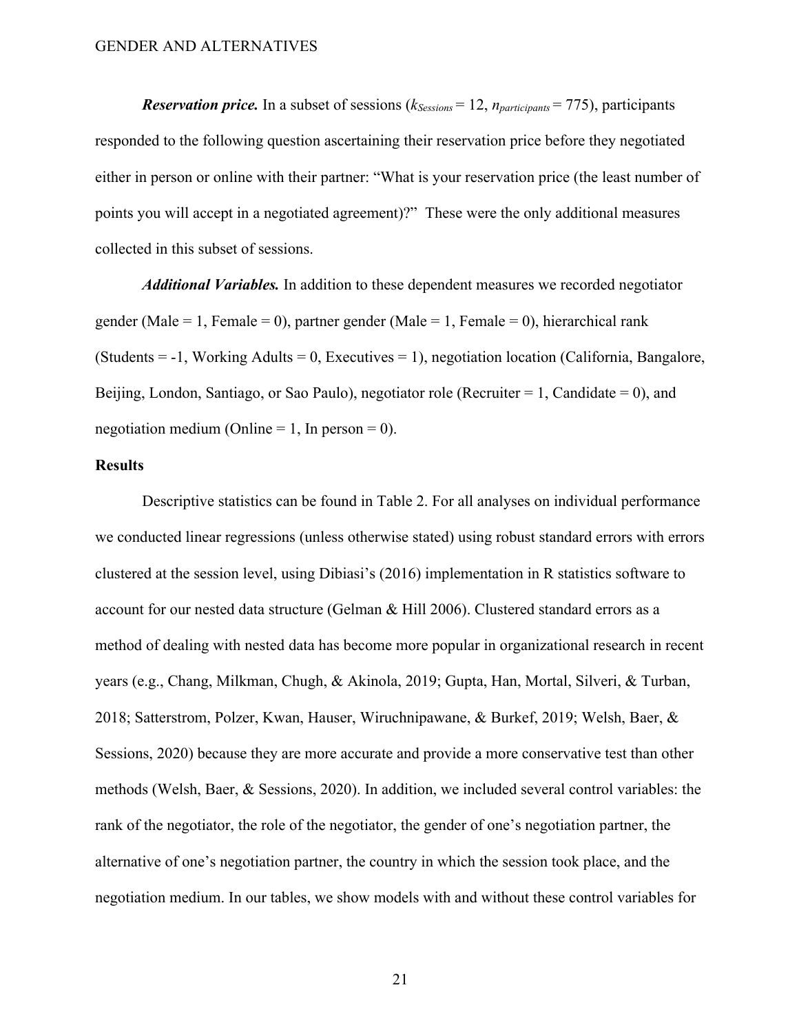***Reservation price.*** In a subset of sessions ($k_{Sessions} = 12$, $n_{participants} = 775$), participants responded to the following question ascertaining their reservation price before they negotiated either in person or online with their partner: "What is your reservation price (the least number of points you will accept in a negotiated agreement)?" These were the only additional measures collected in this subset of sessions.

***Additional Variables.*** In addition to these dependent measures we recorded negotiator gender (Male = 1, Female = 0), partner gender (Male = 1, Female = 0), hierarchical rank (Students = -1, Working Adults = 0, Executives = 1), negotiation location (California, Bangalore, Beijing, London, Santiago, or Sao Paulo), negotiator role (Recruiter = 1, Candidate = 0), and negotiation medium (Online = 1, In person = 0).

## Results

Descriptive statistics can be found in Table 2. For all analyses on individual performance we conducted linear regressions (unless otherwise stated) using robust standard errors with errors clustered at the session level, using Dibiasi's (2016) implementation in R statistics software to account for our nested data structure (Gelman & Hill 2006). Clustered standard errors as a method of dealing with nested data has become more popular in organizational research in recent years (e.g., Chang, Milkman, Chugh, & Akinola, 2019; Gupta, Han, Mortal, Silveri, & Turban, 2018; Satterstrom, Polzer, Kwan, Hauser, Wiruchnipawane, & Burkef, 2019; Welsh, Baer, & Sessions, 2020) because they are more accurate and provide a more conservative test than other methods (Welsh, Baer, & Sessions, 2020). In addition, we included several control variables: the rank of the negotiator, the role of the negotiator, the gender of one's negotiation partner, the alternative of one's negotiation partner, the country in which the session took place, and the negotiation medium. In our tables, we show models with and without these control variables for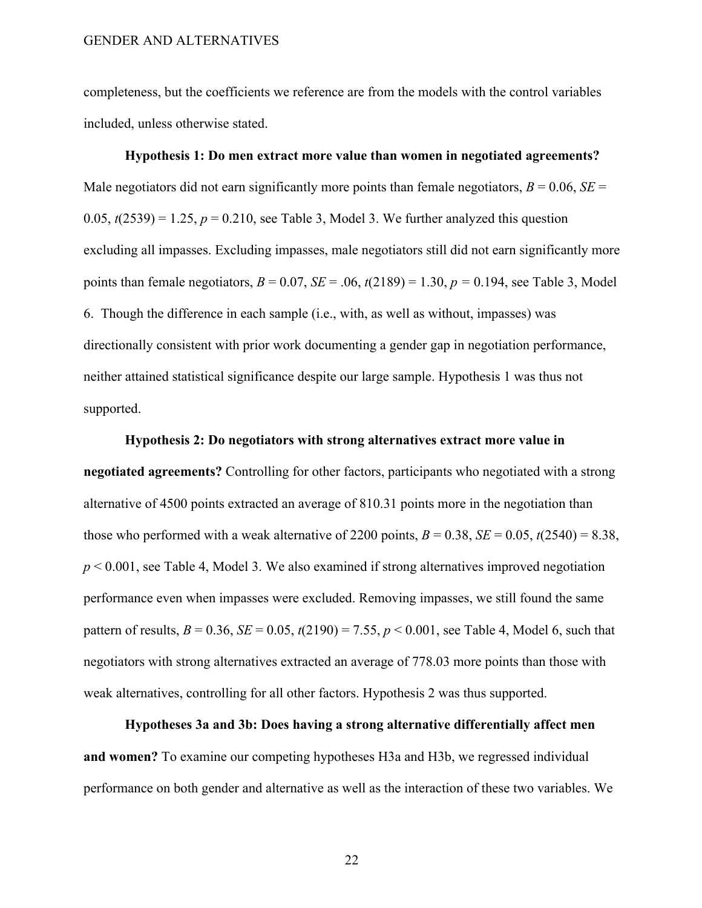completeness, but the coefficients we reference are from the models with the control variables included, unless otherwise stated.

**Hypothesis 1: Do men extract more value than women in negotiated agreements?** Male negotiators did not earn significantly more points than female negotiators, $B = 0.06$, $SE = 0.05$, $t(2539) = 1.25$, $p = 0.210$, see Table 3, Model 3. We further analyzed this question excluding all impasses. Excluding impasses, male negotiators still did not earn significantly more points than female negotiators, $B = 0.07$, $SE = .06$, $t(2189) = 1.30$, $p = 0.194$, see Table 3, Model 6. Though the difference in each sample (i.e., with, as well as without, impasses) was directionally consistent with prior work documenting a gender gap in negotiation performance, neither attained statistical significance despite our large sample. Hypothesis 1 was thus not supported.

**Hypothesis 2: Do negotiators with strong alternatives extract more value in negotiated agreements?** Controlling for other factors, participants who negotiated with a strong alternative of 4500 points extracted an average of 810.31 points more in the negotiation than those who performed with a weak alternative of 2200 points, $B = 0.38$, $SE = 0.05$, $t(2540) = 8.38$, $p < 0.001$, see Table 4, Model 3. We also examined if strong alternatives improved negotiation performance even when impasses were excluded. Removing impasses, we still found the same pattern of results, $B = 0.36$, $SE = 0.05$, $t(2190) = 7.55$, $p < 0.001$, see Table 4, Model 6, such that negotiators with strong alternatives extracted an average of 778.03 more points than those with weak alternatives, controlling for all other factors. Hypothesis 2 was thus supported.

**Hypotheses 3a and 3b: Does having a strong alternative differentially affect men and women?** To examine our competing hypotheses H3a and H3b, we regressed individual performance on both gender and alternative as well as the interaction of these two variables. We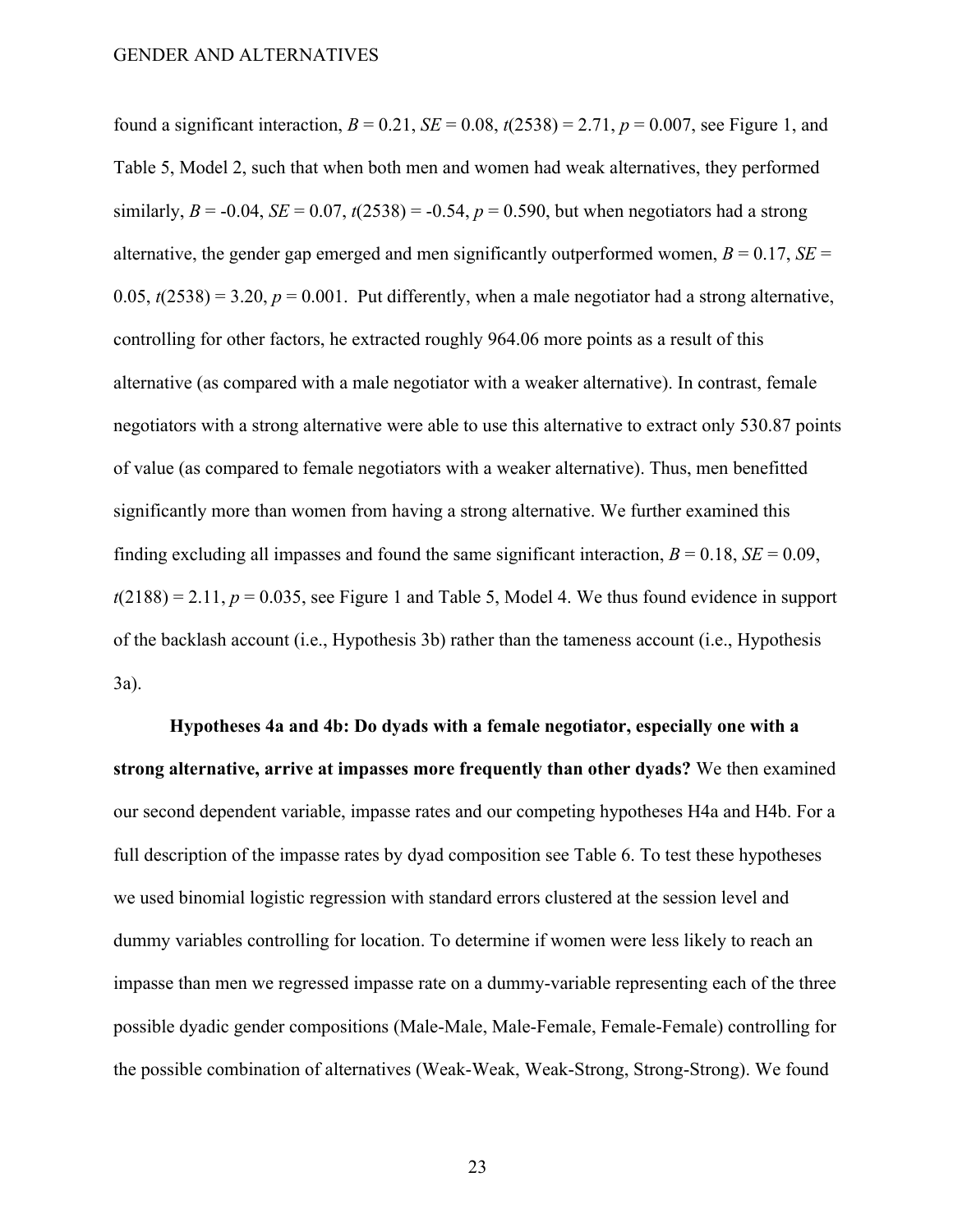found a significant interaction, $B = 0.21$, $SE = 0.08$, $t(2538) = 2.71$, $p = 0.007$, see Figure 1, and Table 5, Model 2, such that when both men and women had weak alternatives, they performed similarly, $B = -0.04$, $SE = 0.07$, $t(2538) = -0.54$, $p = 0.590$, but when negotiators had a strong alternative, the gender gap emerged and men significantly outperformed women, $B = 0.17$, $SE = 0.05$, $t(2538) = 3.20$, $p = 0.001$. Put differently, when a male negotiator had a strong alternative, controlling for other factors, he extracted roughly 964.06 more points as a result of this alternative (as compared with a male negotiator with a weaker alternative). In contrast, female negotiators with a strong alternative were able to use this alternative to extract only 530.87 points of value (as compared to female negotiators with a weaker alternative). Thus, men benefitted significantly more than women from having a strong alternative. We further examined this finding excluding all impasses and found the same significant interaction, $B = 0.18$, $SE = 0.09$, $t(2188) = 2.11$, $p = 0.035$, see Figure 1 and Table 5, Model 4. We thus found evidence in support of the backlash account (i.e., Hypothesis 3b) rather than the tameness account (i.e., Hypothesis 3a).

**Hypotheses 4a and 4b: Do dyads with a female negotiator, especially one with a strong alternative, arrive at impasses more frequently than other dyads?** We then examined our second dependent variable, impasse rates and our competing hypotheses H4a and H4b. For a full description of the impasse rates by dyad composition see Table 6. To test these hypotheses we used binomial logistic regression with standard errors clustered at the session level and dummy variables controlling for location. To determine if women were less likely to reach an impasse than men we regressed impasse rate on a dummy-variable representing each of the three possible dyadic gender compositions (Male-Male, Male-Female, Female-Female) controlling for the possible combination of alternatives (Weak-Weak, Weak-Strong, Strong-Strong). We found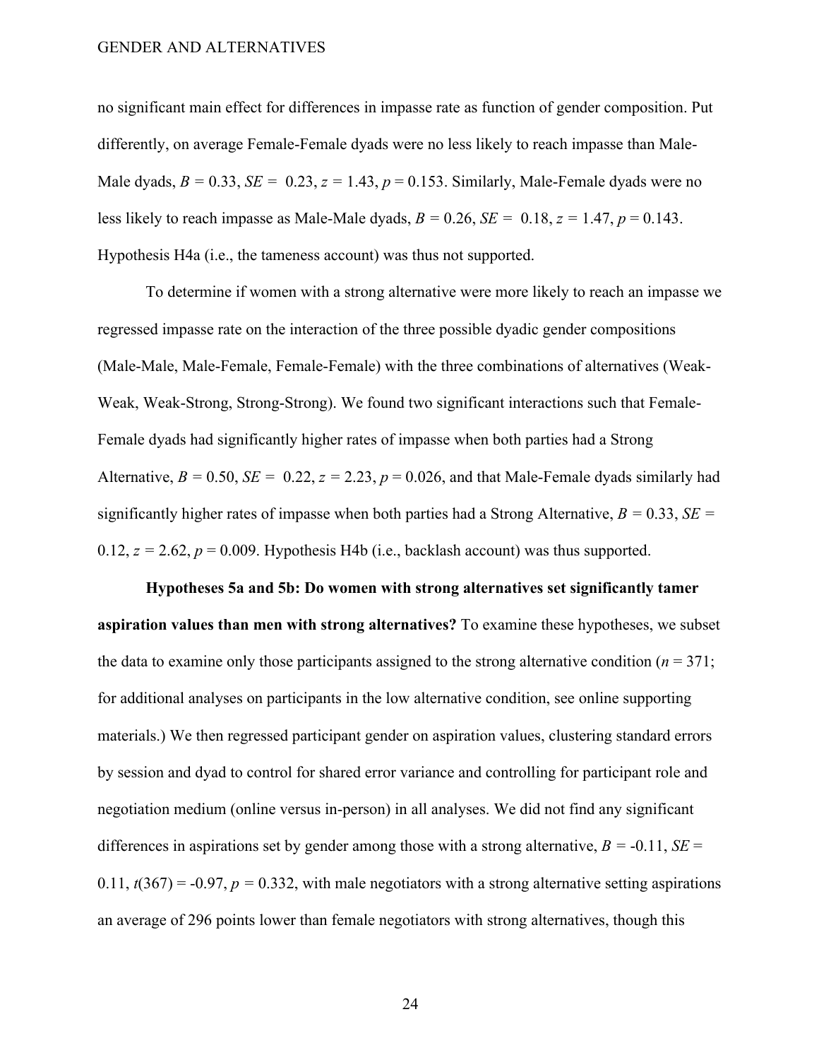no significant main effect for differences in impasse rate as function of gender composition. Put differently, on average Female-Female dyads were no less likely to reach impasse than Male-Male dyads, $B = 0.33$, $SE = 0.23$, $z = 1.43$, $p = 0.153$. Similarly, Male-Female dyads were no less likely to reach impasse as Male-Male dyads, $B = 0.26$, $SE = 0.18$, $z = 1.47$, $p = 0.143$. Hypothesis H4a (i.e., the tameness account) was thus not supported.

To determine if women with a strong alternative were more likely to reach an impasse we regressed impasse rate on the interaction of the three possible dyadic gender compositions (Male-Male, Male-Female, Female-Female) with the three combinations of alternatives (Weak-Weak, Weak-Strong, Strong-Strong). We found two significant interactions such that Female-Female dyads had significantly higher rates of impasse when both parties had a Strong Alternative, $B = 0.50$, $SE = 0.22$, $z = 2.23$, $p = 0.026$, and that Male-Female dyads similarly had significantly higher rates of impasse when both parties had a Strong Alternative, $B = 0.33$, $SE = 0.12$, $z = 2.62$, $p = 0.009$. Hypothesis H4b (i.e., backlash account) was thus supported.

**Hypotheses 5a and 5b: Do women with strong alternatives set significantly tamer aspiration values than men with strong alternatives?** To examine these hypotheses, we subset the data to examine only those participants assigned to the strong alternative condition ($n = 371$; for additional analyses on participants in the low alternative condition, see online supporting materials.) We then regressed participant gender on aspiration values, clustering standard errors by session and dyad to control for shared error variance and controlling for participant role and negotiation medium (online versus in-person) in all analyses. We did not find any significant differences in aspirations set by gender among those with a strong alternative, $B = -0.11$, $SE = 0.11$, $t(367) = -0.97$, $p = 0.332$, with male negotiators with a strong alternative setting aspirations an average of 296 points lower than female negotiators with strong alternatives, though this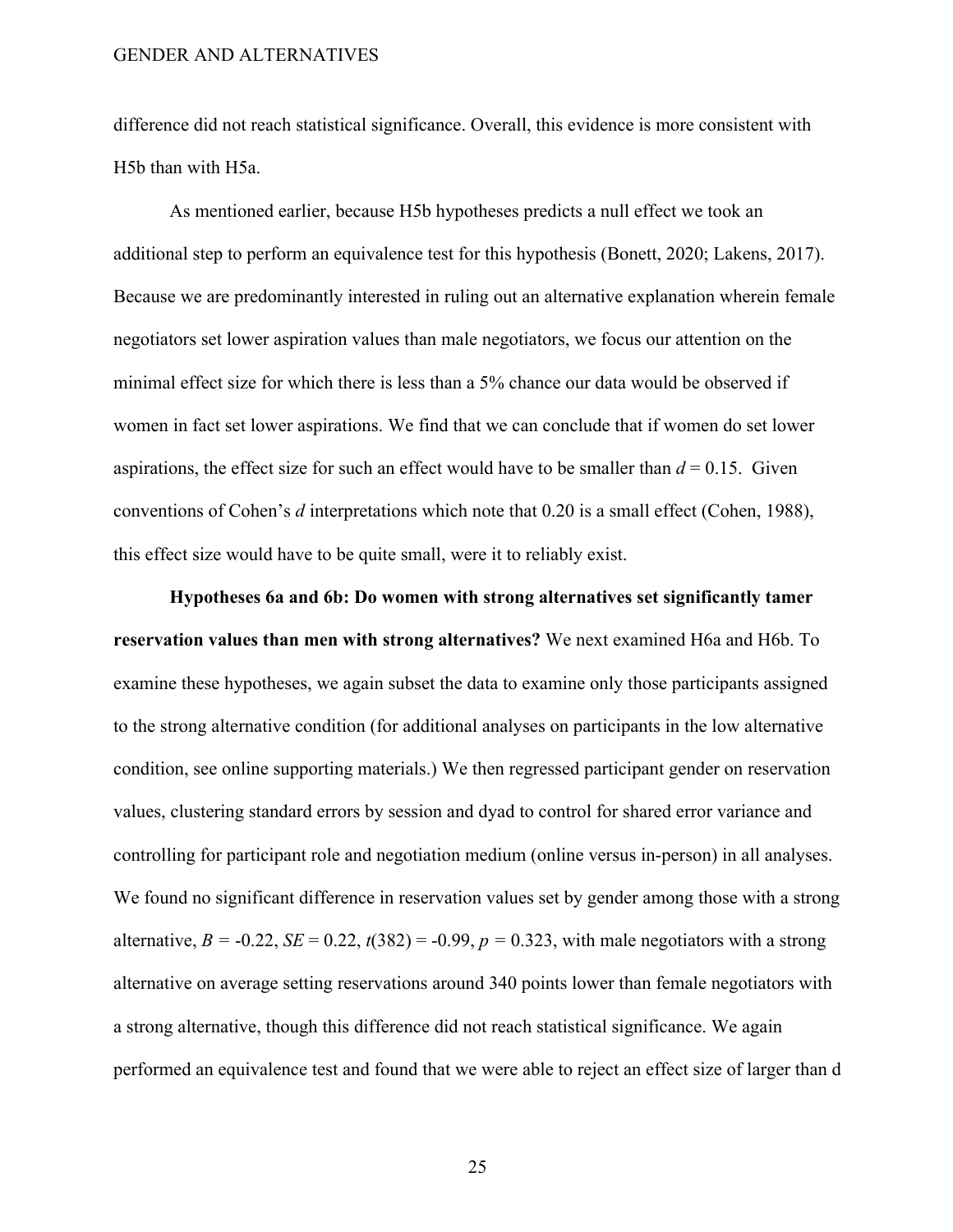difference did not reach statistical significance. Overall, this evidence is more consistent with H5b than with H5a.

As mentioned earlier, because H5b hypotheses predicts a null effect we took an additional step to perform an equivalence test for this hypothesis (Bonett, 2020; Lakens, 2017). Because we are predominantly interested in ruling out an alternative explanation wherein female negotiators set lower aspiration values than male negotiators, we focus our attention on the minimal effect size for which there is less than a 5% chance our data would be observed if women in fact set lower aspirations. We find that we can conclude that if women do set lower aspirations, the effect size for such an effect would have to be smaller than $d = 0.15$. Given conventions of Cohen's $d$ interpretations which note that 0.20 is a small effect (Cohen, 1988), this effect size would have to be quite small, were it to reliably exist.

**Hypotheses 6a and 6b: Do women with strong alternatives set significantly tamer reservation values than men with strong alternatives?** We next examined H6a and H6b. To examine these hypotheses, we again subset the data to examine only those participants assigned to the strong alternative condition (for additional analyses on participants in the low alternative condition, see online supporting materials.) We then regressed participant gender on reservation values, clustering standard errors by session and dyad to control for shared error variance and controlling for participant role and negotiation medium (online versus in-person) in all analyses. We found no significant difference in reservation values set by gender among those with a strong alternative, $B = -0.22$, $SE = 0.22$, $t(382) = -0.99$, $p = 0.323$, with male negotiators with a strong alternative on average setting reservations around 340 points lower than female negotiators with a strong alternative, though this difference did not reach statistical significance. We again performed an equivalence test and found that we were able to reject an effect size of larger than d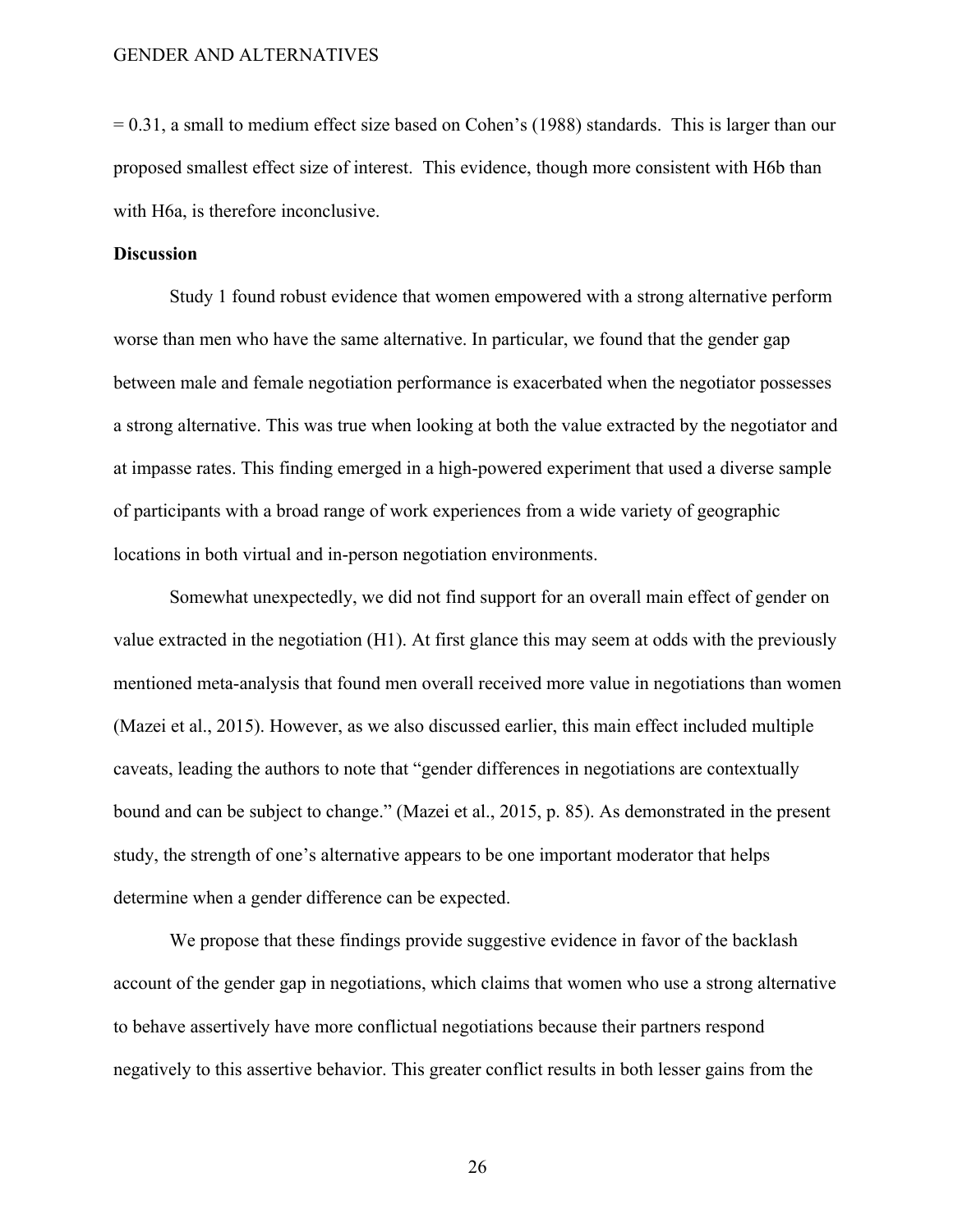$= 0.31$, a small to medium effect size based on Cohen's (1988) standards. This is larger than our proposed smallest effect size of interest. This evidence, though more consistent with H6b than with H6a, is therefore inconclusive.

**Discussion**

Study 1 found robust evidence that women empowered with a strong alternative perform worse than men who have the same alternative. In particular, we found that the gender gap between male and female negotiation performance is exacerbated when the negotiator possesses a strong alternative. This was true when looking at both the value extracted by the negotiator and at impasse rates. This finding emerged in a high-powered experiment that used a diverse sample of participants with a broad range of work experiences from a wide variety of geographic locations in both virtual and in-person negotiation environments.

Somewhat unexpectedly, we did not find support for an overall main effect of gender on value extracted in the negotiation (H1). At first glance this may seem at odds with the previously mentioned meta-analysis that found men overall received more value in negotiations than women (Mazei et al., 2015). However, as we also discussed earlier, this main effect included multiple caveats, leading the authors to note that "gender differences in negotiations are contextually bound and can be subject to change." (Mazei et al., 2015, p. 85). As demonstrated in the present study, the strength of one's alternative appears to be one important moderator that helps determine when a gender difference can be expected.

We propose that these findings provide suggestive evidence in favor of the backlash account of the gender gap in negotiations, which claims that women who use a strong alternative to behave assertively have more conflictual negotiations because their partners respond negatively to this assertive behavior. This greater conflict results in both lesser gains from the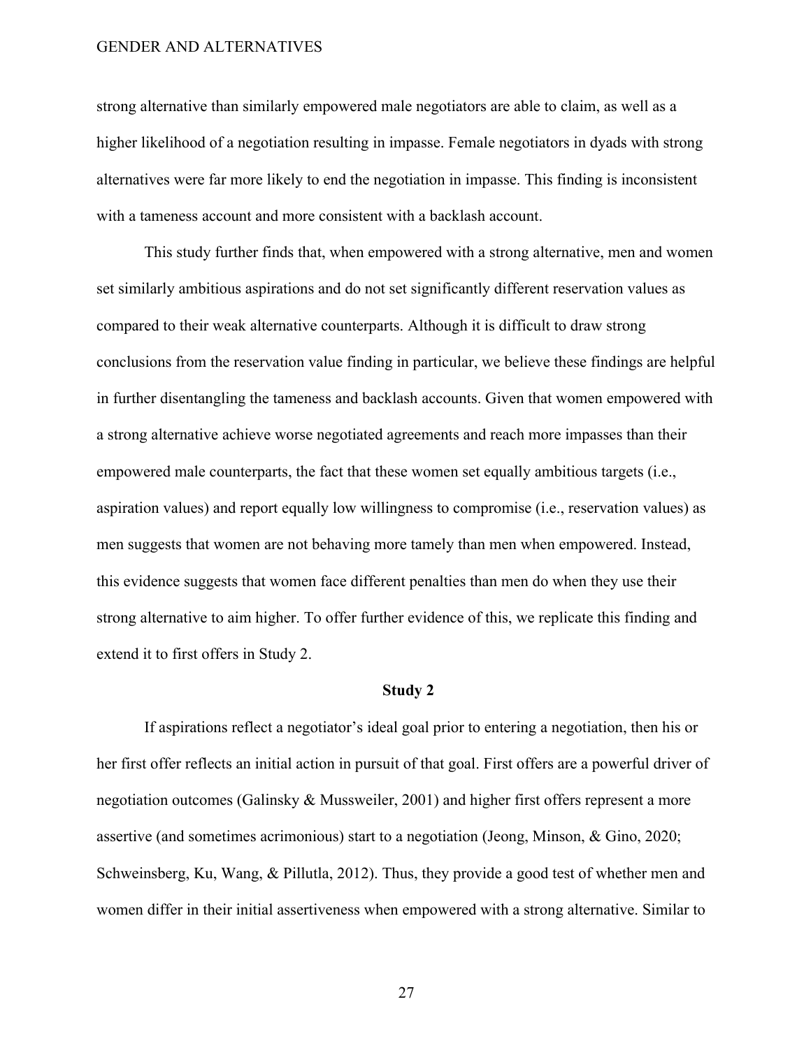strong alternative than similarly empowered male negotiators are able to claim, as well as a higher likelihood of a negotiation resulting in impasse. Female negotiators in dyads with strong alternatives were far more likely to end the negotiation in impasse. This finding is inconsistent with a tameness account and more consistent with a backlash account.

This study further finds that, when empowered with a strong alternative, men and women set similarly ambitious aspirations and do not set significantly different reservation values as compared to their weak alternative counterparts. Although it is difficult to draw strong conclusions from the reservation value finding in particular, we believe these findings are helpful in further disentangling the tameness and backlash accounts. Given that women empowered with a strong alternative achieve worse negotiated agreements and reach more impasses than their empowered male counterparts, the fact that these women set equally ambitious targets (i.e., aspiration values) and report equally low willingness to compromise (i.e., reservation values) as men suggests that women are not behaving more tamely than men when empowered. Instead, this evidence suggests that women face different penalties than men do when they use their strong alternative to aim higher. To offer further evidence of this, we replicate this finding and extend it to first offers in Study 2.

## Study 2

If aspirations reflect a negotiator's ideal goal prior to entering a negotiation, then his or her first offer reflects an initial action in pursuit of that goal. First offers are a powerful driver of negotiation outcomes (Galinsky & Mussweiler, 2001) and higher first offers represent a more assertive (and sometimes acrimonious) start to a negotiation (Jeong, Minson, & Gino, 2020; Schweinsberg, Ku, Wang, & Pillutla, 2012). Thus, they provide a good test of whether men and women differ in their initial assertiveness when empowered with a strong alternative. Similar to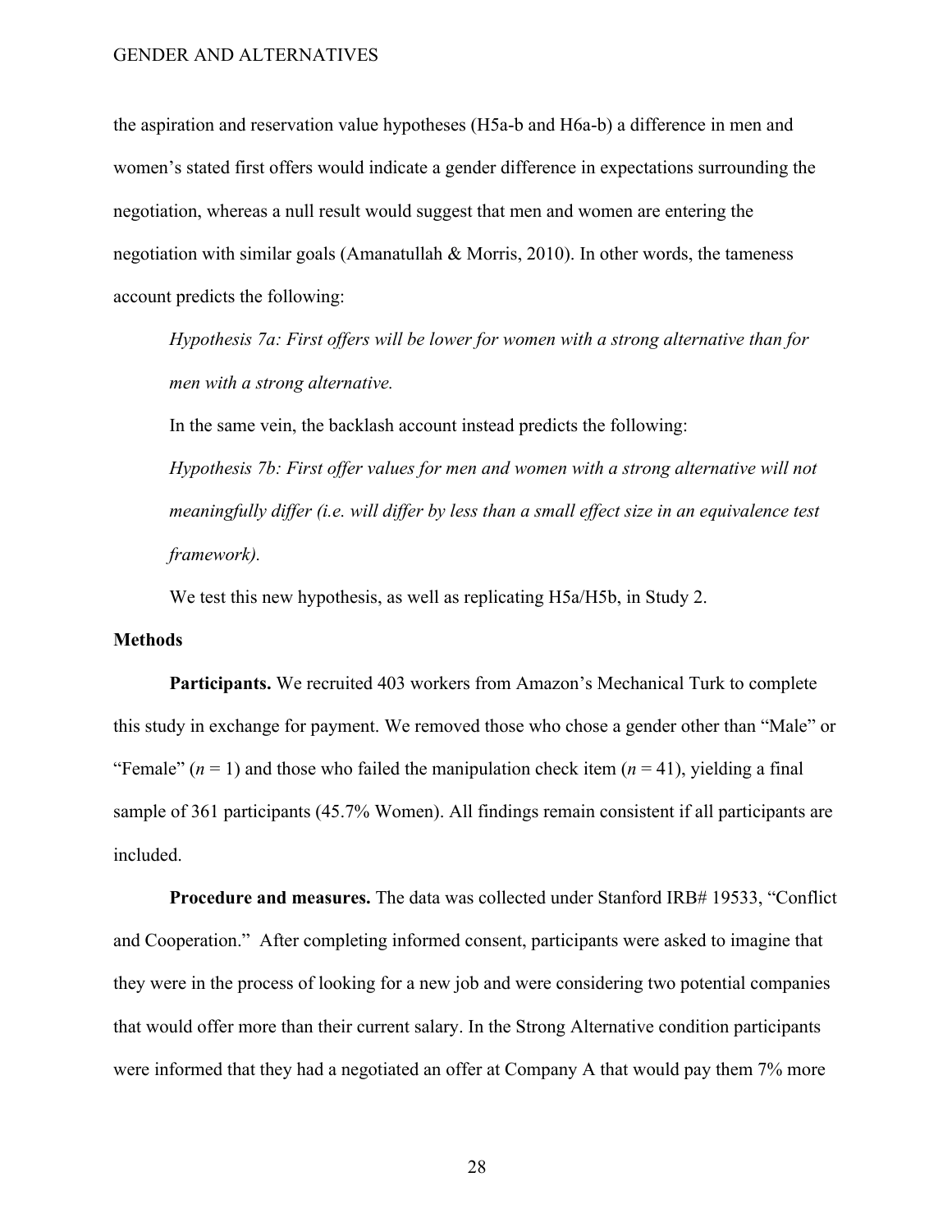the aspiration and reservation value hypotheses (H5a-b and H6a-b) a difference in men and women's stated first offers would indicate a gender difference in expectations surrounding the negotiation, whereas a null result would suggest that men and women are entering the negotiation with similar goals (Amanatullah & Morris, 2010). In other words, the tameness account predicts the following:

*Hypothesis 7a: First offers will be lower for women with a strong alternative than for men with a strong alternative.*

In the same vein, the backlash account instead predicts the following:

*Hypothesis 7b: First offer values for men and women with a strong alternative will not meaningfully differ (i.e. will differ by less than a small effect size in an equivalence test framework).*

We test this new hypothesis, as well as replicating H5a/H5b, in Study 2.

## Methods

**Participants.** We recruited 403 workers from Amazon's Mechanical Turk to complete this study in exchange for payment. We removed those who chose a gender other than "Male" or "Female" ($n$ = 1) and those who failed the manipulation check item ($n$ = 41), yielding a final sample of 361 participants (45.7% Women). All findings remain consistent if all participants are included.

**Procedure and measures.** The data was collected under Stanford IRB# 19533, "Conflict and Cooperation." After completing informed consent, participants were asked to imagine that they were in the process of looking for a new job and were considering two potential companies that would offer more than their current salary. In the Strong Alternative condition participants were informed that they had a negotiated an offer at Company A that would pay them 7% more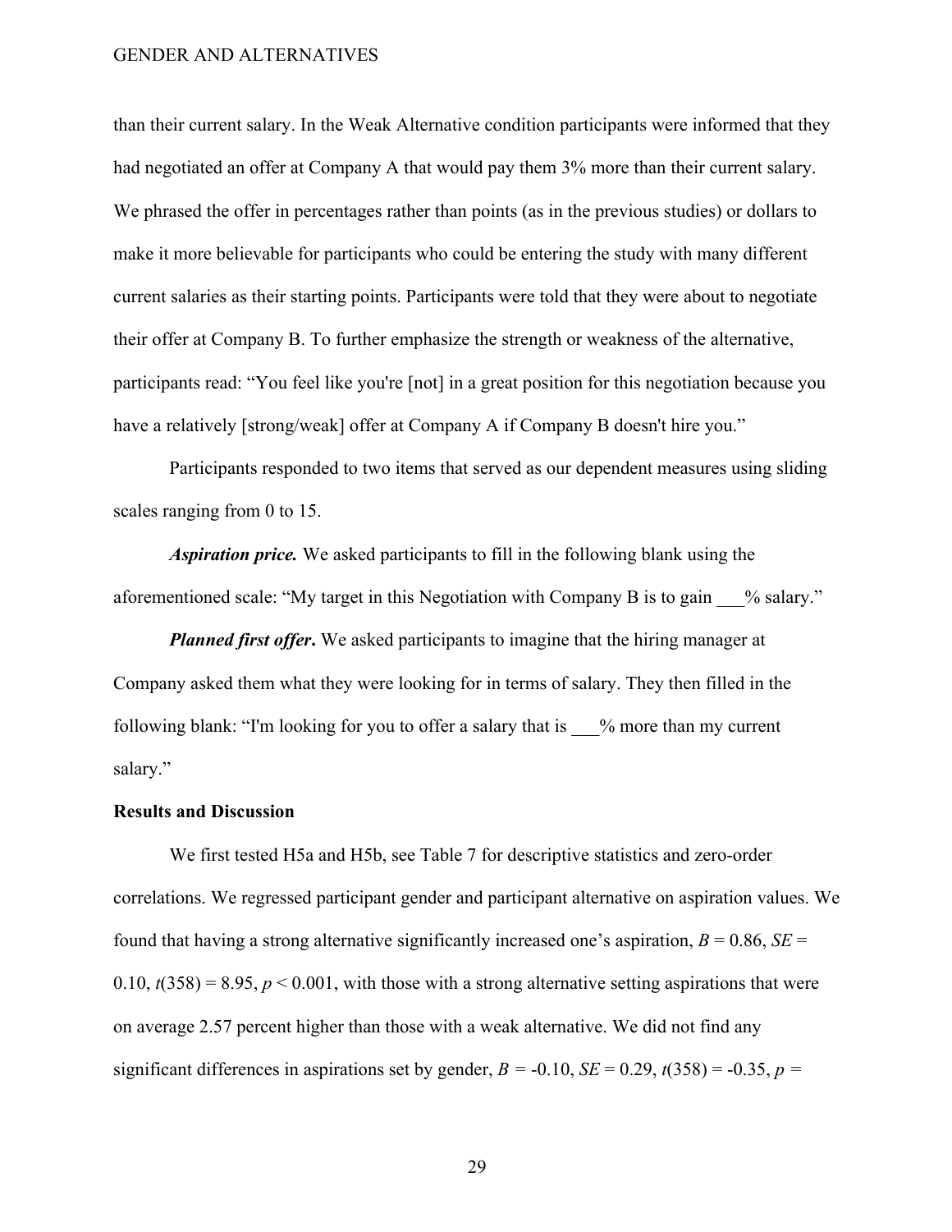than their current salary. In the Weak Alternative condition participants were informed that they had negotiated an offer at Company A that would pay them 3% more than their current salary. We phrased the offer in percentages rather than points (as in the previous studies) or dollars to make it more believable for participants who could be entering the study with many different current salaries as their starting points. Participants were told that they were about to negotiate their offer at Company B. To further emphasize the strength or weakness of the alternative, participants read: “You feel like you're [not] in a great position for this negotiation because you have a relatively [strong/weak] offer at Company A if Company B doesn't hire you.”

Participants responded to two items that served as our dependent measures using sliding scales ranging from 0 to 15.

***Aspiration price.*** We asked participants to fill in the following blank using the aforementioned scale: “My target in this Negotiation with Company B is to gain ___% salary.”

***Planned first offer*.** We asked participants to imagine that the hiring manager at Company asked them what they were looking for in terms of salary. They then filled in the following blank: “I'm looking for you to offer a salary that is ___% more than my current salary.”

**Results and Discussion**

We first tested H5a and H5b, see Table 7 for descriptive statistics and zero-order correlations. We regressed participant gender and participant alternative on aspiration values. We found that having a strong alternative significantly increased one’s aspiration, $B = 0.86$, $SE = 0.10$, $t(358) = 8.95$, $p < 0.001$, with those with a strong alternative setting aspirations that were on average 2.57 percent higher than those with a weak alternative. We did not find any significant differences in aspirations set by gender, $B = -0.10$, $SE = 0.29$, $t(358) = -0.35$, $p =$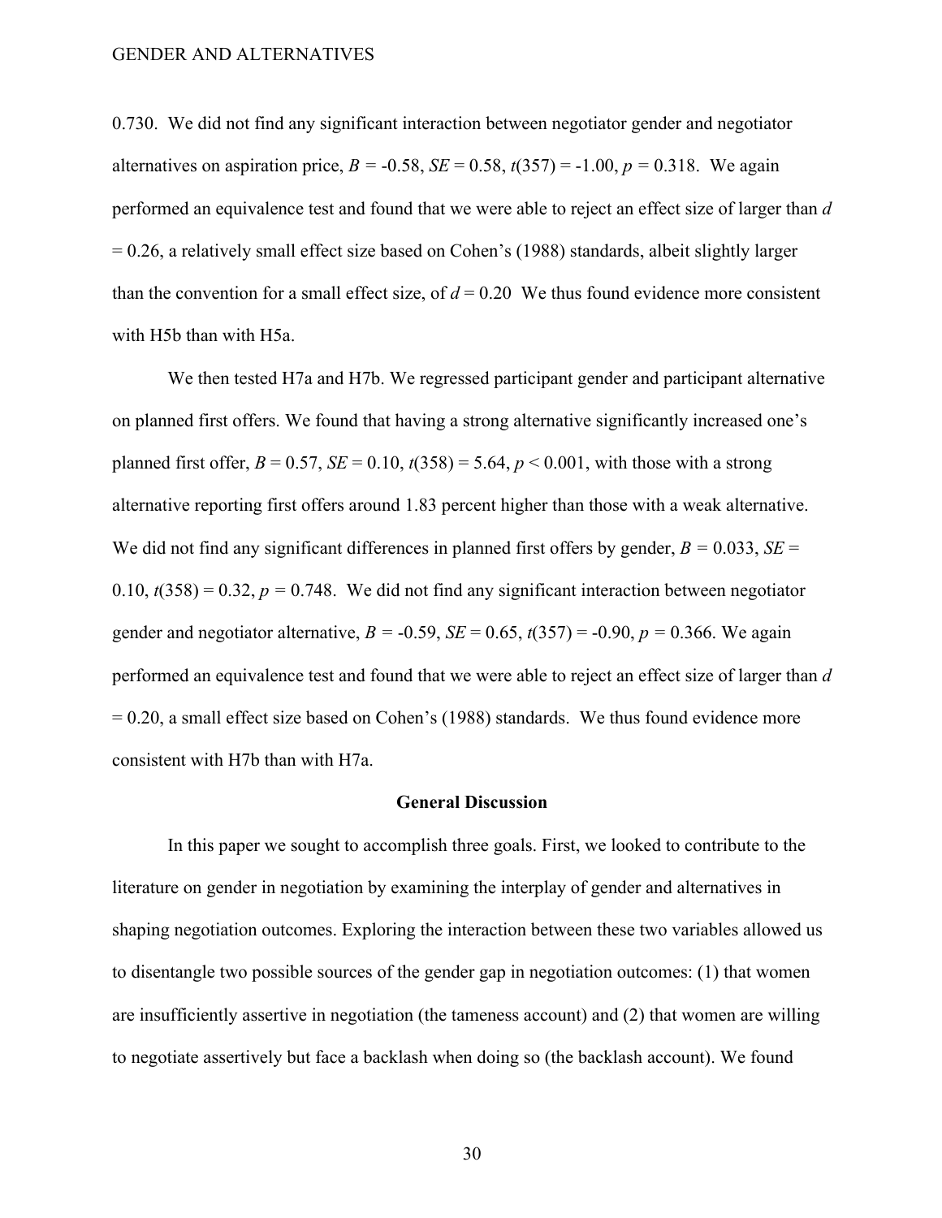0.730. We did not find any significant interaction between negotiator gender and negotiator alternatives on aspiration price, $B = -0.58$, $SE = 0.58$, $t(357) = -1.00$, $p = 0.318$. We again performed an equivalence test and found that we were able to reject an effect size of larger than $d = 0.26$, a relatively small effect size based on Cohen's (1988) standards, albeit slightly larger than the convention for a small effect size, of $d = 0.20$ We thus found evidence more consistent with H5b than with H5a.

We then tested H7a and H7b. We regressed participant gender and participant alternative on planned first offers. We found that having a strong alternative significantly increased one's planned first offer, $B = 0.57$, $SE = 0.10$, $t(358) = 5.64$, $p < 0.001$, with those with a strong alternative reporting first offers around 1.83 percent higher than those with a weak alternative. We did not find any significant differences in planned first offers by gender, $B = 0.033$, $SE = 0.10$, $t(358) = 0.32$, $p = 0.748$. We did not find any significant interaction between negotiator gender and negotiator alternative, $B = -0.59$, $SE = 0.65$, $t(357) = -0.90$, $p = 0.366$. We again performed an equivalence test and found that we were able to reject an effect size of larger than $d = 0.20$, a small effect size based on Cohen's (1988) standards. We thus found evidence more consistent with H7b than with H7a.

## General Discussion

In this paper we sought to accomplish three goals. First, we looked to contribute to the literature on gender in negotiation by examining the interplay of gender and alternatives in shaping negotiation outcomes. Exploring the interaction between these two variables allowed us to disentangle two possible sources of the gender gap in negotiation outcomes: (1) that women are insufficiently assertive in negotiation (the tameness account) and (2) that women are willing to negotiate assertively but face a backlash when doing so (the backlash account). We found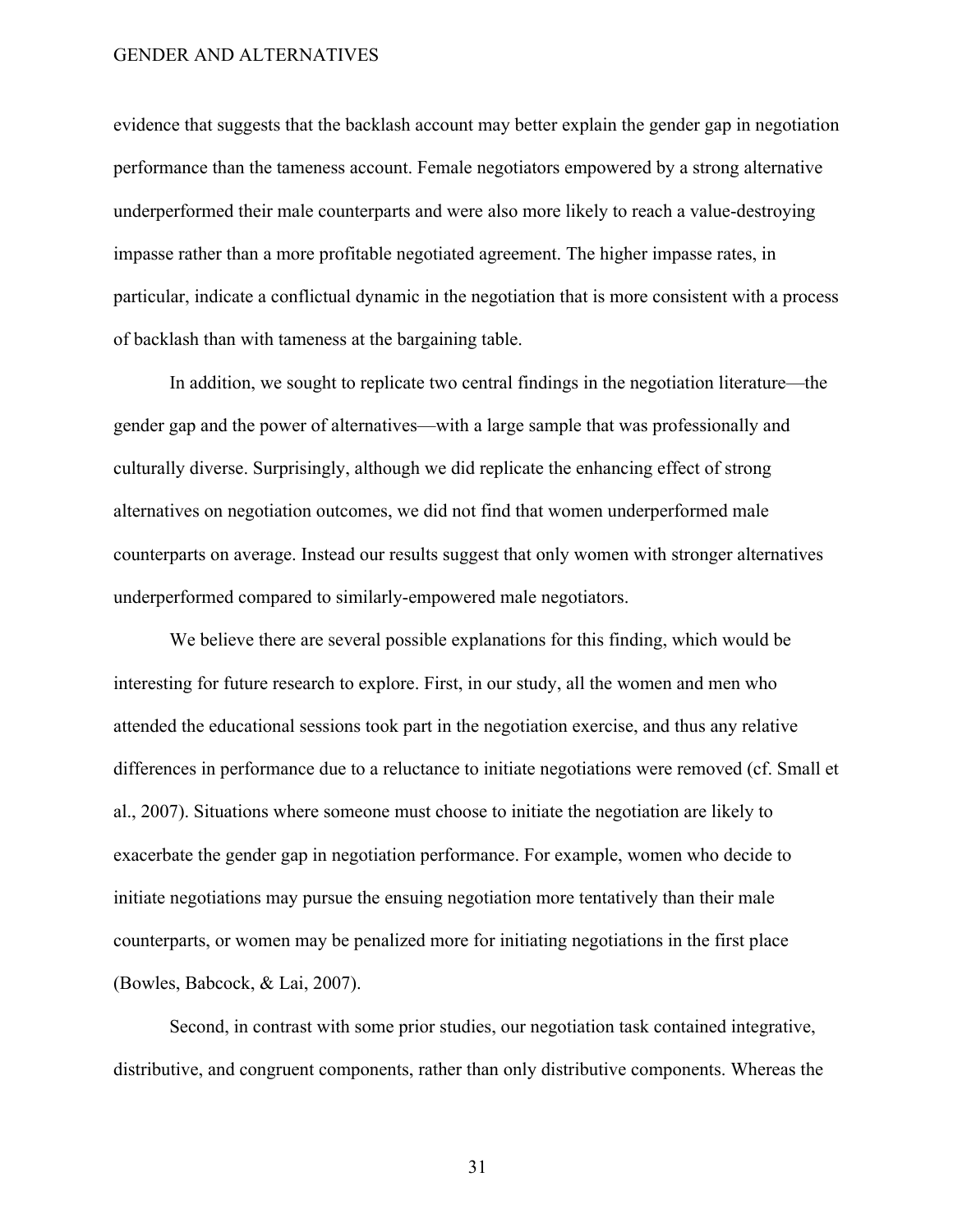evidence that suggests that the backlash account may better explain the gender gap in negotiation performance than the tameness account. Female negotiators empowered by a strong alternative underperformed their male counterparts and were also more likely to reach a value-destroying impasse rather than a more profitable negotiated agreement. The higher impasse rates, in particular, indicate a conflictual dynamic in the negotiation that is more consistent with a process of backlash than with tameness at the bargaining table.

In addition, we sought to replicate two central findings in the negotiation literature—the gender gap and the power of alternatives—with a large sample that was professionally and culturally diverse. Surprisingly, although we did replicate the enhancing effect of strong alternatives on negotiation outcomes, we did not find that women underperformed male counterparts on average. Instead our results suggest that only women with stronger alternatives underperformed compared to similarly-empowered male negotiators.

We believe there are several possible explanations for this finding, which would be interesting for future research to explore. First, in our study, all the women and men who attended the educational sessions took part in the negotiation exercise, and thus any relative differences in performance due to a reluctance to initiate negotiations were removed (cf. Small et al., 2007). Situations where someone must choose to initiate the negotiation are likely to exacerbate the gender gap in negotiation performance. For example, women who decide to initiate negotiations may pursue the ensuing negotiation more tentatively than their male counterparts, or women may be penalized more for initiating negotiations in the first place (Bowles, Babcock, & Lai, 2007).

Second, in contrast with some prior studies, our negotiation task contained integrative, distributive, and congruent components, rather than only distributive components. Whereas the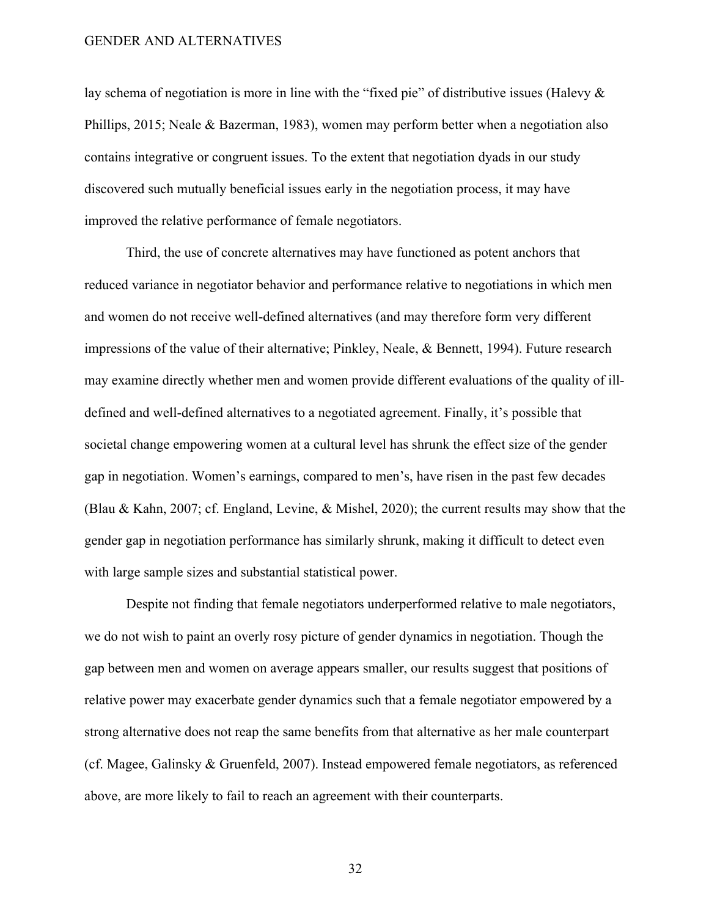lay schema of negotiation is more in line with the "fixed pie" of distributive issues (Halevy & Phillips, 2015; Neale & Bazerman, 1983), women may perform better when a negotiation also contains integrative or congruent issues. To the extent that negotiation dyads in our study discovered such mutually beneficial issues early in the negotiation process, it may have improved the relative performance of female negotiators.

Third, the use of concrete alternatives may have functioned as potent anchors that reduced variance in negotiator behavior and performance relative to negotiations in which men and women do not receive well-defined alternatives (and may therefore form very different impressions of the value of their alternative; Pinkley, Neale, & Bennett, 1994). Future research may examine directly whether men and women provide different evaluations of the quality of ill-defined and well-defined alternatives to a negotiated agreement. Finally, it's possible that societal change empowering women at a cultural level has shrunk the effect size of the gender gap in negotiation. Women's earnings, compared to men's, have risen in the past few decades (Blau & Kahn, 2007; cf. England, Levine, & Mishel, 2020); the current results may show that the gender gap in negotiation performance has similarly shrunk, making it difficult to detect even with large sample sizes and substantial statistical power.

Despite not finding that female negotiators underperformed relative to male negotiators, we do not wish to paint an overly rosy picture of gender dynamics in negotiation. Though the gap between men and women on average appears smaller, our results suggest that positions of relative power may exacerbate gender dynamics such that a female negotiator empowered by a strong alternative does not reap the same benefits from that alternative as her male counterpart (cf. Magee, Galinsky & Gruenfeld, 2007). Instead empowered female negotiators, as referenced above, are more likely to fail to reach an agreement with their counterparts.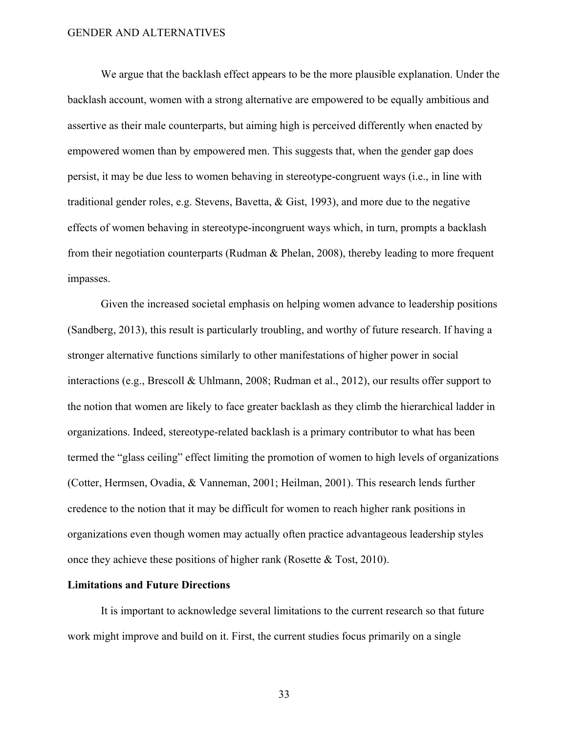We argue that the backlash effect appears to be the more plausible explanation. Under the backlash account, women with a strong alternative are empowered to be equally ambitious and assertive as their male counterparts, but aiming high is perceived differently when enacted by empowered women than by empowered men. This suggests that, when the gender gap does persist, it may be due less to women behaving in stereotype-congruent ways (i.e., in line with traditional gender roles, e.g. Stevens, Bavetta, & Gist, 1993), and more due to the negative effects of women behaving in stereotype-incongruent ways which, in turn, prompts a backlash from their negotiation counterparts (Rudman & Phelan, 2008), thereby leading to more frequent impasses.

Given the increased societal emphasis on helping women advance to leadership positions (Sandberg, 2013), this result is particularly troubling, and worthy of future research. If having a stronger alternative functions similarly to other manifestations of higher power in social interactions (e.g., Brescoll & Uhlmann, 2008; Rudman et al., 2012), our results offer support to the notion that women are likely to face greater backlash as they climb the hierarchical ladder in organizations. Indeed, stereotype-related backlash is a primary contributor to what has been termed the "glass ceiling" effect limiting the promotion of women to high levels of organizations (Cotter, Hermsen, Ovadia, & Vanneman, 2001; Heilman, 2001). This research lends further credence to the notion that it may be difficult for women to reach higher rank positions in organizations even though women may actually often practice advantageous leadership styles once they achieve these positions of higher rank (Rosette & Tost, 2010).

**Limitations and Future Directions**

It is important to acknowledge several limitations to the current research so that future work might improve and build on it. First, the current studies focus primarily on a single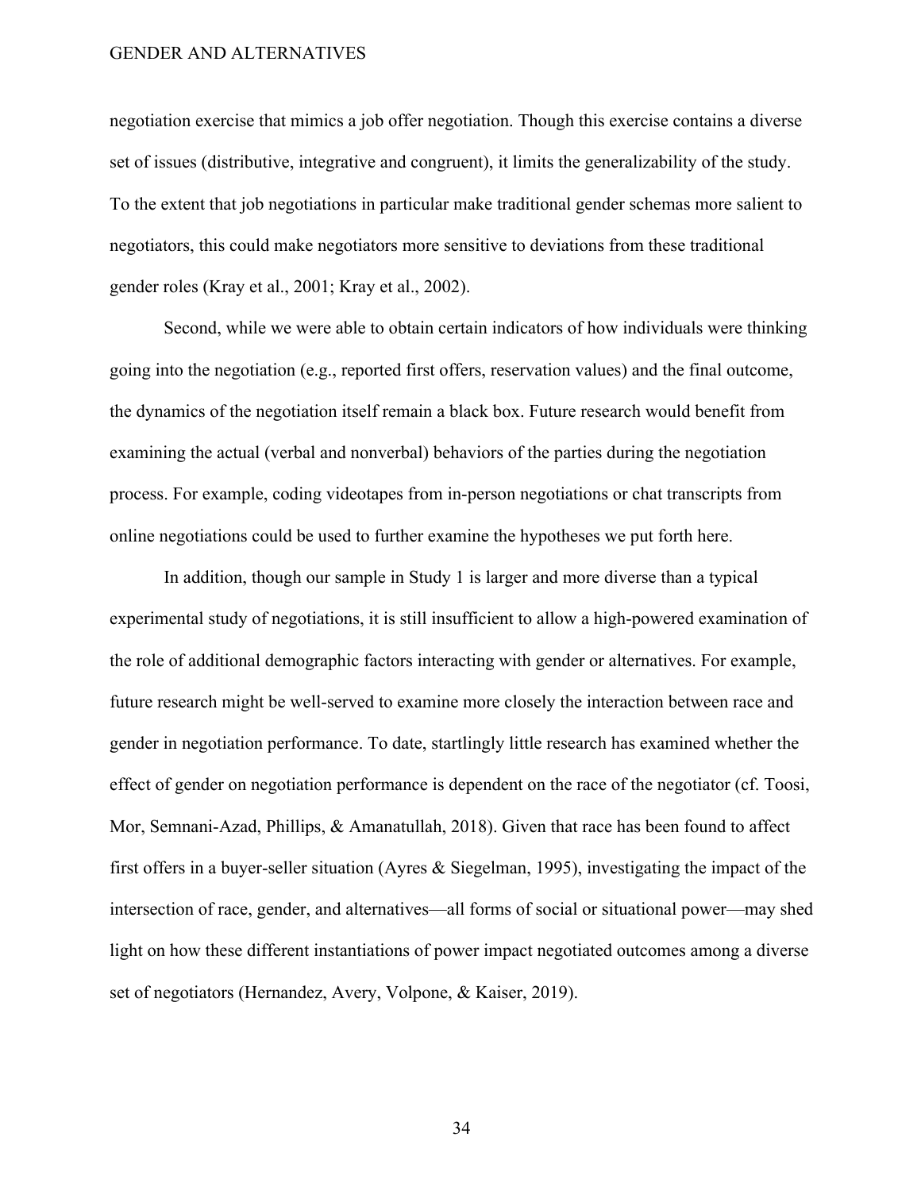negotiation exercise that mimics a job offer negotiation. Though this exercise contains a diverse set of issues (distributive, integrative and congruent), it limits the generalizability of the study. To the extent that job negotiations in particular make traditional gender schemas more salient to negotiators, this could make negotiators more sensitive to deviations from these traditional gender roles (Kray et al., 2001; Kray et al., 2002).

Second, while we were able to obtain certain indicators of how individuals were thinking going into the negotiation (e.g., reported first offers, reservation values) and the final outcome, the dynamics of the negotiation itself remain a black box. Future research would benefit from examining the actual (verbal and nonverbal) behaviors of the parties during the negotiation process. For example, coding videotapes from in-person negotiations or chat transcripts from online negotiations could be used to further examine the hypotheses we put forth here.

In addition, though our sample in Study 1 is larger and more diverse than a typical experimental study of negotiations, it is still insufficient to allow a high-powered examination of the role of additional demographic factors interacting with gender or alternatives. For example, future research might be well-served to examine more closely the interaction between race and gender in negotiation performance. To date, startlingly little research has examined whether the effect of gender on negotiation performance is dependent on the race of the negotiator (cf. Toosi, Mor, Semnani-Azad, Phillips, & Amanatullah, 2018). Given that race has been found to affect first offers in a buyer-seller situation (Ayres & Siegelman, 1995), investigating the impact of the intersection of race, gender, and alternatives—all forms of social or situational power—may shed light on how these different instantiations of power impact negotiated outcomes among a diverse set of negotiators (Hernandez, Avery, Volpone, & Kaiser, 2019).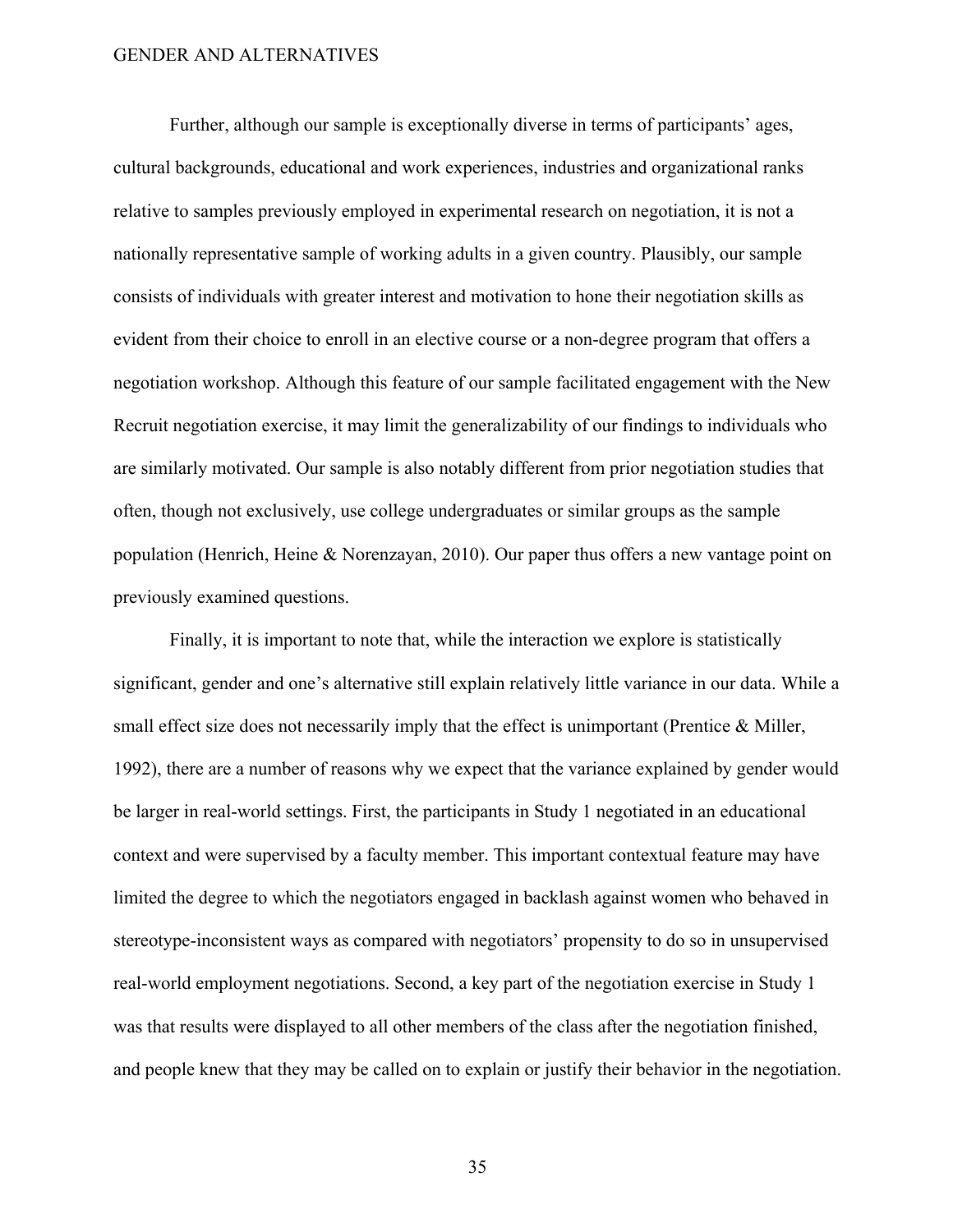Further, although our sample is exceptionally diverse in terms of participants' ages, cultural backgrounds, educational and work experiences, industries and organizational ranks relative to samples previously employed in experimental research on negotiation, it is not a nationally representative sample of working adults in a given country. Plausibly, our sample consists of individuals with greater interest and motivation to hone their negotiation skills as evident from their choice to enroll in an elective course or a non-degree program that offers a negotiation workshop. Although this feature of our sample facilitated engagement with the New Recruit negotiation exercise, it may limit the generalizability of our findings to individuals who are similarly motivated. Our sample is also notably different from prior negotiation studies that often, though not exclusively, use college undergraduates or similar groups as the sample population (Henrich, Heine & Norenzayan, 2010). Our paper thus offers a new vantage point on previously examined questions.

Finally, it is important to note that, while the interaction we explore is statistically significant, gender and one's alternative still explain relatively little variance in our data. While a small effect size does not necessarily imply that the effect is unimportant (Prentice & Miller, 1992), there are a number of reasons why we expect that the variance explained by gender would be larger in real-world settings. First, the participants in Study 1 negotiated in an educational context and were supervised by a faculty member. This important contextual feature may have limited the degree to which the negotiators engaged in backlash against women who behaved in stereotype-inconsistent ways as compared with negotiators' propensity to do so in unsupervised real-world employment negotiations. Second, a key part of the negotiation exercise in Study 1 was that results were displayed to all other members of the class after the negotiation finished, and people knew that they may be called on to explain or justify their behavior in the negotiation.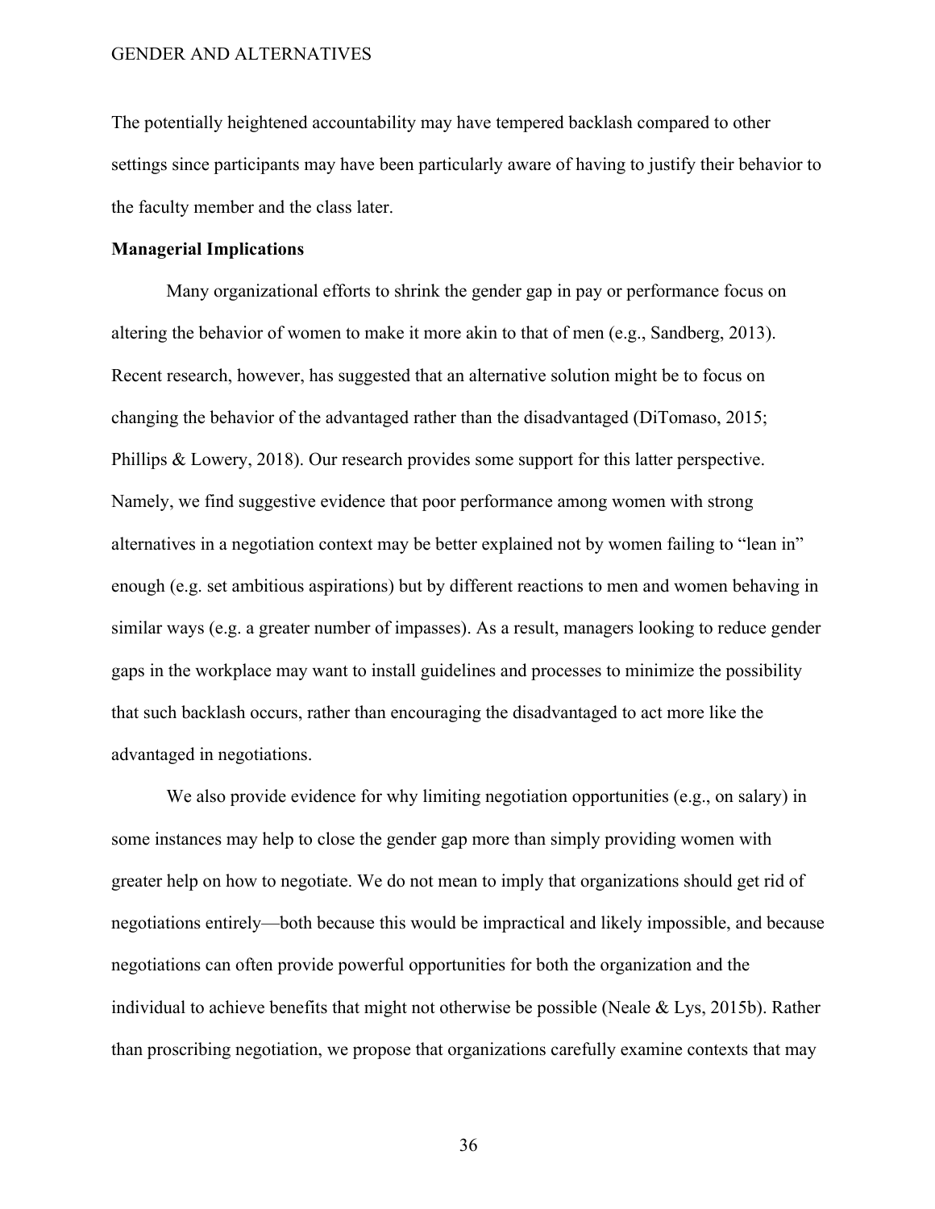The potentially heightened accountability may have tempered backlash compared to other settings since participants may have been particularly aware of having to justify their behavior to the faculty member and the class later.

**Managerial Implications**

Many organizational efforts to shrink the gender gap in pay or performance focus on altering the behavior of women to make it more akin to that of men (e.g., Sandberg, 2013). Recent research, however, has suggested that an alternative solution might be to focus on changing the behavior of the advantaged rather than the disadvantaged (DiTomaso, 2015; Phillips & Lowery, 2018). Our research provides some support for this latter perspective. Namely, we find suggestive evidence that poor performance among women with strong alternatives in a negotiation context may be better explained not by women failing to "lean in" enough (e.g. set ambitious aspirations) but by different reactions to men and women behaving in similar ways (e.g. a greater number of impasses). As a result, managers looking to reduce gender gaps in the workplace may want to install guidelines and processes to minimize the possibility that such backlash occurs, rather than encouraging the disadvantaged to act more like the advantaged in negotiations.

We also provide evidence for why limiting negotiation opportunities (e.g., on salary) in some instances may help to close the gender gap more than simply providing women with greater help on how to negotiate. We do not mean to imply that organizations should get rid of negotiations entirely—both because this would be impractical and likely impossible, and because negotiations can often provide powerful opportunities for both the organization and the individual to achieve benefits that might not otherwise be possible (Neale & Lys, 2015b). Rather than proscribing negotiation, we propose that organizations carefully examine contexts that may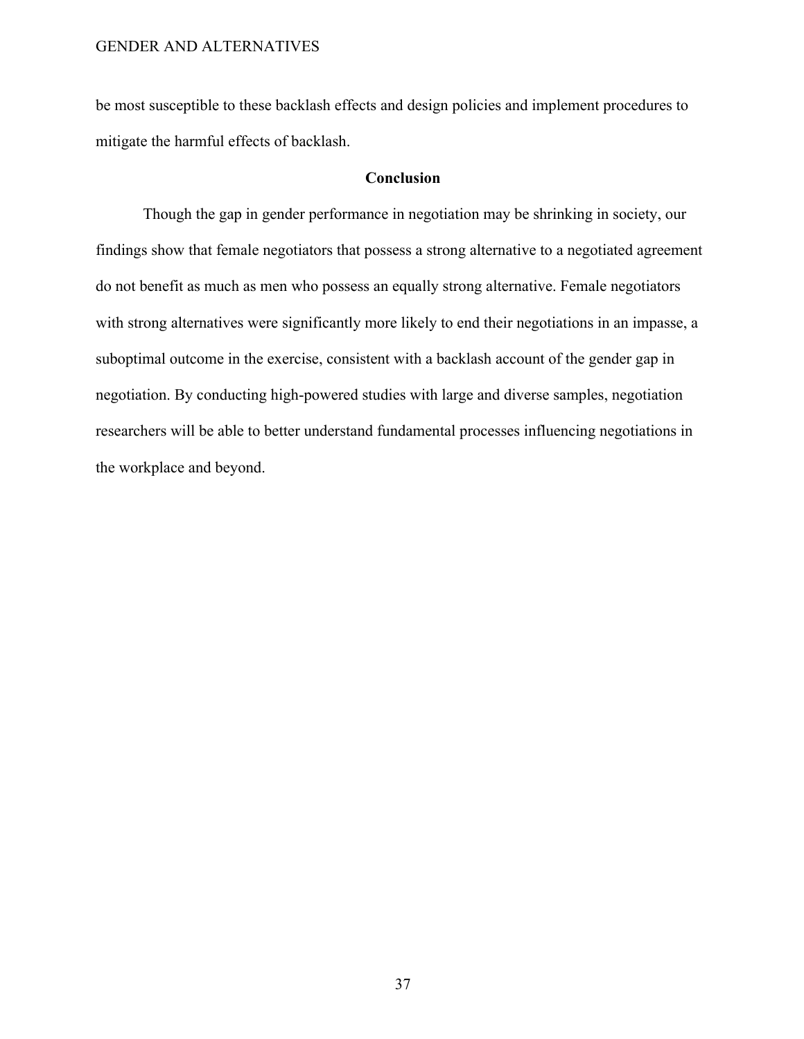be most susceptible to these backlash effects and design policies and implement procedures to mitigate the harmful effects of backlash.

## Conclusion

Though the gap in gender performance in negotiation may be shrinking in society, our findings show that female negotiators that possess a strong alternative to a negotiated agreement do not benefit as much as men who possess an equally strong alternative. Female negotiators with strong alternatives were significantly more likely to end their negotiations in an impasse, a suboptimal outcome in the exercise, consistent with a backlash account of the gender gap in negotiation. By conducting high-powered studies with large and diverse samples, negotiation researchers will be able to better understand fundamental processes influencing negotiations in the workplace and beyond.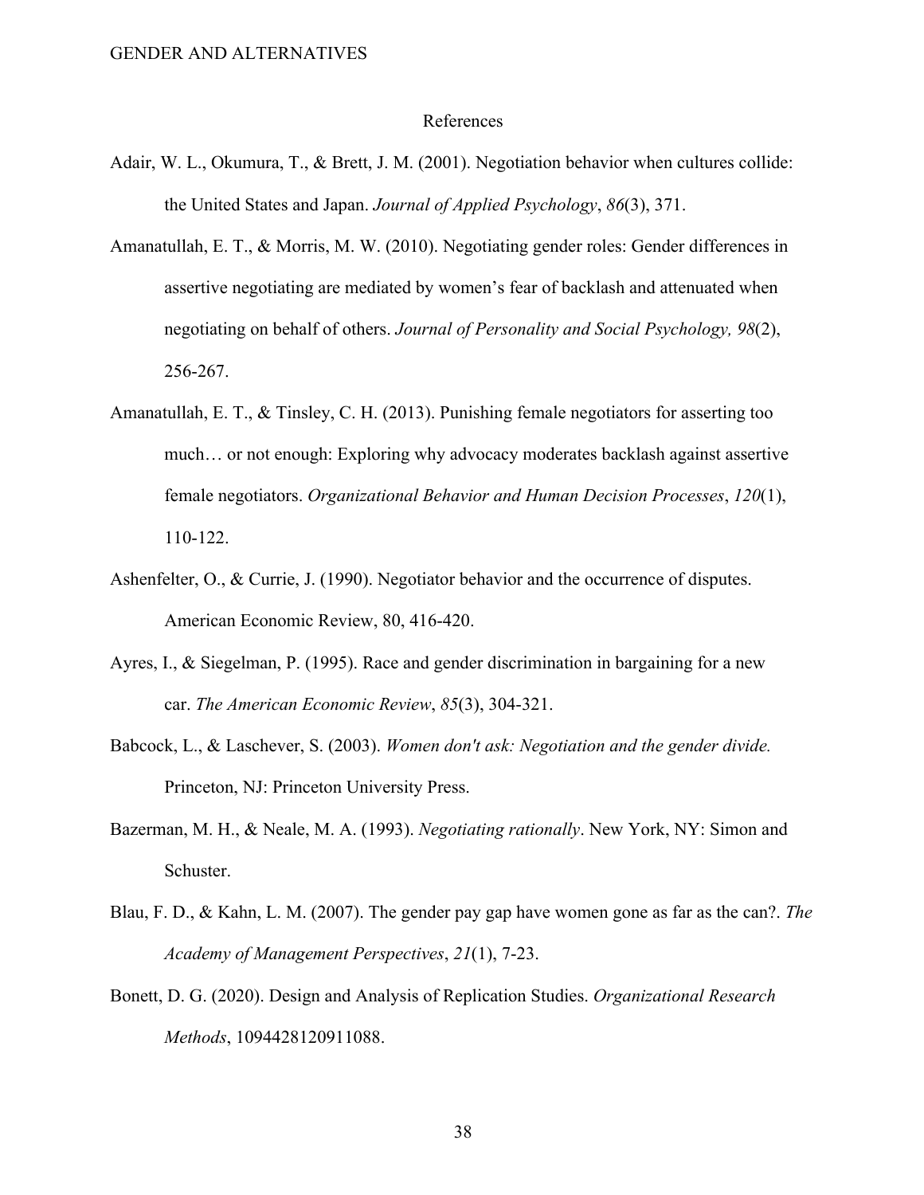# References

Adair, W. L., Okumura, T., & Brett, J. M. (2001). Negotiation behavior when cultures collide: the United States and Japan. *Journal of Applied Psychology*, *86*(3), 371.

Amanatullah, E. T., & Morris, M. W. (2010). Negotiating gender roles: Gender differences in assertive negotiating are mediated by women's fear of backlash and attenuated when negotiating on behalf of others. *Journal of Personality and Social Psychology, 98*(2), 256-267.

Amanatullah, E. T., & Tinsley, C. H. (2013). Punishing female negotiators for asserting too much… or not enough: Exploring why advocacy moderates backlash against assertive female negotiators. *Organizational Behavior and Human Decision Processes*, *120*(1), 110-122.

Ashenfelter, O., & Currie, J. (1990). Negotiator behavior and the occurrence of disputes. American Economic Review, 80, 416-420.

Ayres, I., & Siegelman, P. (1995). Race and gender discrimination in bargaining for a new car. *The American Economic Review*, *85*(3), 304-321.

Babcock, L., & Laschever, S. (2003). *Women don't ask: Negotiation and the gender divide.* Princeton, NJ: Princeton University Press.

Bazerman, M. H., & Neale, M. A. (1993). *Negotiating rationally*. New York, NY: Simon and Schuster.

Blau, F. D., & Kahn, L. M. (2007). The gender pay gap have women gone as far as the can?. *The Academy of Management Perspectives*, *21*(1), 7-23.

Bonett, D. G. (2020). Design and Analysis of Replication Studies. *Organizational Research Methods*, 1094428120911088.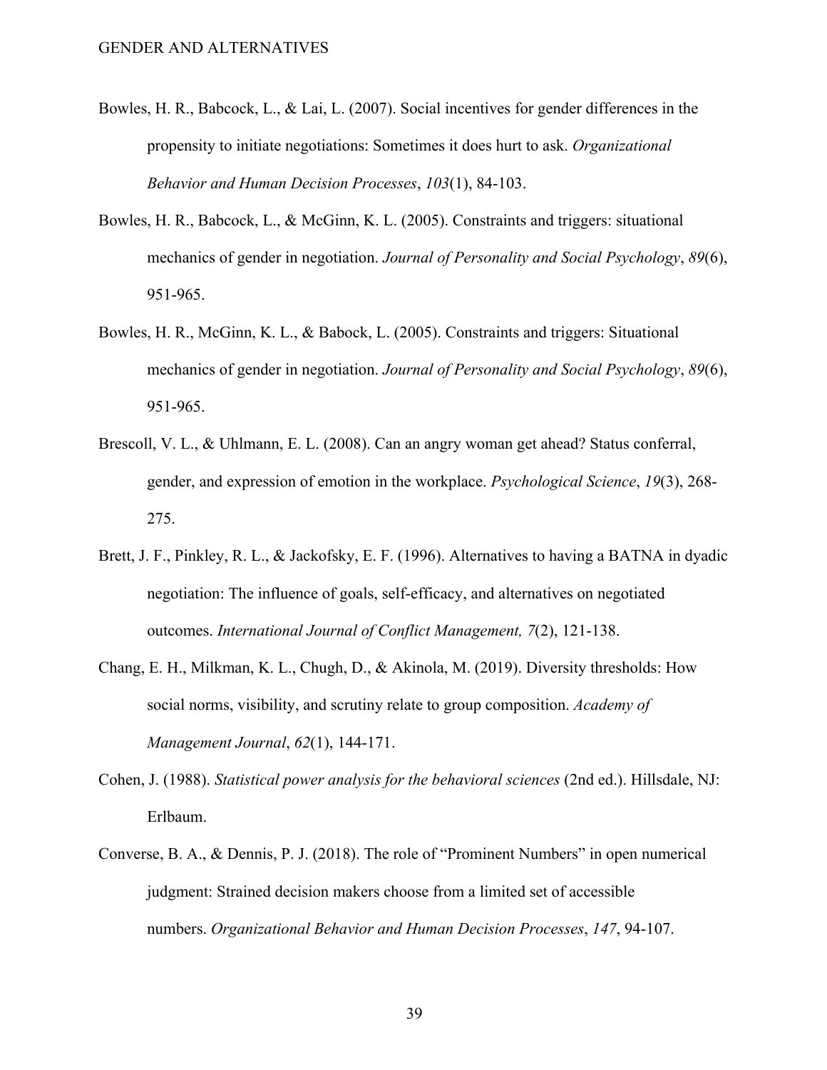Bowles, H. R., Babcock, L., & Lai, L. (2007). Social incentives for gender differences in the propensity to initiate negotiations: Sometimes it does hurt to ask. *Organizational Behavior and Human Decision Processes*, *103*(1), 84-103.

Bowles, H. R., Babcock, L., & McGinn, K. L. (2005). Constraints and triggers: situational mechanics of gender in negotiation. *Journal of Personality and Social Psychology*, *89*(6), 951-965.

Bowles, H. R., McGinn, K. L., & Babock, L. (2005). Constraints and triggers: Situational mechanics of gender in negotiation. *Journal of Personality and Social Psychology*, *89*(6), 951-965.

Brescoll, V. L., & Uhlmann, E. L. (2008). Can an angry woman get ahead? Status conferral, gender, and expression of emotion in the workplace. *Psychological Science*, *19*(3), 268-275.

Brett, J. F., Pinkley, R. L., & Jackofsky, E. F. (1996). Alternatives to having a BATNA in dyadic negotiation: The influence of goals, self-efficacy, and alternatives on negotiated outcomes. *International Journal of Conflict Management, 7*(2), 121-138.

Chang, E. H., Milkman, K. L., Chugh, D., & Akinola, M. (2019). Diversity thresholds: How social norms, visibility, and scrutiny relate to group composition. *Academy of Management Journal*, *62*(1), 144-171.

Cohen, J. (1988). *Statistical power analysis for the behavioral sciences* (2nd ed.). Hillsdale, NJ: Erlbaum.

Converse, B. A., & Dennis, P. J. (2018). The role of "Prominent Numbers" in open numerical judgment: Strained decision makers choose from a limited set of accessible numbers. *Organizational Behavior and Human Decision Processes*, *147*, 94-107.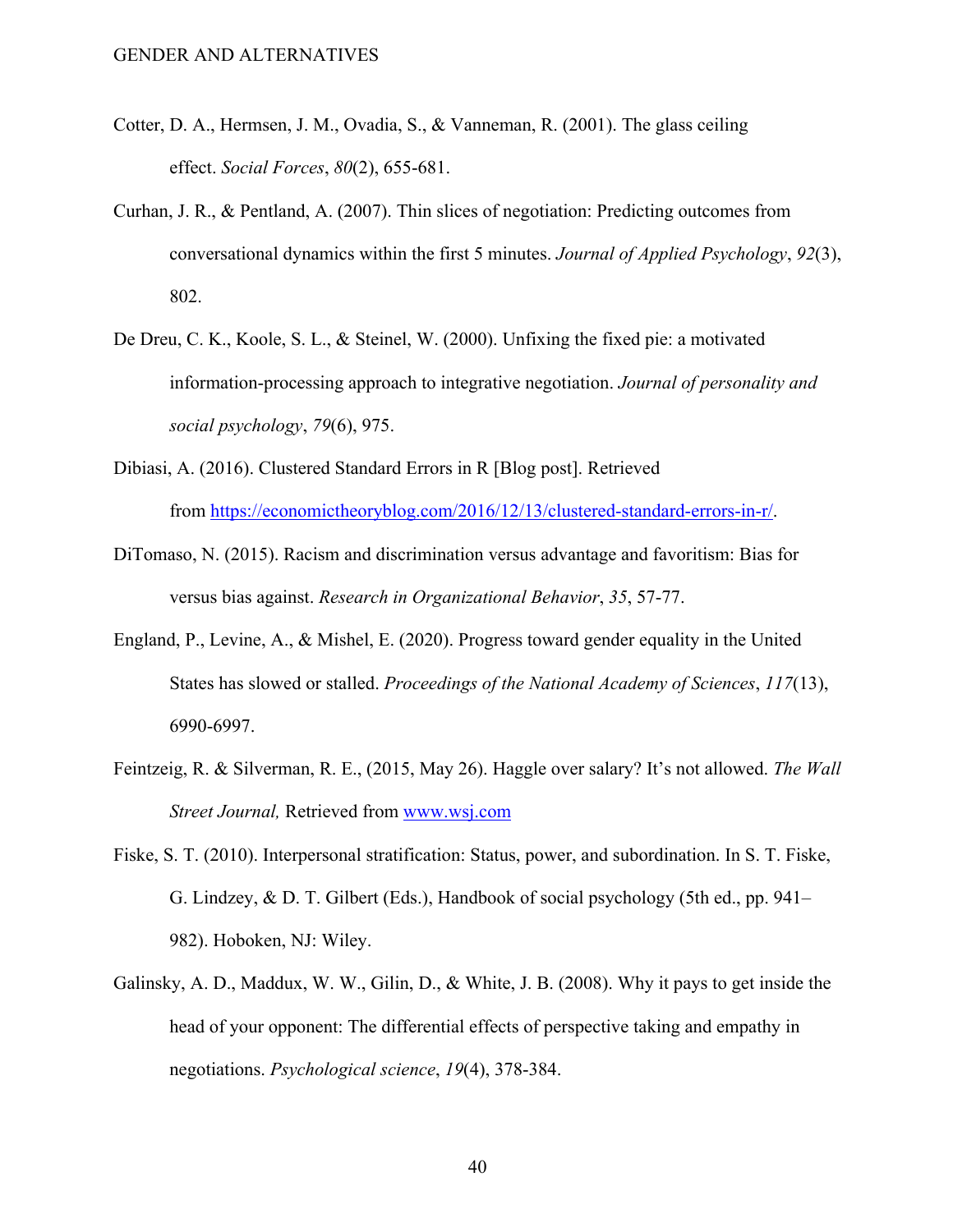Cotter, D. A., Hermsen, J. M., Ovadia, S., & Vanneman, R. (2001). The glass ceiling effect. *Social Forces*, *80*(2), 655-681.

Curhan, J. R., & Pentland, A. (2007). Thin slices of negotiation: Predicting outcomes from conversational dynamics within the first 5 minutes. *Journal of Applied Psychology*, *92*(3), 802.

De Dreu, C. K., Koole, S. L., & Steinel, W. (2000). Unfixing the fixed pie: a motivated information-processing approach to integrative negotiation. *Journal of personality and social psychology*, *79*(6), 975.

Dibiasi, A. (2016). Clustered Standard Errors in R [Blog post]. Retrieved from https://economictheoryblog.com/2016/12/13/clustered-standard-errors-in-r/.

DiTomaso, N. (2015). Racism and discrimination versus advantage and favoritism: Bias for versus bias against. *Research in Organizational Behavior*, *35*, 57-77.

England, P., Levine, A., & Mishel, E. (2020). Progress toward gender equality in the United States has slowed or stalled. *Proceedings of the National Academy of Sciences*, *117*(13), 6990-6997.

Feintzeig, R. & Silverman, R. E., (2015, May 26). Haggle over salary? It's not allowed. *The Wall Street Journal,* Retrieved from www.wsj.com

Fiske, S. T. (2010). Interpersonal stratification: Status, power, and subordination. In S. T. Fiske, G. Lindzey, & D. T. Gilbert (Eds.), Handbook of social psychology (5th ed., pp. 941–982). Hoboken, NJ: Wiley.

Galinsky, A. D., Maddux, W. W., Gilin, D., & White, J. B. (2008). Why it pays to get inside the head of your opponent: The differential effects of perspective taking and empathy in negotiations. *Psychological science*, *19*(4), 378-384.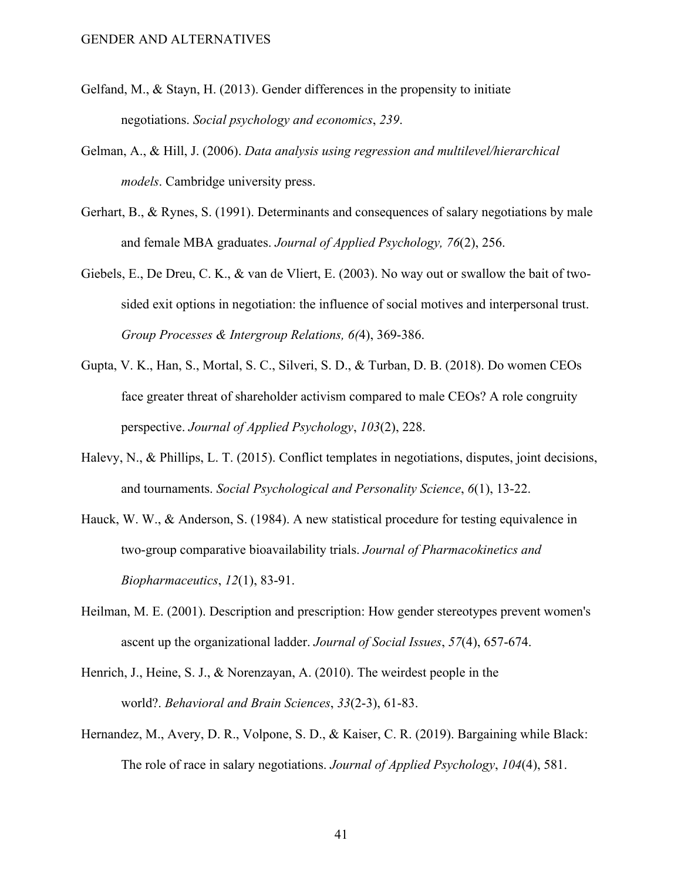Gelfand, M., & Stayn, H. (2013). Gender differences in the propensity to initiate negotiations. *Social psychology and economics*, *239*.

Gelman, A., & Hill, J. (2006). *Data analysis using regression and multilevel/hierarchical models*. Cambridge university press.

Gerhart, B., & Rynes, S. (1991). Determinants and consequences of salary negotiations by male and female MBA graduates. *Journal of Applied Psychology, 76*(2), 256.

Giebels, E., De Dreu, C. K., & van de Vliert, E. (2003). No way out or swallow the bait of two-sided exit options in negotiation: the influence of social motives and interpersonal trust. *Group Processes & Intergroup Relations, 6(*4), 369-386.

Gupta, V. K., Han, S., Mortal, S. C., Silveri, S. D., & Turban, D. B. (2018). Do women CEOs face greater threat of shareholder activism compared to male CEOs? A role congruity perspective. *Journal of Applied Psychology*, *103*(2), 228.

Halevy, N., & Phillips, L. T. (2015). Conflict templates in negotiations, disputes, joint decisions, and tournaments. *Social Psychological and Personality Science*, *6*(1), 13-22.

Hauck, W. W., & Anderson, S. (1984). A new statistical procedure for testing equivalence in two-group comparative bioavailability trials. *Journal of Pharmacokinetics and Biopharmaceutics*, *12*(1), 83-91.

Heilman, M. E. (2001). Description and prescription: How gender stereotypes prevent women's ascent up the organizational ladder. *Journal of Social Issues*, *57*(4), 657-674.

Henrich, J., Heine, S. J., & Norenzayan, A. (2010). The weirdest people in the world?. *Behavioral and Brain Sciences*, *33*(2-3), 61-83.

Hernandez, M., Avery, D. R., Volpone, S. D., & Kaiser, C. R. (2019). Bargaining while Black: The role of race in salary negotiations. *Journal of Applied Psychology*, *104*(4), 581.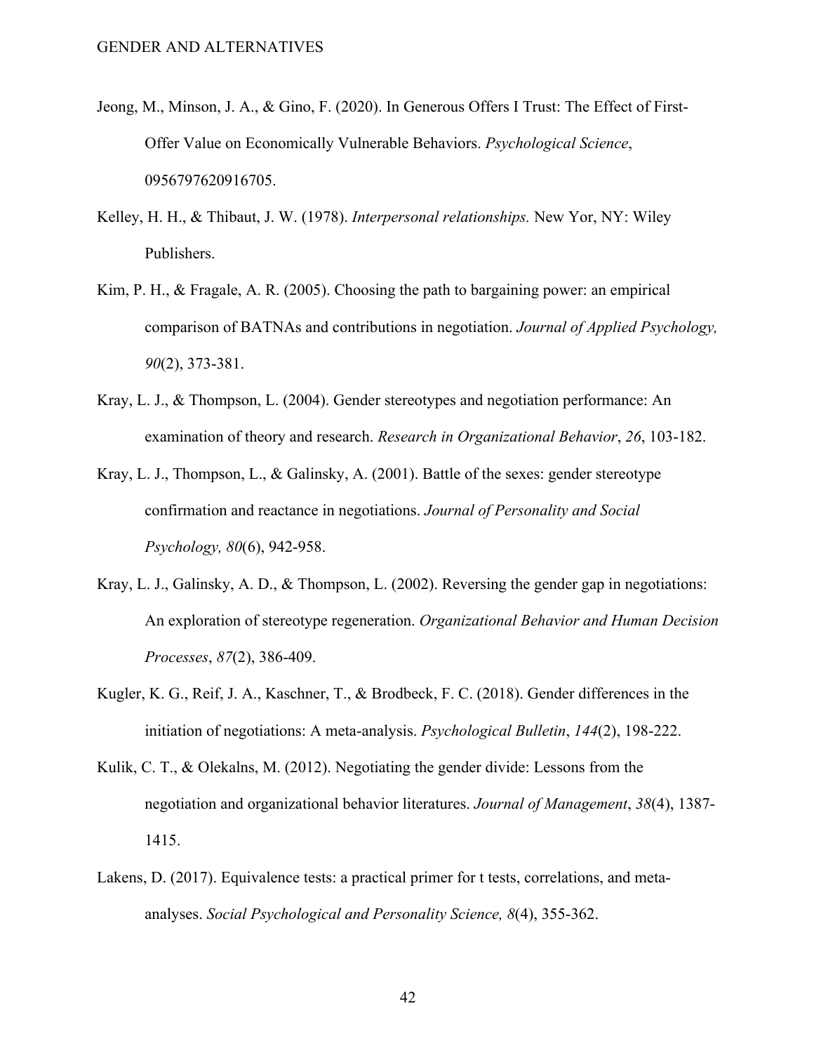Jeong, M., Minson, J. A., & Gino, F. (2020). In Generous Offers I Trust: The Effect of First-Offer Value on Economically Vulnerable Behaviors. *Psychological Science*, 0956797620916705.

Kelley, H. H., & Thibaut, J. W. (1978). *Interpersonal relationships.* New Yor, NY: Wiley Publishers.

Kim, P. H., & Fragale, A. R. (2005). Choosing the path to bargaining power: an empirical comparison of BATNAs and contributions in negotiation. *Journal of Applied Psychology, 90*(2), 373-381.

Kray, L. J., & Thompson, L. (2004). Gender stereotypes and negotiation performance: An examination of theory and research. *Research in Organizational Behavior*, *26*, 103-182.

Kray, L. J., Thompson, L., & Galinsky, A. (2001). Battle of the sexes: gender stereotype confirmation and reactance in negotiations. *Journal of Personality and Social Psychology, 80*(6), 942-958.

Kray, L. J., Galinsky, A. D., & Thompson, L. (2002). Reversing the gender gap in negotiations: An exploration of stereotype regeneration. *Organizational Behavior and Human Decision Processes*, *87*(2), 386-409.

Kugler, K. G., Reif, J. A., Kaschner, T., & Brodbeck, F. C. (2018). Gender differences in the initiation of negotiations: A meta-analysis. *Psychological Bulletin*, *144*(2), 198-222.

Kulik, C. T., & Olekalns, M. (2012). Negotiating the gender divide: Lessons from the negotiation and organizational behavior literatures. *Journal of Management*, *38*(4), 1387-1415.

Lakens, D. (2017). Equivalence tests: a practical primer for t tests, correlations, and meta-analyses. *Social Psychological and Personality Science, 8*(4), 355-362.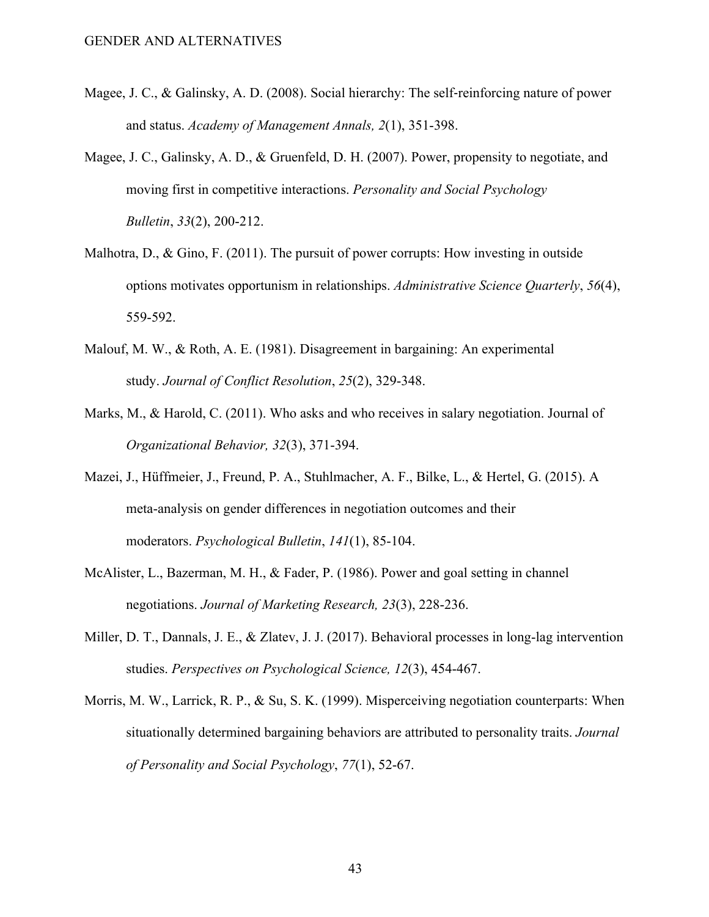Magee, J. C., & Galinsky, A. D. (2008). Social hierarchy: The self-reinforcing nature of power and status. *Academy of Management Annals, 2*(1), 351-398.

Magee, J. C., Galinsky, A. D., & Gruenfeld, D. H. (2007). Power, propensity to negotiate, and moving first in competitive interactions. *Personality and Social Psychology Bulletin*, *33*(2), 200-212.

Malhotra, D., & Gino, F. (2011). The pursuit of power corrupts: How investing in outside options motivates opportunism in relationships. *Administrative Science Quarterly*, *56*(4), 559-592.

Malouf, M. W., & Roth, A. E. (1981). Disagreement in bargaining: An experimental study. *Journal of Conflict Resolution*, *25*(2), 329-348.

Marks, M., & Harold, C. (2011). Who asks and who receives in salary negotiation. Journal of *Organizational Behavior, 32*(3), 371-394.

Mazei, J., Hüffmeier, J., Freund, P. A., Stuhlmacher, A. F., Bilke, L., & Hertel, G. (2015). A meta-analysis on gender differences in negotiation outcomes and their moderators. *Psychological Bulletin*, *141*(1), 85-104.

McAlister, L., Bazerman, M. H., & Fader, P. (1986). Power and goal setting in channel negotiations. *Journal of Marketing Research, 23*(3), 228-236.

Miller, D. T., Dannals, J. E., & Zlatev, J. J. (2017). Behavioral processes in long-lag intervention studies. *Perspectives on Psychological Science, 12*(3), 454-467.

Morris, M. W., Larrick, R. P., & Su, S. K. (1999). Misperceiving negotiation counterparts: When situationally determined bargaining behaviors are attributed to personality traits. *Journal of Personality and Social Psychology*, *77*(1), 52-67.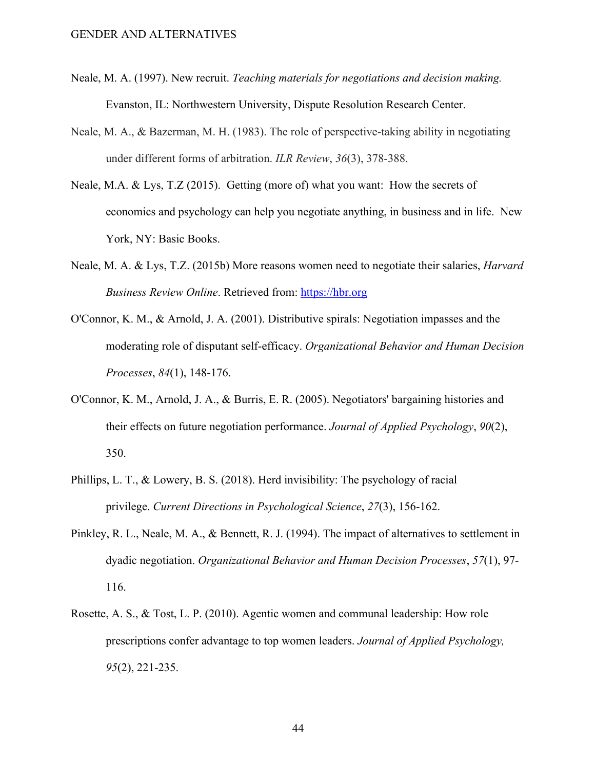Neale, M. A. (1997). New recruit. *Teaching materials for negotiations and decision making.* Evanston, IL: Northwestern University, Dispute Resolution Research Center.

Neale, M. A., & Bazerman, M. H. (1983). The role of perspective-taking ability in negotiating under different forms of arbitration. *ILR Review*, *36*(3), 378-388.

Neale, M.A. & Lys, T.Z (2015). Getting (more of) what you want: How the secrets of economics and psychology can help you negotiate anything, in business and in life. New York, NY: Basic Books.

Neale, M. A. & Lys, T.Z. (2015b) More reasons women need to negotiate their salaries, *Harvard Business Review Online*. Retrieved from: https://hbr.org

O'Connor, K. M., & Arnold, J. A. (2001). Distributive spirals: Negotiation impasses and the moderating role of disputant self-efficacy. *Organizational Behavior and Human Decision Processes*, *84*(1), 148-176.

O'Connor, K. M., Arnold, J. A., & Burris, E. R. (2005). Negotiators' bargaining histories and their effects on future negotiation performance. *Journal of Applied Psychology*, *90*(2), 350.

Phillips, L. T., & Lowery, B. S. (2018). Herd invisibility: The psychology of racial privilege. *Current Directions in Psychological Science*, *27*(3), 156-162.

Pinkley, R. L., Neale, M. A., & Bennett, R. J. (1994). The impact of alternatives to settlement in dyadic negotiation. *Organizational Behavior and Human Decision Processes*, *57*(1), 97-116.

Rosette, A. S., & Tost, L. P. (2010). Agentic women and communal leadership: How role prescriptions confer advantage to top women leaders. *Journal of Applied Psychology, 95*(2), 221-235.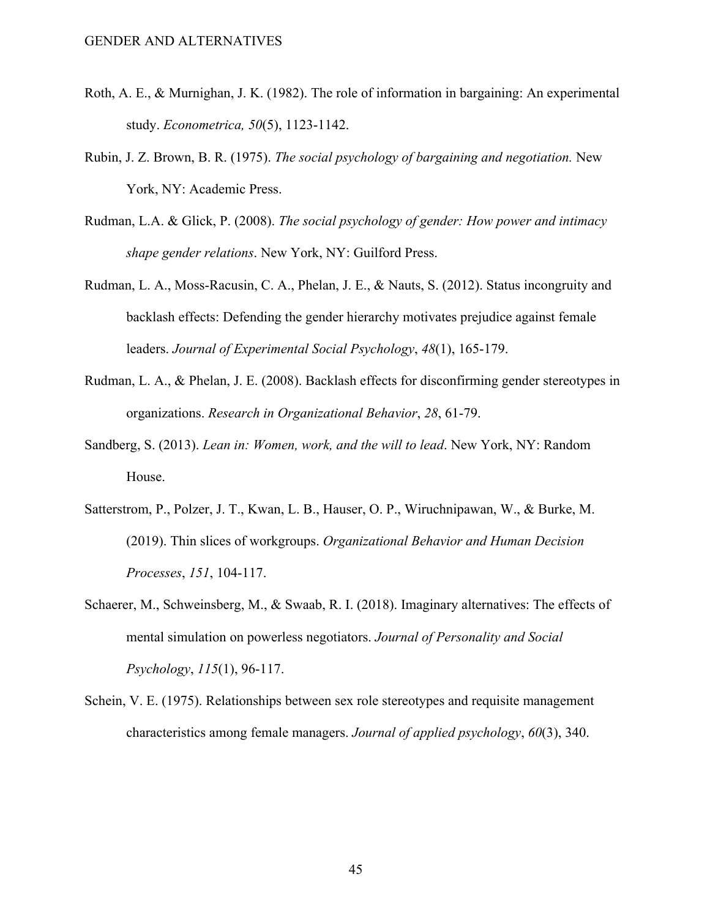Roth, A. E., & Murnighan, J. K. (1982). The role of information in bargaining: An experimental study. *Econometrica, 50*(5), 1123-1142.

Rubin, J. Z. Brown, B. R. (1975). *The social psychology of bargaining and negotiation.* New York, NY: Academic Press.

Rudman, L.A. & Glick, P. (2008). *The social psychology of gender: How power and intimacy shape gender relations*. New York, NY: Guilford Press.

Rudman, L. A., Moss-Racusin, C. A., Phelan, J. E., & Nauts, S. (2012). Status incongruity and backlash effects: Defending the gender hierarchy motivates prejudice against female leaders. *Journal of Experimental Social Psychology*, *48*(1), 165-179.

Rudman, L. A., & Phelan, J. E. (2008). Backlash effects for disconfirming gender stereotypes in organizations. *Research in Organizational Behavior*, *28*, 61-79.

Sandberg, S. (2013). *Lean in: Women, work, and the will to lead*. New York, NY: Random House.

Satterstrom, P., Polzer, J. T., Kwan, L. B., Hauser, O. P., Wiruchnipawan, W., & Burke, M. (2019). Thin slices of workgroups. *Organizational Behavior and Human Decision Processes*, *151*, 104-117.

Schaerer, M., Schweinsberg, M., & Swaab, R. I. (2018). Imaginary alternatives: The effects of mental simulation on powerless negotiators. *Journal of Personality and Social Psychology*, *115*(1), 96-117.

Schein, V. E. (1975). Relationships between sex role stereotypes and requisite management characteristics among female managers. *Journal of applied psychology*, *60*(3), 340.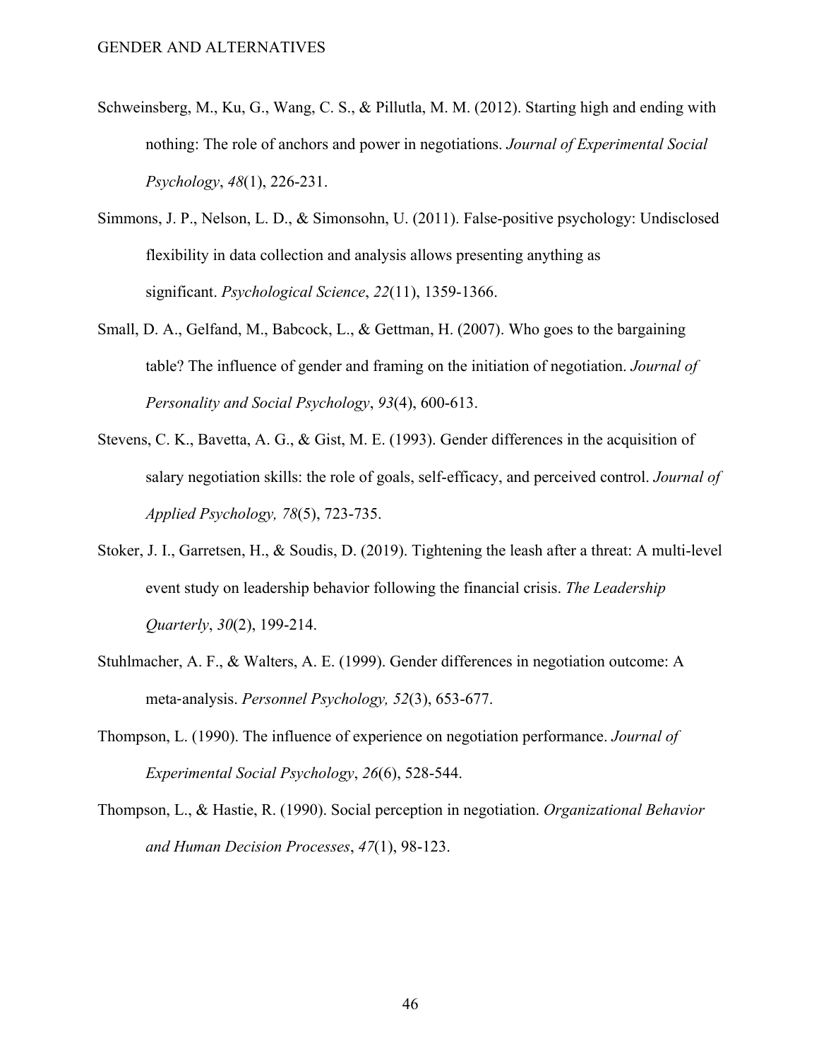Schweinsberg, M., Ku, G., Wang, C. S., & Pillutla, M. M. (2012). Starting high and ending with nothing: The role of anchors and power in negotiations. *Journal of Experimental Social Psychology*, *48*(1), 226-231.

Simmons, J. P., Nelson, L. D., & Simonsohn, U. (2011). False-positive psychology: Undisclosed flexibility in data collection and analysis allows presenting anything as significant. *Psychological Science*, *22*(11), 1359-1366.

Small, D. A., Gelfand, M., Babcock, L., & Gettman, H. (2007). Who goes to the bargaining table? The influence of gender and framing on the initiation of negotiation. *Journal of Personality and Social Psychology*, *93*(4), 600-613.

Stevens, C. K., Bavetta, A. G., & Gist, M. E. (1993). Gender differences in the acquisition of salary negotiation skills: the role of goals, self-efficacy, and perceived control. *Journal of Applied Psychology, 78*(5), 723-735.

Stoker, J. I., Garretsen, H., & Soudis, D. (2019). Tightening the leash after a threat: A multi-level event study on leadership behavior following the financial crisis. *The Leadership Quarterly*, *30*(2), 199-214.

Stuhlmacher, A. F., & Walters, A. E. (1999). Gender differences in negotiation outcome: A meta‐analysis. *Personnel Psychology, 52*(3), 653-677.

Thompson, L. (1990). The influence of experience on negotiation performance. *Journal of Experimental Social Psychology*, *26*(6), 528-544.

Thompson, L., & Hastie, R. (1990). Social perception in negotiation. *Organizational Behavior and Human Decision Processes*, *47*(1), 98-123.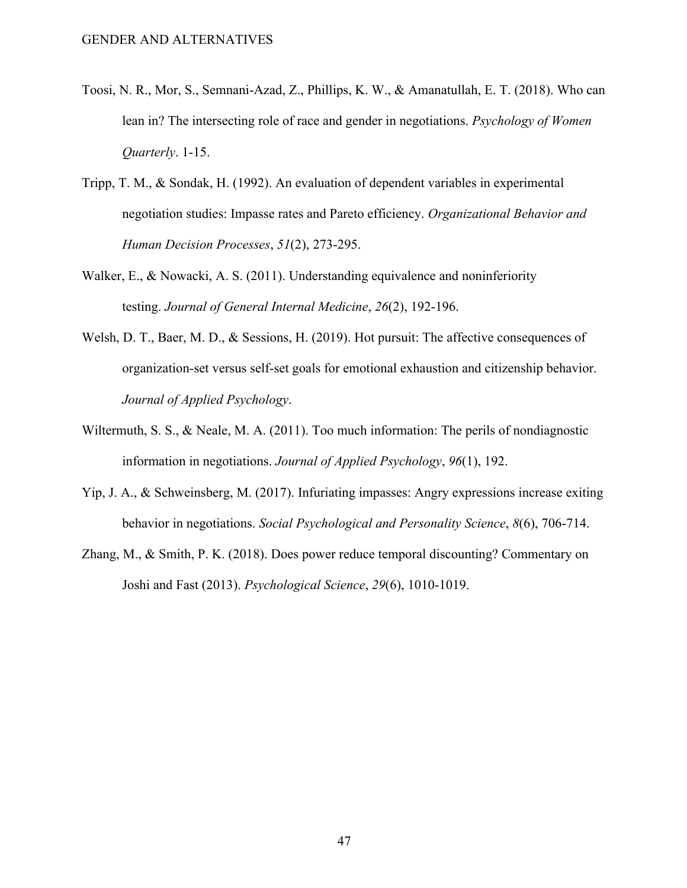Toosi, N. R., Mor, S., Semnani-Azad, Z., Phillips, K. W., & Amanatullah, E. T. (2018). Who can lean in? The intersecting role of race and gender in negotiations. *Psychology of Women Quarterly*. 1-15.

Tripp, T. M., & Sondak, H. (1992). An evaluation of dependent variables in experimental negotiation studies: Impasse rates and Pareto efficiency. *Organizational Behavior and Human Decision Processes*, *51*(2), 273-295.

Walker, E., & Nowacki, A. S. (2011). Understanding equivalence and noninferiority testing. *Journal of General Internal Medicine*, *26*(2), 192-196.

Welsh, D. T., Baer, M. D., & Sessions, H. (2019). Hot pursuit: The affective consequences of organization-set versus self-set goals for emotional exhaustion and citizenship behavior. *Journal of Applied Psychology*.

Wiltermuth, S. S., & Neale, M. A. (2011). Too much information: The perils of nondiagnostic information in negotiations. *Journal of Applied Psychology*, *96*(1), 192.

Yip, J. A., & Schweinsberg, M. (2017). Infuriating impasses: Angry expressions increase exiting behavior in negotiations. *Social Psychological and Personality Science*, *8*(6), 706-714.

Zhang, M., & Smith, P. K. (2018). Does power reduce temporal discounting? Commentary on Joshi and Fast (2013). *Psychological Science*, *29*(6), 1010-1019.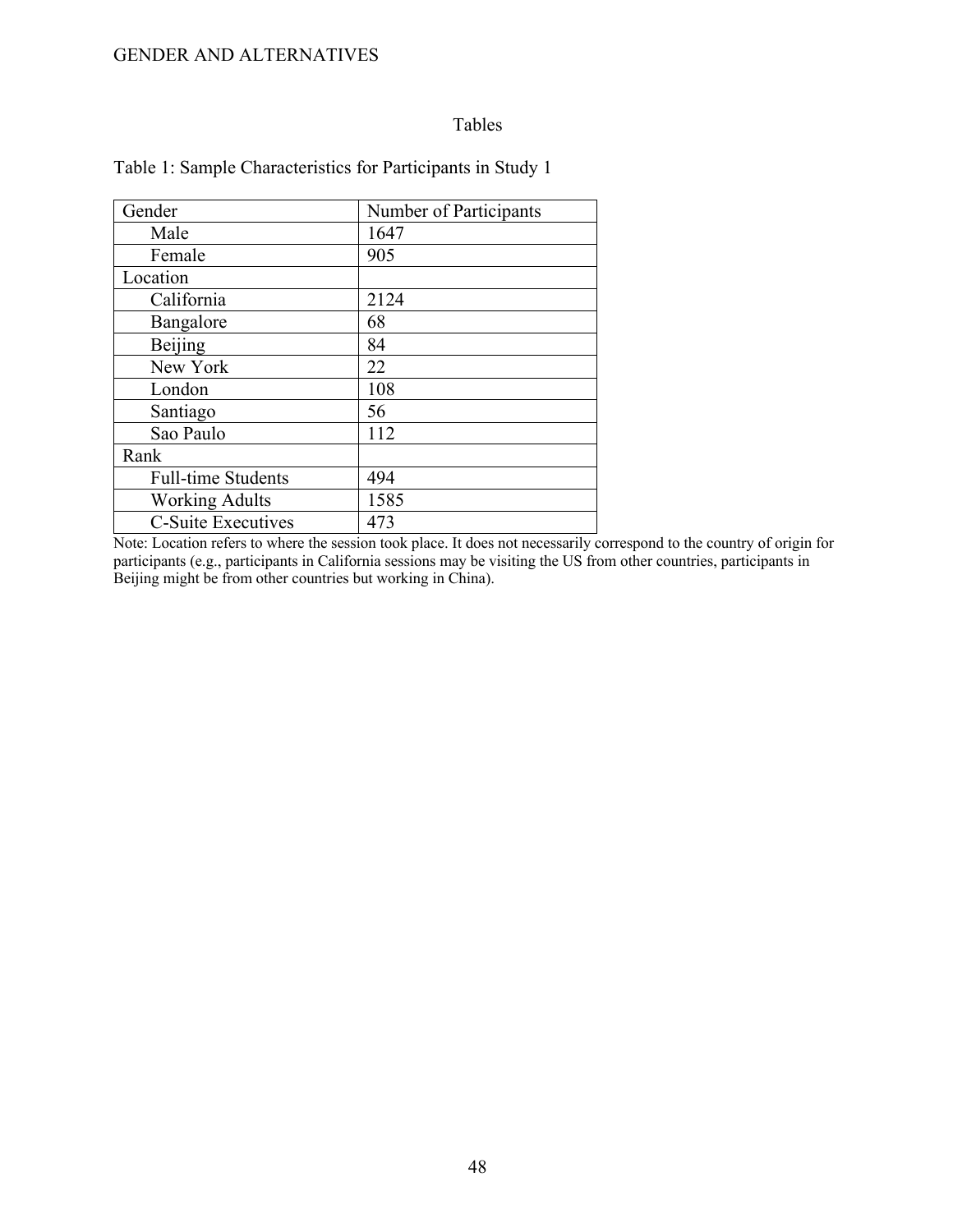# Tables

Table 1: Sample Characteristics for Participants in Study 1

| Gender | Number of Participants |
|---|---|
| Male | 1647 |
| Female | 905 |
| Location | |
| California | 2124 |
| Bangalore | 68 |
| Beijing | 84 |
| New York | 22 |
| London | 108 |
| Santiago | 56 |
| Sao Paulo | 112 |
| Rank | |
| Full-time Students | 494 |
| Working Adults | 1585 |
| C-Suite Executives | 473 |

Note: Location refers to where the session took place. It does not necessarily correspond to the country of origin for participants (e.g., participants in California sessions may be visiting the US from other countries, participants in Beijing might be from other countries but working in China).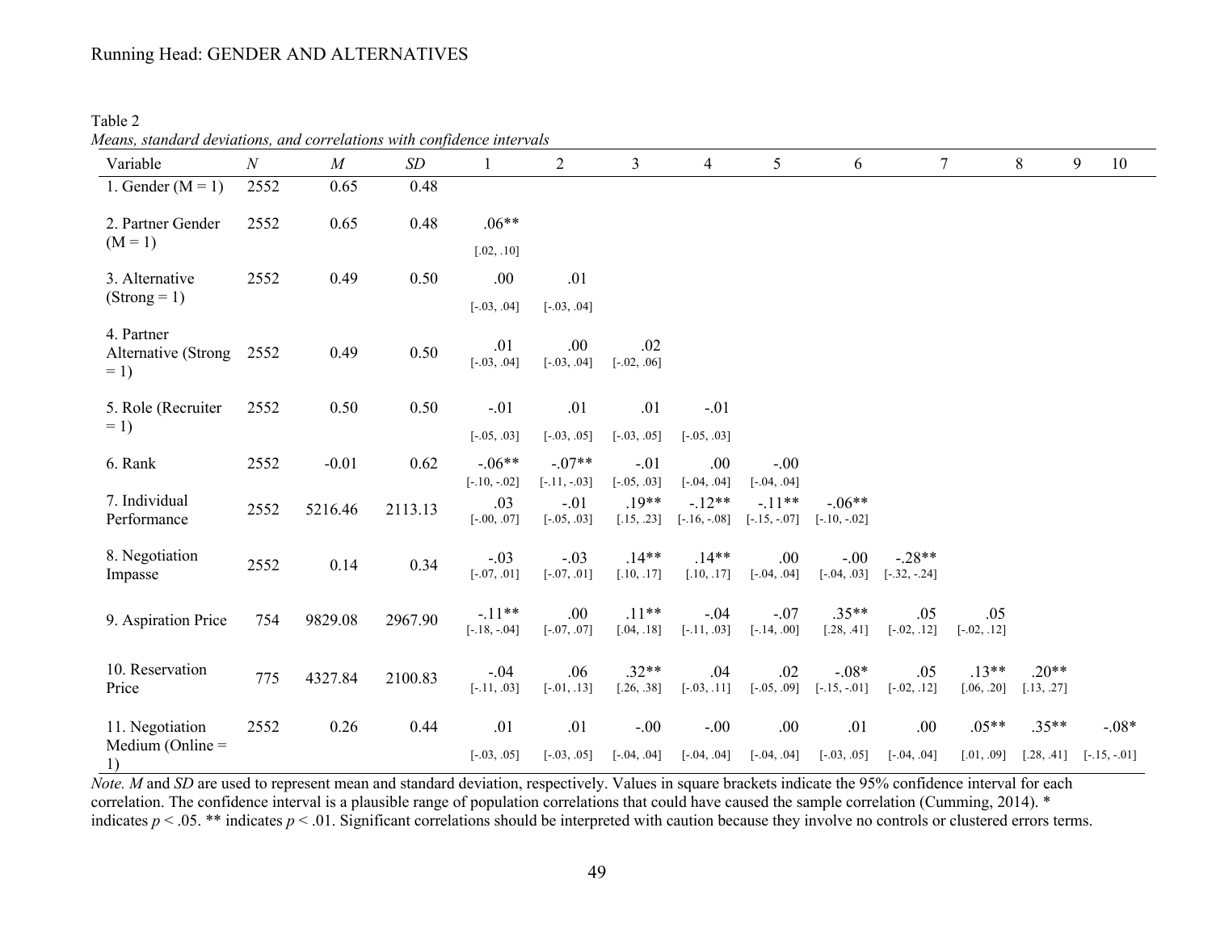Table 2

*Means, standard deviations, and correlations with confidence intervals*

| Variable | *N* | *M* | *SD* | 1 | 2 | 3 | 4 | 5 | 6 | 7 | 8 | 9 | 10 |
|---|---|---|---|---|---|---|---|---|---|---|---|---|---|
| 1. Gender (M = 1) | 2552 | 0.65 | 0.48 | | | | | | | | | | |
| 2. Partner Gender (M = 1) | 2552 | 0.65 | 0.48 | .06** [.02, .10] | | | | | | | | | |
| 3. Alternative (Strong = 1) | 2552 | 0.49 | 0.50 | .00 [-.03, .04] | .01 [-.03, .04] | | | | | | | | |
| 4. Partner Alternative (Strong = 1) | 2552 | 0.49 | 0.50 | .01 [-.03, .04] | .00 [-.03, .04] | .02 [-.02, .06] | | | | | | | |
| 5. Role (Recruiter = 1) | 2552 | 0.50 | 0.50 | -.01 [-.05, .03] | .01 [-.03, .05] | .01 [-.03, .05] | -.01 [-.05, .03] | | | | | | |
| 6. Rank | 2552 | -0.01 | 0.62 | -.06** [-.10, -.02] | -.07** [-.11, -.03] | -.01 [-.05, .03] | .00 [-.04, .04] | -.00 [-.04, .04] | | | | | |
| 7. Individual Performance | 2552 | 5216.46 | 2113.13 | .03 [-.00, .07] | -.01 [-.05, .03] | .19** [.15, .23] | -.12** [-.16, -.08] | -.11** [-.15, -.07] | -.06** [-.10, -.02] | | | | |
| 8. Negotiation Impasse | 2552 | 0.14 | 0.34 | -.03 [-.07, .01] | -.03 [-.07, .01] | .14** [.10, .17] | .14** [.10, .17] | .00 [-.04, .04] | -.00 [-.04, .03] | -.28** [-.32, -.24] | | | |
| 9. Aspiration Price | 754 | 9829.08 | 2967.90 | -.11** [-.18, -.04] | .00 [-.07, .07] | .11** [.04, .18] | -.04 [-.11, .03] | -.07 [-.14, .00] | .35** [.28, .41] | .05 [-.02, .12] | .05 [-.02, .12] | | |
| 10. Reservation Price | 775 | 4327.84 | 2100.83 | -.04 [-.11, .03] | .06 [-.01, .13] | .32** [.26, .38] | .04 [-.03, .11] | .02 [-.05, .09] | -.08* [-.15, -.01] | .05 [-.02, .12] | .13** [.06, .20] | .20** [.13, .27] | |
| 11. Negotiation Medium (Online = 1) | 2552 | 0.26 | 0.44 | .01 [-.03, .05] | .01 [-.03, .05] | -.00 [-.04, .04] | -.00 [-.04, .04] | .00 [-.04, .04] | .01 [-.03, .05] | .00 [-.04, .04] | .05** [.01, .09] | .35** [.28, .41] | -.08* [-.15, -.01] |

*Note. M* and *SD* are used to represent mean and standard deviation, respectively. Values in square brackets indicate the 95% confidence interval for each correlation. The confidence interval is a plausible range of population correlations that could have caused the sample correlation (Cumming, 2014). * indicates $p < .05$. ** indicates $p < .01$. Significant correlations should be interpreted with caution because they involve no controls or clustered errors terms.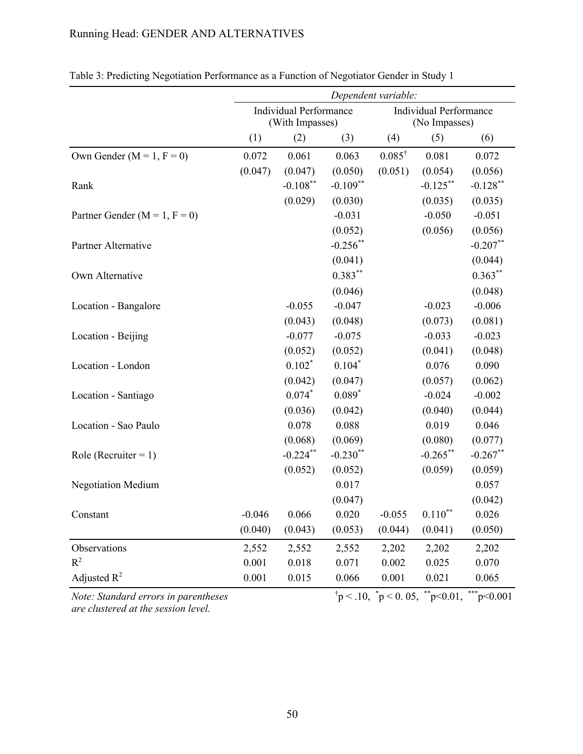Table 3: Predicting Negotiation Performance as a Function of Negotiator Gender in Study 1

| | *Dependent variable:* | | | | | |
|---|---|---|---|---|---|---|
| | Individual Performance (With Impasses) | | | Individual Performance (No Impasses) | | |
| | (1) | (2) | (3) | (4) | (5) | (6) |
| Own Gender (M = 1, F = 0) | 0.072 | 0.061 | 0.063 | $0.085^{\dagger}$ | 0.081 | 0.072 |
| | (0.047) | (0.047) | (0.050) | (0.051) | (0.054) | (0.056) |
| Rank | | $-0.108^{**}$ | $-0.109^{**}$ | | $-0.125^{**}$ | $-0.128^{**}$ |
| | | (0.029) | (0.030) | | (0.035) | (0.035) |
| Partner Gender (M = 1, F = 0) | | | -0.031 | | -0.050 | -0.051 |
| | | | (0.052) | | (0.056) | (0.056) |
| Partner Alternative | | | $-0.256^{**}$ | | | $-0.207^{**}$ |
| | | | (0.041) | | | (0.044) |
| Own Alternative | | | $0.383^{**}$ | | | $0.363^{**}$ |
| | | | (0.046) | | | (0.048) |
| Location - Bangalore | | -0.055 | -0.047 | | -0.023 | -0.006 |
| | | (0.043) | (0.048) | | (0.073) | (0.081) |
| Location - Beijing | | -0.077 | -0.075 | | -0.033 | -0.023 |
| | | (0.052) | (0.052) | | (0.041) | (0.048) |
| Location - London | | $0.102^{*}$ | $0.104^{*}$ | | 0.076 | 0.090 |
| | | (0.042) | (0.047) | | (0.057) | (0.062) |
| Location - Santiago | | $0.074^{*}$ | $0.089^{*}$ | | -0.024 | -0.002 |
| | | (0.036) | (0.042) | | (0.040) | (0.044) |
| Location - Sao Paulo | | 0.078 | 0.088 | | 0.019 | 0.046 |
| | | (0.068) | (0.069) | | (0.080) | (0.077) |
| Role (Recruiter = 1) | | $-0.224^{**}$ | $-0.230^{**}$ | | $-0.265^{**}$ | $-0.267^{**}$ |
| | | (0.052) | (0.052) | | (0.059) | (0.059) |
| Negotiation Medium | | | 0.017 | | | 0.057 |
| | | | (0.047) | | | (0.042) |
| Constant | -0.046 | 0.066 | 0.020 | -0.055 | $0.110^{**}$ | 0.026 |
| | (0.040) | (0.043) | (0.053) | (0.044) | (0.041) | (0.050) |
| Observations | 2,552 | 2,552 | 2,552 | 2,202 | 2,202 | 2,202 |
| $R^2$ | 0.001 | 0.018 | 0.071 | 0.002 | 0.025 | 0.070 |
| Adjusted $R^2$ | 0.001 | 0.015 | 0.066 | 0.001 | 0.021 | 0.065 |

*Note: Standard errors in parentheses are clustered at the session level.* $^{\dagger}p < .10$, $^{*}p < 0.05$, $^{**}p<0.01$, $^{***}p<0.001$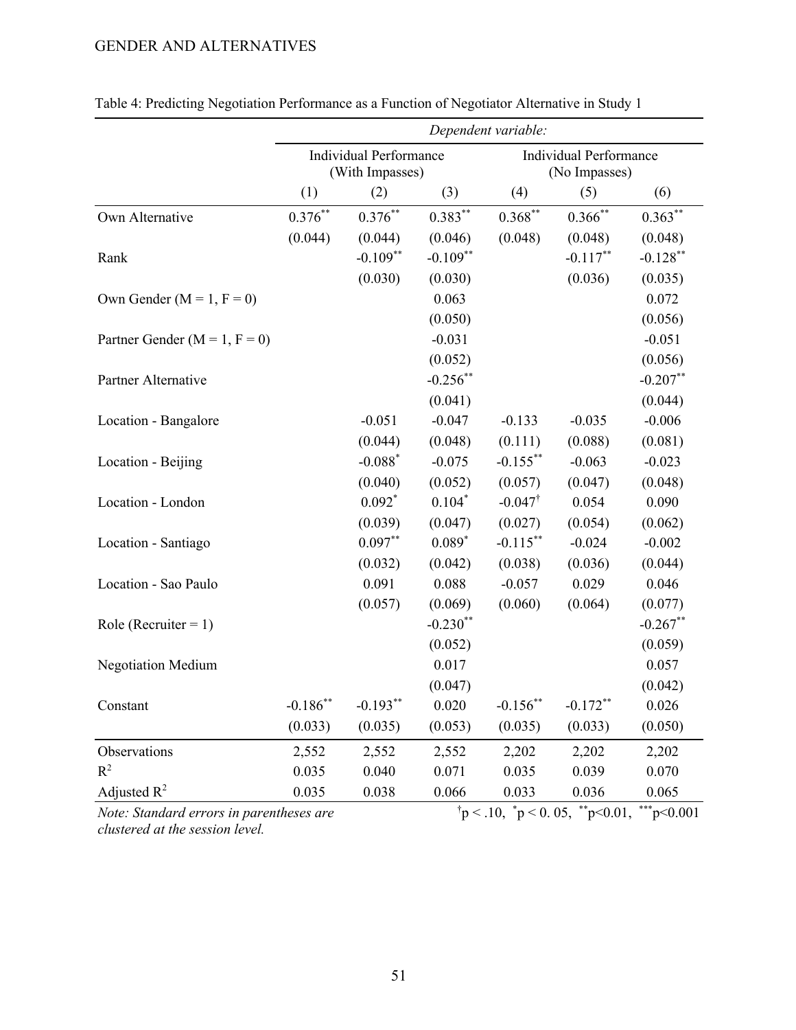Table 4: Predicting Negotiation Performance as a Function of Negotiator Alternative in Study 1

| | *Dependent variable:* | | | | | |
|---|---|---|---|---|---|---|
| | Individual Performance (With Impasses) | | | Individual Performance (No Impasses) | | |
| | (1) | (2) | (3) | (4) | (5) | (6) |
| Own Alternative | $0.376^{**}$ | $0.376^{**}$ | $0.383^{**}$ | $0.368^{**}$ | $0.366^{**}$ | $0.363^{**}$ |
| | (0.044) | (0.044) | (0.046) | (0.048) | (0.048) | (0.048) |
| Rank | | $-0.109^{**}$ | $-0.109^{**}$ | | $-0.117^{**}$ | $-0.128^{**}$ |
| | | (0.030) | (0.030) | | (0.036) | (0.035) |
| Own Gender (M = 1, F = 0) | | | 0.063 | | | 0.072 |
| | | | (0.050) | | | (0.056) |
| Partner Gender (M = 1, F = 0) | | | -0.031 | | | -0.051 |
| | | | (0.052) | | | (0.056) |
| Partner Alternative | | | $-0.256^{**}$ | | | $-0.207^{**}$ |
| | | | (0.041) | | | (0.044) |
| Location - Bangalore | | -0.051 | -0.047 | -0.133 | -0.035 | -0.006 |
| | | (0.044) | (0.048) | (0.111) | (0.088) | (0.081) |
| Location - Beijing | | $-0.088^{*}$ | -0.075 | $-0.155^{**}$ | -0.063 | -0.023 |
| | | (0.040) | (0.052) | (0.057) | (0.047) | (0.048) |
| Location - London | | $0.092^{*}$ | $0.104^{*}$ | $-0.047^{\dagger}$ | 0.054 | 0.090 |
| | | (0.039) | (0.047) | (0.027) | (0.054) | (0.062) |
| Location - Santiago | | $0.097^{**}$ | $0.089^{*}$ | $-0.115^{**}$ | -0.024 | -0.002 |
| | | (0.032) | (0.042) | (0.038) | (0.036) | (0.044) |
| Location - Sao Paulo | | 0.091 | 0.088 | -0.057 | 0.029 | 0.046 |
| | | (0.057) | (0.069) | (0.060) | (0.064) | (0.077) |
| Role (Recruiter = 1) | | | $-0.230^{**}$ | | | $-0.267^{**}$ |
| | | | (0.052) | | | (0.059) |
| Negotiation Medium | | | 0.017 | | | 0.057 |
| | | | (0.047) | | | (0.042) |
| Constant | $-0.186^{**}$ | $-0.193^{**}$ | 0.020 | $-0.156^{**}$ | $-0.172^{**}$ | 0.026 |
| | (0.033) | (0.035) | (0.053) | (0.035) | (0.033) | (0.050) |
| Observations | 2,552 | 2,552 | 2,552 | 2,202 | 2,202 | 2,202 |
| $R^2$ | 0.035 | 0.040 | 0.071 | 0.035 | 0.039 | 0.070 |
| Adjusted $R^2$ | 0.035 | 0.038 | 0.066 | 0.033 | 0.036 | 0.065 |

*Note: Standard errors in parentheses are clustered at the session level.* $^{\dagger}p < .10$, $^{*}p < 0.05$, $^{**}p<0.01$, $^{***}p<0.001$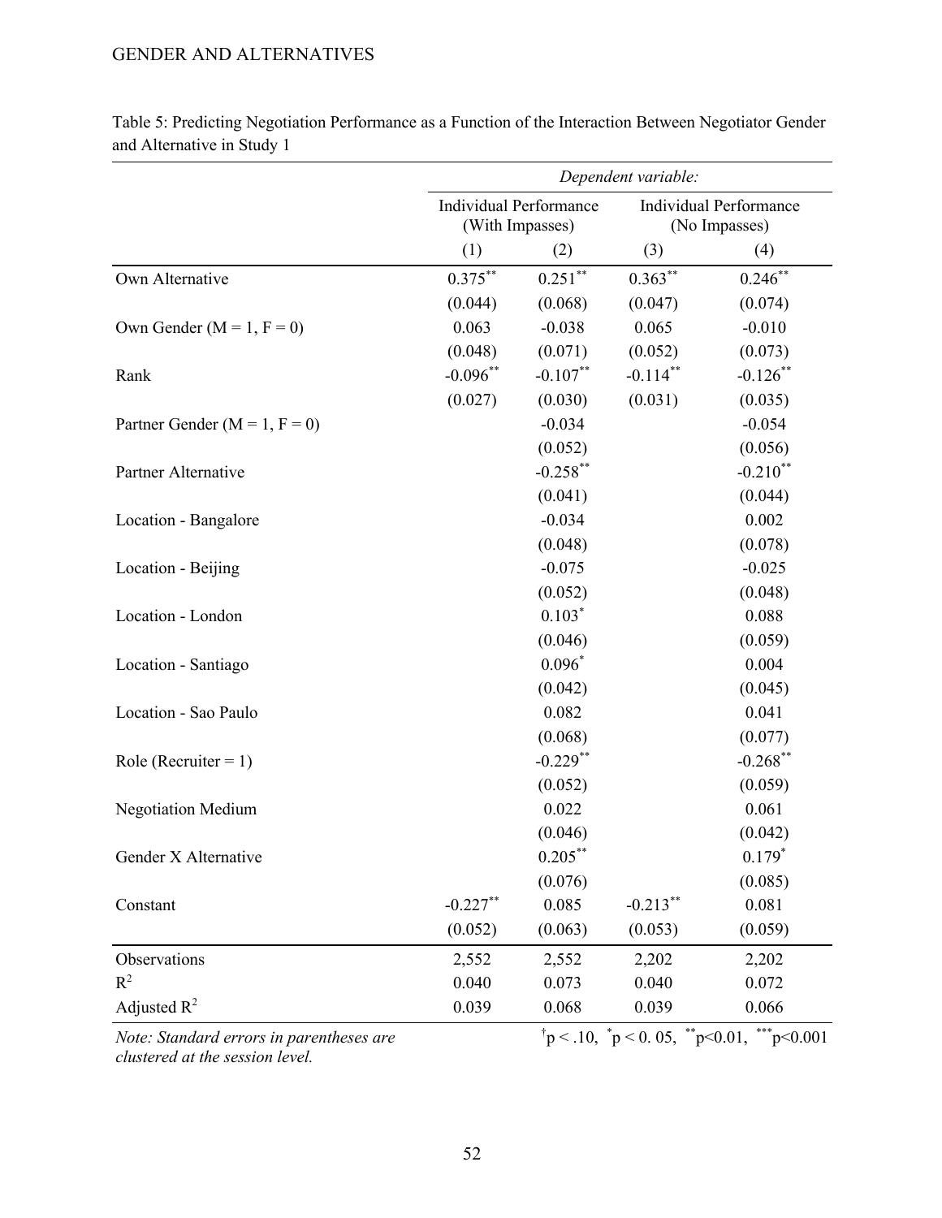Table 5: Predicting Negotiation Performance as a Function of the Interaction Between Negotiator Gender and Alternative in Study 1

| | *Dependent variable:* | | | |
|---|---|---|---|---|
| | Individual Performance (With Impasses) | | Individual Performance (No Impasses) | |
| | (1) | (2) | (3) | (4) |
| Own Alternative | 0.375** | 0.251** | 0.363** | 0.246** |
| | (0.044) | (0.068) | (0.047) | (0.074) |
| Own Gender (M = 1, F = 0) | 0.063 | -0.038 | 0.065 | -0.010 |
| | (0.048) | (0.071) | (0.052) | (0.073) |
| Rank | -0.096** | -0.107** | -0.114** | -0.126** |
| | (0.027) | (0.030) | (0.031) | (0.035) |
| Partner Gender (M = 1, F = 0) | | -0.034 | | -0.054 |
| | | (0.052) | | (0.056) |
| Partner Alternative | | -0.258** | | -0.210** |
| | | (0.041) | | (0.044) |
| Location - Bangalore | | -0.034 | | 0.002 |
| | | (0.048) | | (0.078) |
| Location - Beijing | | -0.075 | | -0.025 |
| | | (0.052) | | (0.048) |
| Location - London | | 0.103* | | 0.088 |
| | | (0.046) | | (0.059) |
| Location - Santiago | | 0.096* | | 0.004 |
| | | (0.042) | | (0.045) |
| Location - Sao Paulo | | 0.082 | | 0.041 |
| | | (0.068) | | (0.077) |
| Role (Recruiter = 1) | | -0.229** | | -0.268** |
| | | (0.052) | | (0.059) |
| Negotiation Medium | | 0.022 | | 0.061 |
| | | (0.046) | | (0.042) |
| Gender X Alternative | | 0.205** | | 0.179* |
| | | (0.076) | | (0.085) |
| Constant | -0.227** | 0.085 | -0.213** | 0.081 |
| | (0.052) | (0.063) | (0.053) | (0.059) |
| Observations | 2,552 | 2,552 | 2,202 | 2,202 |
| $R^2$ | 0.040 | 0.073 | 0.040 | 0.072 |
| Adjusted $R^2$ | 0.039 | 0.068 | 0.039 | 0.066 |

*Note: Standard errors in parentheses are clustered at the session level.* $^{\dagger}p < .10$, $^{*}p < 0.05$, $^{**}p<0.01$, $^{***}p<0.001$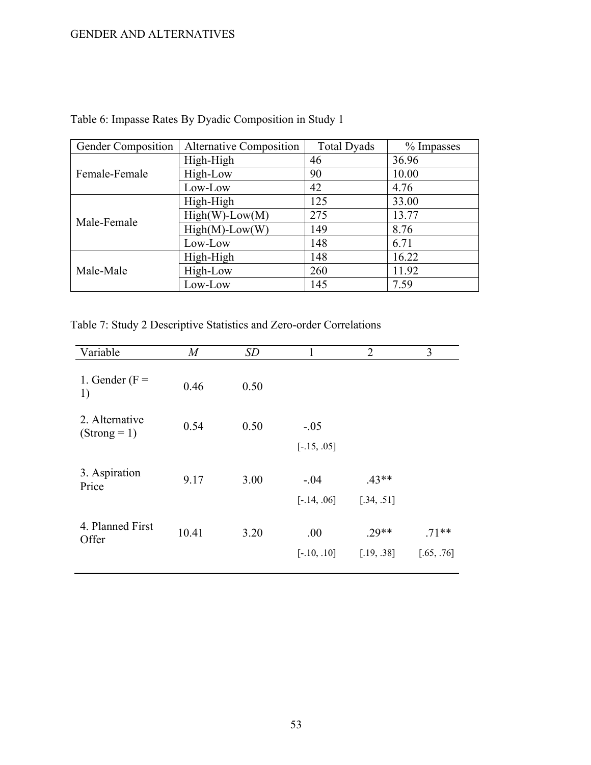Table 6: Impasse Rates By Dyadic Composition in Study 1

| Gender Composition | Alternative Composition | Total Dyads | % Impasses |
|---|---|---|---|
| Female-Female | High-High | 46 | 36.96 |
| | High-Low | 90 | 10.00 |
| | Low-Low | 42 | 4.76 |
| Male-Female | High-High | 125 | 33.00 |
| | High(W)-Low(M) | 275 | 13.77 |
| | High(M)-Low(W) | 149 | 8.76 |
| | Low-Low | 148 | 6.71 |
| Male-Male | High-High | 148 | 16.22 |
| | High-Low | 260 | 11.92 |
| | Low-Low | 145 | 7.59 |

Table 7: Study 2 Descriptive Statistics and Zero-order Correlations

| Variable | *M* | *SD* | 1 | 2 | 3 |
|---|---|---|---|---|---|
| 1. Gender (F = 1) | 0.46 | 0.50 | | | |
| 2. Alternative (Strong = 1) | 0.54 | 0.50 | -.05 | | |
| | | | [-.15, .05] | | |
| 3. Aspiration Price | 9.17 | 3.00 | -.04 | .43** | |
| | | | [-.14, .06] | [.34, .51] | |
| 4. Planned First Offer | 10.41 | 3.20 | .00 | .29** | .71** |
| | | | [-.10, .10] | [.19, .38] | [.65, .76] |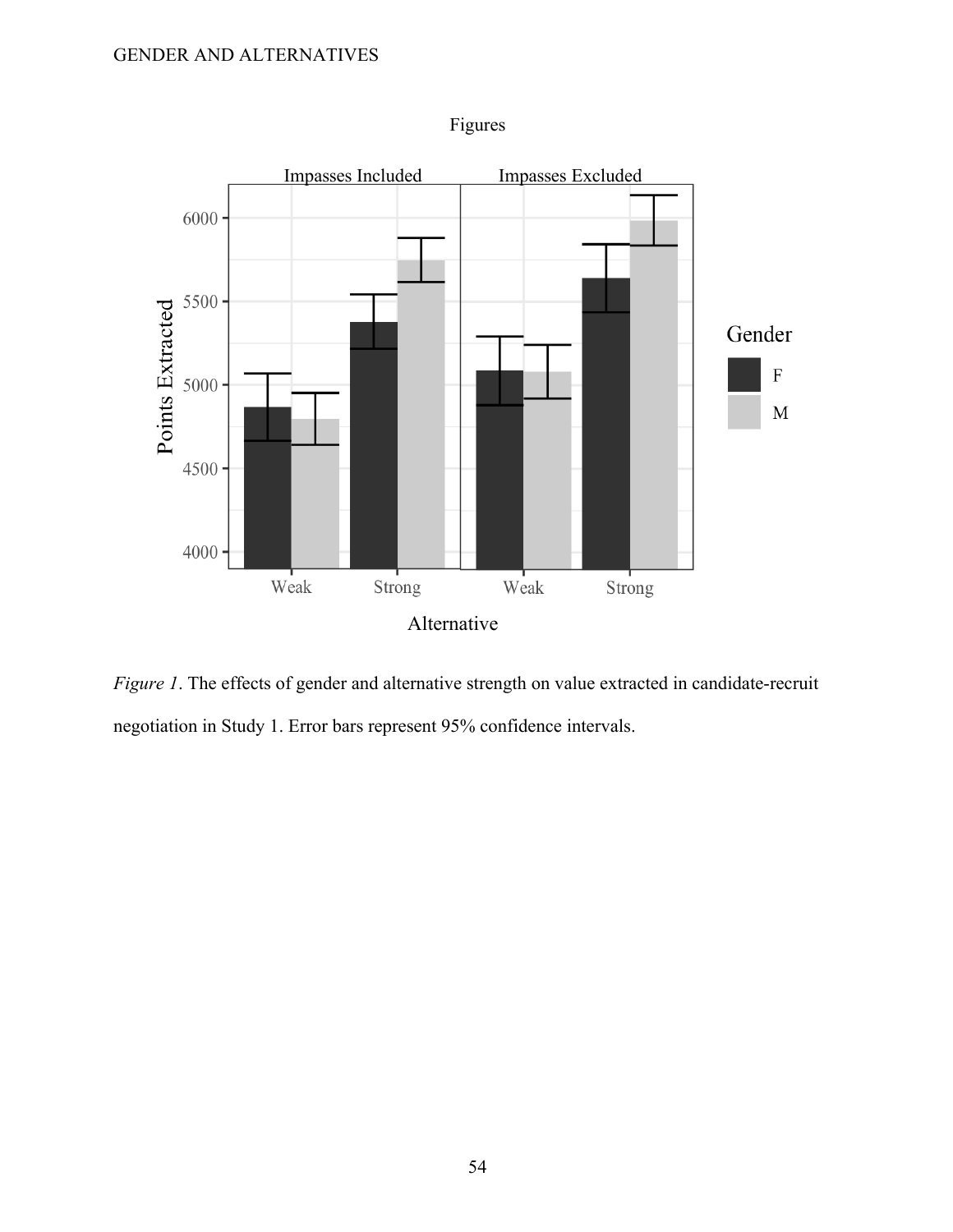Figures

*Figure 1*. The effects of gender and alternative strength on value extracted in candidate-recruit negotiation in Study 1. Error bars represent 95% confidence intervals.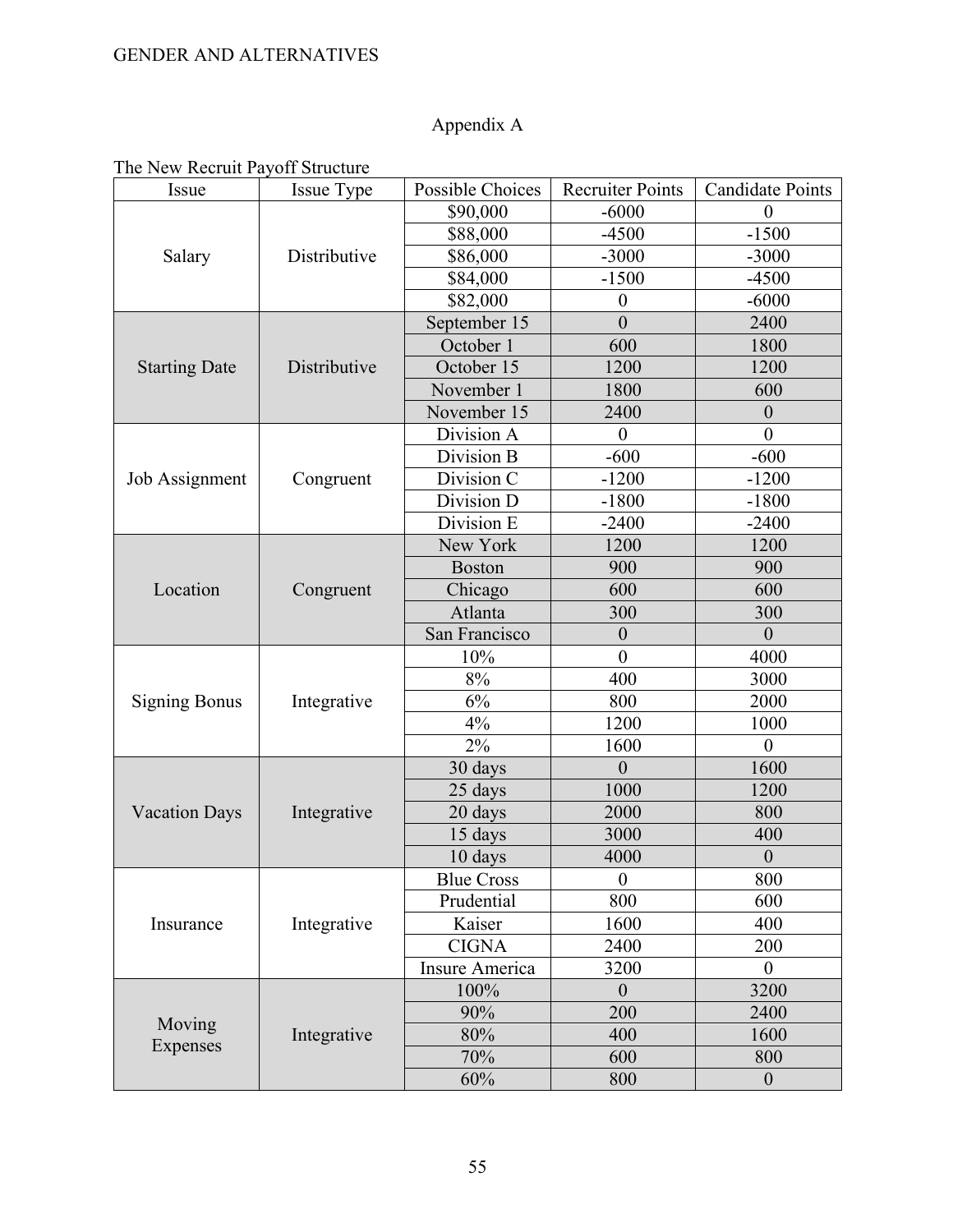## Appendix A

The New Recruit Payoff Structure

| Issue | Issue Type | Possible Choices | Recruiter Points | Candidate Points |
|---|---|---|---|---|
| Salary | Distributive | $90,000 | -6000 | 0 |
| | | $88,000 | -4500 | -1500 |
| | | $86,000 | -3000 | -3000 |
| | | $84,000 | -1500 | -4500 |
| | | $82,000 | 0 | -6000 |
| Starting Date | Distributive | September 15 | 0 | 2400 |
| | | October 1 | 600 | 1800 |
| | | October 15 | 1200 | 1200 |
| | | November 1 | 1800 | 600 |
| | | November 15 | 2400 | 0 |
| Job Assignment | Congruent | Division A | 0 | 0 |
| | | Division B | -600 | -600 |
| | | Division C | -1200 | -1200 |
| | | Division D | -1800 | -1800 |
| | | Division E | -2400 | -2400 |
| Location | Congruent | New York | 1200 | 1200 |
| | | Boston | 900 | 900 |
| | | Chicago | 600 | 600 |
| | | Atlanta | 300 | 300 |
| | | San Francisco | 0 | 0 |
| Signing Bonus | Integrative | 10% | 0 | 4000 |
| | | 8% | 400 | 3000 |
| | | 6% | 800 | 2000 |
| | | 4% | 1200 | 1000 |
| | | 2% | 1600 | 0 |
| Vacation Days | Integrative | 30 days | 0 | 1600 |
| | | 25 days | 1000 | 1200 |
| | | 20 days | 2000 | 800 |
| | | 15 days | 3000 | 400 |
| | | 10 days | 4000 | 0 |
| Insurance | Integrative | Blue Cross | 0 | 800 |
| | | Prudential | 800 | 600 |
| | | Kaiser | 1600 | 400 |
| | | CIGNA | 2400 | 200 |
| | | Insure America | 3200 | 0 |
| Moving Expenses | Integrative | 100% | 0 | 3200 |
| | | 90% | 200 | 2400 |
| | | 80% | 400 | 1600 |
| | | 70% | 600 | 800 |
| | | 60% | 800 | 0 |